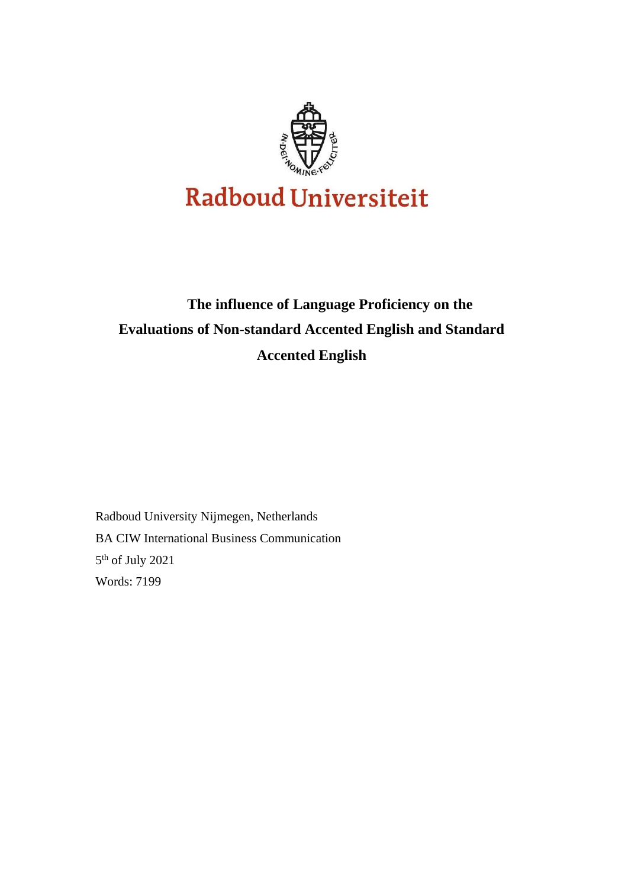Radboud Universiteit

# The influence of Language Proficiency on the Evaluations of Non-standard Accented English and Standard Accented English

Radboud University Nijmegen, Netherlands

BA CIW International Business Communication

5th of July 2021

Words: 7199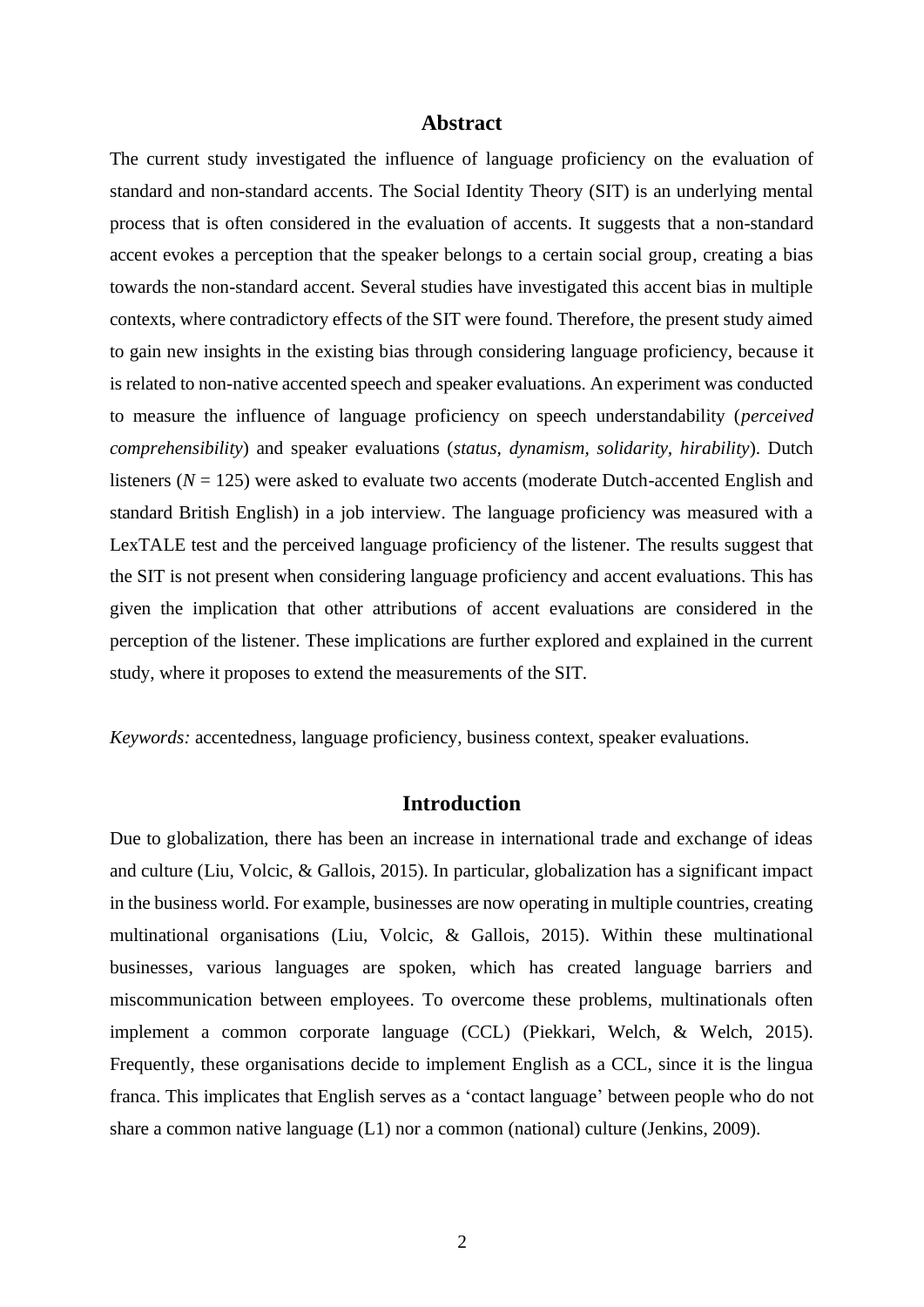## Abstract

The current study investigated the influence of language proficiency on the evaluation of standard and non-standard accents. The Social Identity Theory (SIT) is an underlying mental process that is often considered in the evaluation of accents. It suggests that a non-standard accent evokes a perception that the speaker belongs to a certain social group, creating a bias towards the non-standard accent. Several studies have investigated this accent bias in multiple contexts, where contradictory effects of the SIT were found. Therefore, the present study aimed to gain new insights in the existing bias through considering language proficiency, because it is related to non-native accented speech and speaker evaluations. An experiment was conducted to measure the influence of language proficiency on speech understandability (*perceived comprehensibility*) and speaker evaluations (*status, dynamism, solidarity, hirability*). Dutch listeners ($N = 125$) were asked to evaluate two accents (moderate Dutch-accented English and standard British English) in a job interview. The language proficiency was measured with a LexTALE test and the perceived language proficiency of the listener. The results suggest that the SIT is not present when considering language proficiency and accent evaluations. This has given the implication that other attributions of accent evaluations are considered in the perception of the listener. These implications are further explored and explained in the current study, where it proposes to extend the measurements of the SIT.

*Keywords:* accentedness, language proficiency, business context, speaker evaluations.

## Introduction

Due to globalization, there has been an increase in international trade and exchange of ideas and culture (Liu, Volcic, & Gallois, 2015). In particular, globalization has a significant impact in the business world. For example, businesses are now operating in multiple countries, creating multinational organisations (Liu, Volcic, & Gallois, 2015). Within these multinational businesses, various languages are spoken, which has created language barriers and miscommunication between employees. To overcome these problems, multinationals often implement a common corporate language (CCL) (Piekkari, Welch, & Welch, 2015). Frequently, these organisations decide to implement English as a CCL, since it is the lingua franca. This implicates that English serves as a 'contact language' between people who do not share a common native language (L1) nor a common (national) culture (Jenkins, 2009).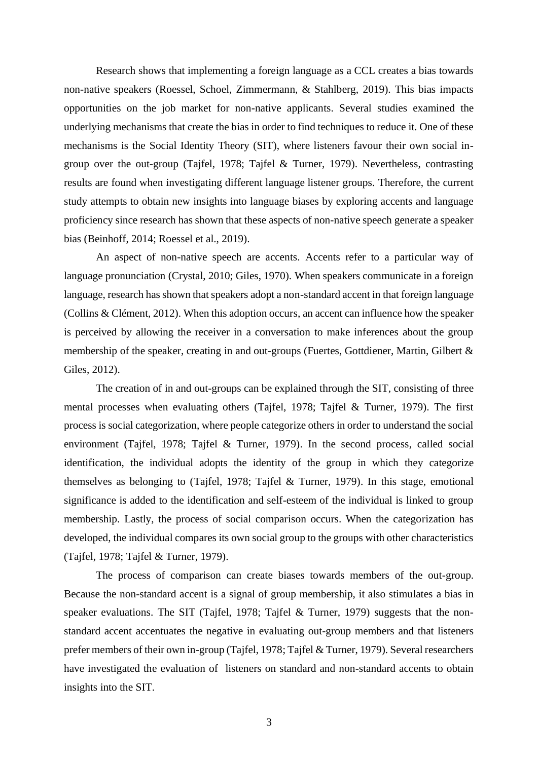Research shows that implementing a foreign language as a CCL creates a bias towards non-native speakers (Roessel, Schoel, Zimmermann, & Stahlberg, 2019). This bias impacts opportunities on the job market for non-native applicants. Several studies examined the underlying mechanisms that create the bias in order to find techniques to reduce it. One of these mechanisms is the Social Identity Theory (SIT), where listeners favour their own social in-group over the out-group (Tajfel, 1978; Tajfel & Turner, 1979). Nevertheless, contrasting results are found when investigating different language listener groups. Therefore, the current study attempts to obtain new insights into language biases by exploring accents and language proficiency since research has shown that these aspects of non-native speech generate a speaker bias (Beinhoff, 2014; Roessel et al., 2019).

An aspect of non-native speech are accents. Accents refer to a particular way of language pronunciation (Crystal, 2010; Giles, 1970). When speakers communicate in a foreign language, research has shown that speakers adopt a non-standard accent in that foreign language (Collins & Clément, 2012). When this adoption occurs, an accent can influence how the speaker is perceived by allowing the receiver in a conversation to make inferences about the group membership of the speaker, creating in and out-groups (Fuertes, Gottdiener, Martin, Gilbert & Giles, 2012).

The creation of in and out-groups can be explained through the SIT, consisting of three mental processes when evaluating others (Tajfel, 1978; Tajfel & Turner, 1979). The first process is social categorization, where people categorize others in order to understand the social environment (Tajfel, 1978; Tajfel & Turner, 1979). In the second process, called social identification, the individual adopts the identity of the group in which they categorize themselves as belonging to (Tajfel, 1978; Tajfel & Turner, 1979). In this stage, emotional significance is added to the identification and self-esteem of the individual is linked to group membership. Lastly, the process of social comparison occurs. When the categorization has developed, the individual compares its own social group to the groups with other characteristics (Tajfel, 1978; Tajfel & Turner, 1979).

The process of comparison can create biases towards members of the out-group. Because the non-standard accent is a signal of group membership, it also stimulates a bias in speaker evaluations. The SIT (Tajfel, 1978; Tajfel & Turner, 1979) suggests that the non-standard accent accentuates the negative in evaluating out-group members and that listeners prefer members of their own in-group (Tajfel, 1978; Tajfel & Turner, 1979). Several researchers have investigated the evaluation of listeners on standard and non-standard accents to obtain insights into the SIT.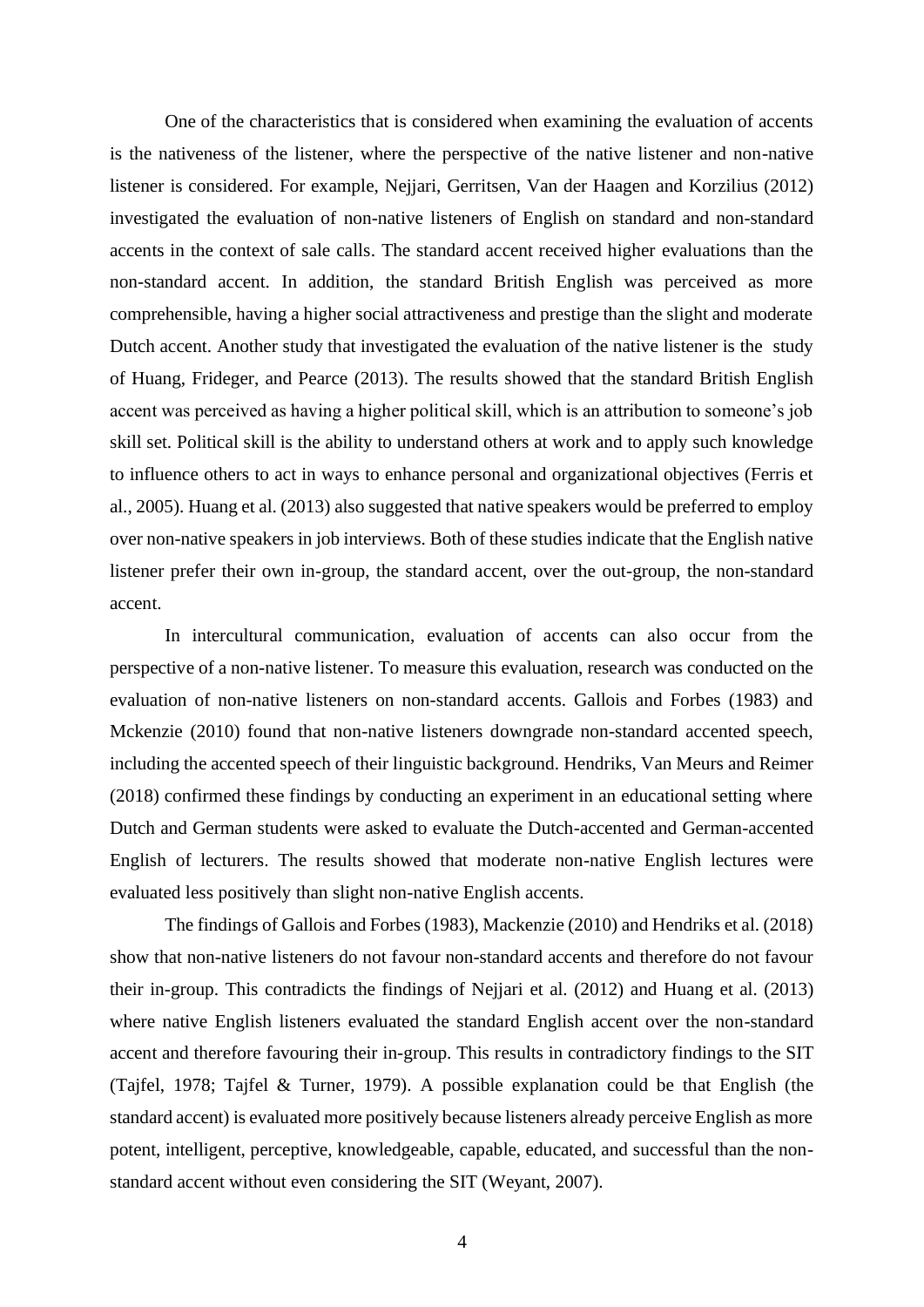One of the characteristics that is considered when examining the evaluation of accents is the nativeness of the listener, where the perspective of the native listener and non-native listener is considered. For example, Nejjari, Gerritsen, Van der Haagen and Korzilius (2012) investigated the evaluation of non-native listeners of English on standard and non-standard accents in the context of sale calls. The standard accent received higher evaluations than the non-standard accent. In addition, the standard British English was perceived as more comprehensible, having a higher social attractiveness and prestige than the slight and moderate Dutch accent. Another study that investigated the evaluation of the native listener is the study of Huang, Frideger, and Pearce (2013). The results showed that the standard British English accent was perceived as having a higher political skill, which is an attribution to someone's job skill set. Political skill is the ability to understand others at work and to apply such knowledge to influence others to act in ways to enhance personal and organizational objectives (Ferris et al., 2005). Huang et al. (2013) also suggested that native speakers would be preferred to employ over non-native speakers in job interviews. Both of these studies indicate that the English native listener prefer their own in-group, the standard accent, over the out-group, the non-standard accent.

In intercultural communication, evaluation of accents can also occur from the perspective of a non-native listener. To measure this evaluation, research was conducted on the evaluation of non-native listeners on non-standard accents. Gallois and Forbes (1983) and Mckenzie (2010) found that non-native listeners downgrade non-standard accented speech, including the accented speech of their linguistic background. Hendriks, Van Meurs and Reimer (2018) confirmed these findings by conducting an experiment in an educational setting where Dutch and German students were asked to evaluate the Dutch-accented and German-accented English of lecturers. The results showed that moderate non-native English lectures were evaluated less positively than slight non-native English accents.

The findings of Gallois and Forbes (1983), Mackenzie (2010) and Hendriks et al. (2018) show that non-native listeners do not favour non-standard accents and therefore do not favour their in-group. This contradicts the findings of Nejjari et al. (2012) and Huang et al. (2013) where native English listeners evaluated the standard English accent over the non-standard accent and therefore favouring their in-group. This results in contradictory findings to the SIT (Tajfel, 1978; Tajfel & Turner, 1979). A possible explanation could be that English (the standard accent) is evaluated more positively because listeners already perceive English as more potent, intelligent, perceptive, knowledgeable, capable, educated, and successful than the non-standard accent without even considering the SIT (Weyant, 2007).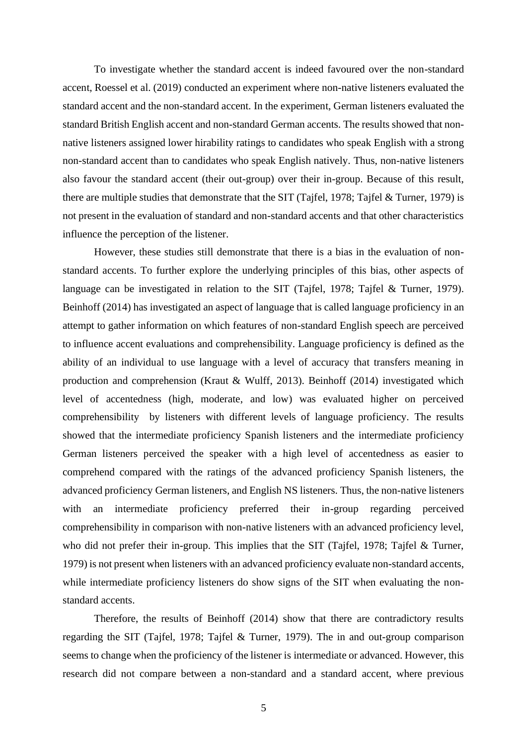To investigate whether the standard accent is indeed favoured over the non-standard accent, Roessel et al. (2019) conducted an experiment where non-native listeners evaluated the standard accent and the non-standard accent. In the experiment, German listeners evaluated the standard British English accent and non-standard German accents. The results showed that non-native listeners assigned lower hirability ratings to candidates who speak English with a strong non-standard accent than to candidates who speak English natively. Thus, non-native listeners also favour the standard accent (their out-group) over their in-group. Because of this result, there are multiple studies that demonstrate that the SIT (Tajfel, 1978; Tajfel & Turner, 1979) is not present in the evaluation of standard and non-standard accents and that other characteristics influence the perception of the listener.

However, these studies still demonstrate that there is a bias in the evaluation of non-standard accents. To further explore the underlying principles of this bias, other aspects of language can be investigated in relation to the SIT (Tajfel, 1978; Tajfel & Turner, 1979). Beinhoff (2014) has investigated an aspect of language that is called language proficiency in an attempt to gather information on which features of non-standard English speech are perceived to influence accent evaluations and comprehensibility. Language proficiency is defined as the ability of an individual to use language with a level of accuracy that transfers meaning in production and comprehension (Kraut & Wulff, 2013). Beinhoff (2014) investigated which level of accentedness (high, moderate, and low) was evaluated higher on perceived comprehensibility by listeners with different levels of language proficiency. The results showed that the intermediate proficiency Spanish listeners and the intermediate proficiency German listeners perceived the speaker with a high level of accentedness as easier to comprehend compared with the ratings of the advanced proficiency Spanish listeners, the advanced proficiency German listeners, and English NS listeners. Thus, the non-native listeners with an intermediate proficiency preferred their in-group regarding perceived comprehensibility in comparison with non-native listeners with an advanced proficiency level, who did not prefer their in-group. This implies that the SIT (Tajfel, 1978; Tajfel & Turner, 1979) is not present when listeners with an advanced proficiency evaluate non-standard accents, while intermediate proficiency listeners do show signs of the SIT when evaluating the non-standard accents.

Therefore, the results of Beinhoff (2014) show that there are contradictory results regarding the SIT (Tajfel, 1978; Tajfel & Turner, 1979). The in and out-group comparison seems to change when the proficiency of the listener is intermediate or advanced. However, this research did not compare between a non-standard and a standard accent, where previous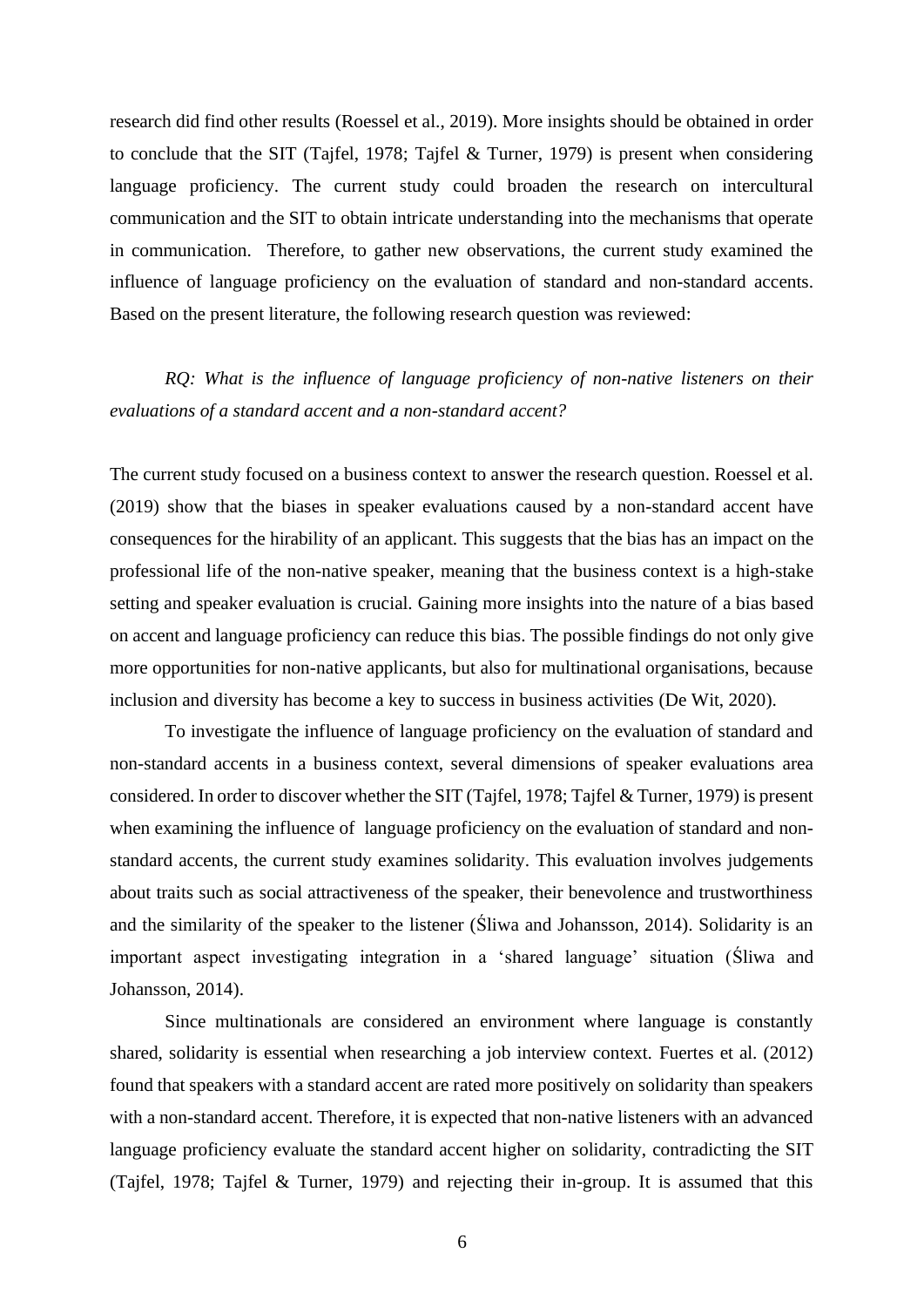research did find other results (Roessel et al., 2019). More insights should be obtained in order to conclude that the SIT (Tajfel, 1978; Tajfel & Turner, 1979) is present when considering language proficiency. The current study could broaden the research on intercultural communication and the SIT to obtain intricate understanding into the mechanisms that operate in communication. Therefore, to gather new observations, the current study examined the influence of language proficiency on the evaluation of standard and non-standard accents. Based on the present literature, the following research question was reviewed:

*RQ: What is the influence of language proficiency of non-native listeners on their evaluations of a standard accent and a non-standard accent?*

The current study focused on a business context to answer the research question. Roessel et al. (2019) show that the biases in speaker evaluations caused by a non-standard accent have consequences for the hirability of an applicant. This suggests that the bias has an impact on the professional life of the non-native speaker, meaning that the business context is a high-stake setting and speaker evaluation is crucial. Gaining more insights into the nature of a bias based on accent and language proficiency can reduce this bias. The possible findings do not only give more opportunities for non-native applicants, but also for multinational organisations, because inclusion and diversity has become a key to success in business activities (De Wit, 2020).

To investigate the influence of language proficiency on the evaluation of standard and non-standard accents in a business context, several dimensions of speaker evaluations area considered. In order to discover whether the SIT (Tajfel, 1978; Tajfel & Turner, 1979) is present when examining the influence of language proficiency on the evaluation of standard and non-standard accents, the current study examines solidarity. This evaluation involves judgements about traits such as social attractiveness of the speaker, their benevolence and trustworthiness and the similarity of the speaker to the listener (Śliwa and Johansson, 2014). Solidarity is an important aspect investigating integration in a 'shared language' situation (Śliwa and Johansson, 2014).

Since multinationals are considered an environment where language is constantly shared, solidarity is essential when researching a job interview context. Fuertes et al. (2012) found that speakers with a standard accent are rated more positively on solidarity than speakers with a non-standard accent. Therefore, it is expected that non-native listeners with an advanced language proficiency evaluate the standard accent higher on solidarity, contradicting the SIT (Tajfel, 1978; Tajfel & Turner, 1979) and rejecting their in-group. It is assumed that this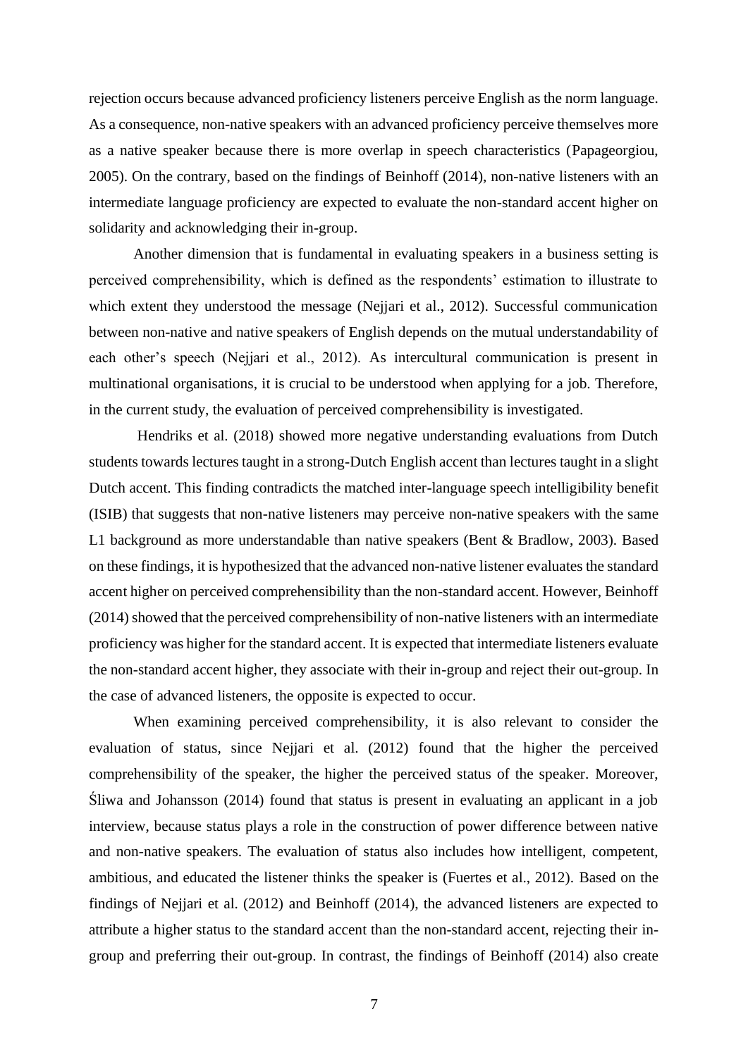rejection occurs because advanced proficiency listeners perceive English as the norm language. As a consequence, non-native speakers with an advanced proficiency perceive themselves more as a native speaker because there is more overlap in speech characteristics (Papageorgiou, 2005). On the contrary, based on the findings of Beinhoff (2014), non-native listeners with an intermediate language proficiency are expected to evaluate the non-standard accent higher on solidarity and acknowledging their in-group.

Another dimension that is fundamental in evaluating speakers in a business setting is perceived comprehensibility, which is defined as the respondents' estimation to illustrate to which extent they understood the message (Nejjari et al., 2012). Successful communication between non-native and native speakers of English depends on the mutual understandability of each other's speech (Nejjari et al., 2012). As intercultural communication is present in multinational organisations, it is crucial to be understood when applying for a job. Therefore, in the current study, the evaluation of perceived comprehensibility is investigated.

Hendriks et al. (2018) showed more negative understanding evaluations from Dutch students towards lectures taught in a strong-Dutch English accent than lectures taught in a slight Dutch accent. This finding contradicts the matched inter-language speech intelligibility benefit (ISIB) that suggests that non-native listeners may perceive non-native speakers with the same L1 background as more understandable than native speakers (Bent & Bradlow, 2003). Based on these findings, it is hypothesized that the advanced non-native listener evaluates the standard accent higher on perceived comprehensibility than the non-standard accent. However, Beinhoff (2014) showed that the perceived comprehensibility of non-native listeners with an intermediate proficiency was higher for the standard accent. It is expected that intermediate listeners evaluate the non-standard accent higher, they associate with their in-group and reject their out-group. In the case of advanced listeners, the opposite is expected to occur.

When examining perceived comprehensibility, it is also relevant to consider the evaluation of status, since Nejjari et al. (2012) found that the higher the perceived comprehensibility of the speaker, the higher the perceived status of the speaker. Moreover, Śliwa and Johansson (2014) found that status is present in evaluating an applicant in a job interview, because status plays a role in the construction of power difference between native and non-native speakers. The evaluation of status also includes how intelligent, competent, ambitious, and educated the listener thinks the speaker is (Fuertes et al., 2012). Based on the findings of Nejjari et al. (2012) and Beinhoff (2014), the advanced listeners are expected to attribute a higher status to the standard accent than the non-standard accent, rejecting their in-group and preferring their out-group. In contrast, the findings of Beinhoff (2014) also create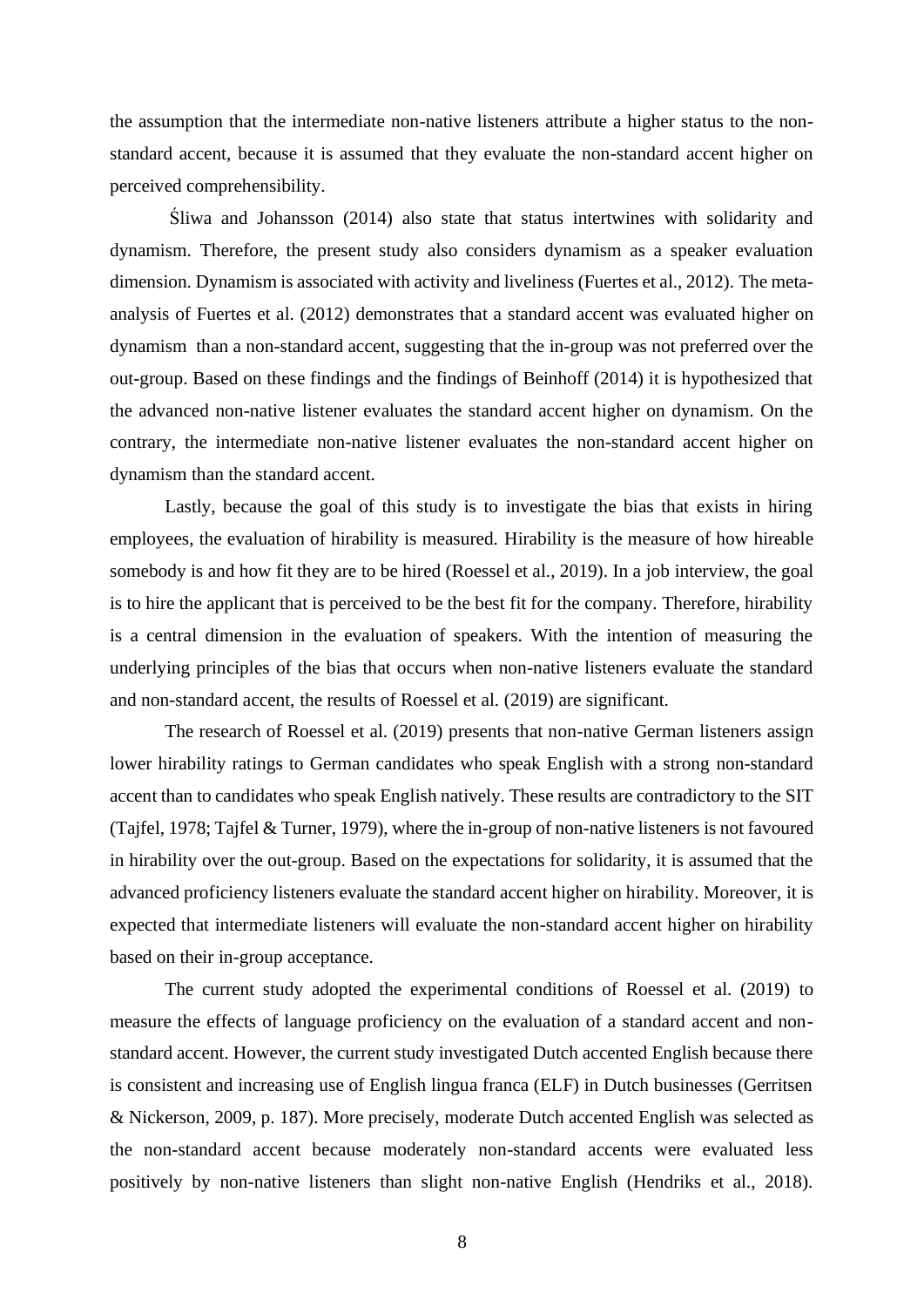the assumption that the intermediate non-native listeners attribute a higher status to the non-standard accent, because it is assumed that they evaluate the non-standard accent higher on perceived comprehensibility.

Śliwa and Johansson (2014) also state that status intertwines with solidarity and dynamism. Therefore, the present study also considers dynamism as a speaker evaluation dimension. Dynamism is associated with activity and liveliness (Fuertes et al., 2012). The meta-analysis of Fuertes et al. (2012) demonstrates that a standard accent was evaluated higher on dynamism than a non-standard accent, suggesting that the in-group was not preferred over the out-group. Based on these findings and the findings of Beinhoff (2014) it is hypothesized that the advanced non-native listener evaluates the standard accent higher on dynamism. On the contrary, the intermediate non-native listener evaluates the non-standard accent higher on dynamism than the standard accent.

Lastly, because the goal of this study is to investigate the bias that exists in hiring employees, the evaluation of hirability is measured. Hirability is the measure of how hireable somebody is and how fit they are to be hired (Roessel et al., 2019). In a job interview, the goal is to hire the applicant that is perceived to be the best fit for the company. Therefore, hirability is a central dimension in the evaluation of speakers. With the intention of measuring the underlying principles of the bias that occurs when non-native listeners evaluate the standard and non-standard accent, the results of Roessel et al. (2019) are significant.

The research of Roessel et al. (2019) presents that non-native German listeners assign lower hirability ratings to German candidates who speak English with a strong non-standard accent than to candidates who speak English natively. These results are contradictory to the SIT (Tajfel, 1978; Tajfel & Turner, 1979), where the in-group of non-native listeners is not favoured in hirability over the out-group. Based on the expectations for solidarity, it is assumed that the advanced proficiency listeners evaluate the standard accent higher on hirability. Moreover, it is expected that intermediate listeners will evaluate the non-standard accent higher on hirability based on their in-group acceptance.

The current study adopted the experimental conditions of Roessel et al. (2019) to measure the effects of language proficiency on the evaluation of a standard accent and non-standard accent. However, the current study investigated Dutch accented English because there is consistent and increasing use of English lingua franca (ELF) in Dutch businesses (Gerritsen & Nickerson, 2009, p. 187). More precisely, moderate Dutch accented English was selected as the non-standard accent because moderately non-standard accents were evaluated less positively by non-native listeners than slight non-native English (Hendriks et al., 2018).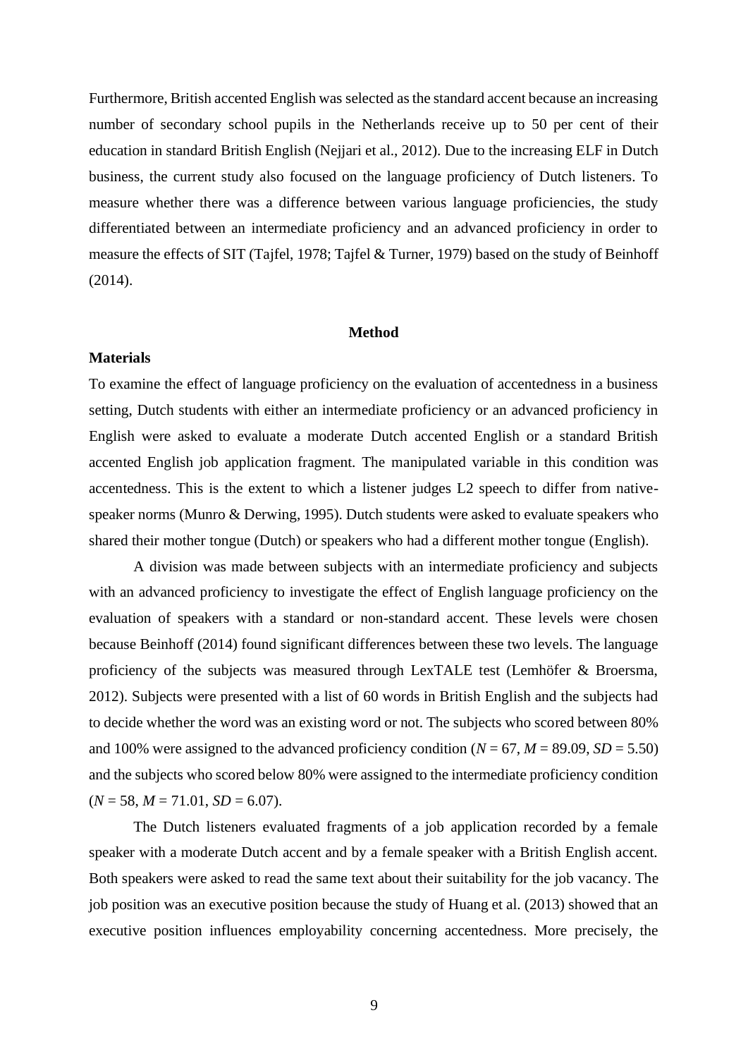Furthermore, British accented English was selected as the standard accent because an increasing number of secondary school pupils in the Netherlands receive up to 50 per cent of their education in standard British English (Nejjari et al., 2012). Due to the increasing ELF in Dutch business, the current study also focused on the language proficiency of Dutch listeners. To measure whether there was a difference between various language proficiencies, the study differentiated between an intermediate proficiency and an advanced proficiency in order to measure the effects of SIT (Tajfel, 1978; Tajfel & Turner, 1979) based on the study of Beinhoff (2014).

## Method

### Materials

To examine the effect of language proficiency on the evaluation of accentedness in a business setting, Dutch students with either an intermediate proficiency or an advanced proficiency in English were asked to evaluate a moderate Dutch accented English or a standard British accented English job application fragment. The manipulated variable in this condition was accentedness. This is the extent to which a listener judges L2 speech to differ from native-speaker norms (Munro & Derwing, 1995). Dutch students were asked to evaluate speakers who shared their mother tongue (Dutch) or speakers who had a different mother tongue (English).

A division was made between subjects with an intermediate proficiency and subjects with an advanced proficiency to investigate the effect of English language proficiency on the evaluation of speakers with a standard or non-standard accent. These levels were chosen because Beinhoff (2014) found significant differences between these two levels. The language proficiency of the subjects was measured through LexTALE test (Lemhöfer & Broersma, 2012). Subjects were presented with a list of 60 words in British English and the subjects had to decide whether the word was an existing word or not. The subjects who scored between 80% and 100% were assigned to the advanced proficiency condition ($N = 67$, $M = 89.09$, $SD = 5.50$) and the subjects who scored below 80% were assigned to the intermediate proficiency condition ($N = 58$, $M = 71.01$, $SD = 6.07$).

The Dutch listeners evaluated fragments of a job application recorded by a female speaker with a moderate Dutch accent and by a female speaker with a British English accent. Both speakers were asked to read the same text about their suitability for the job vacancy. The job position was an executive position because the study of Huang et al. (2013) showed that an executive position influences employability concerning accentedness. More precisely, the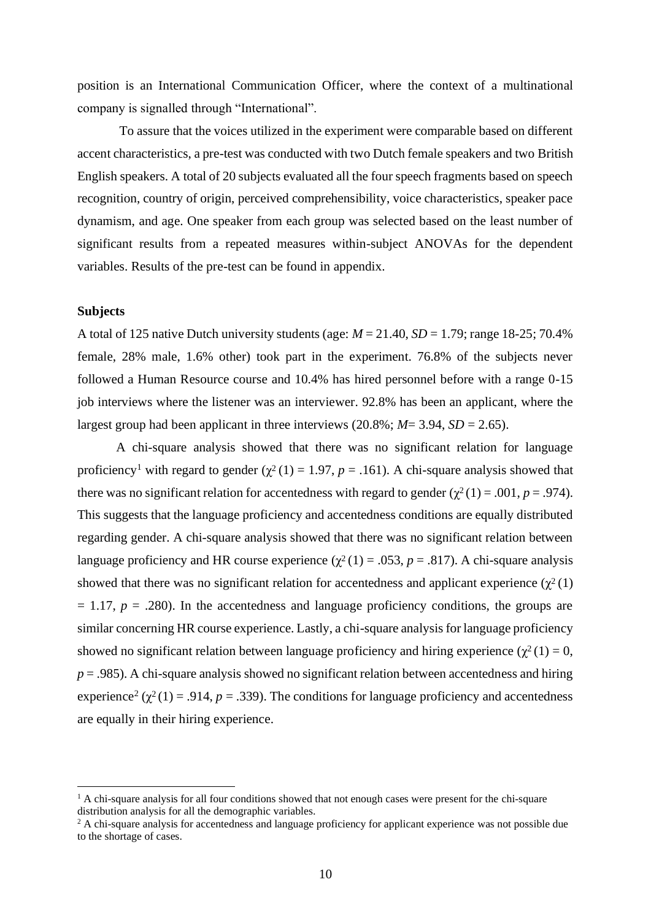position is an International Communication Officer, where the context of a multinational company is signalled through "International".

To assure that the voices utilized in the experiment were comparable based on different accent characteristics, a pre-test was conducted with two Dutch female speakers and two British English speakers. A total of 20 subjects evaluated all the four speech fragments based on speech recognition, country of origin, perceived comprehensibility, voice characteristics, speaker pace dynamism, and age. One speaker from each group was selected based on the least number of significant results from a repeated measures within-subject ANOVAs for the dependent variables. Results of the pre-test can be found in appendix.

**Subjects**

A total of 125 native Dutch university students (age: $M = 21.40$, $SD = 1.79$; range 18-25; 70.4% female, 28% male, 1.6% other) took part in the experiment. 76.8% of the subjects never followed a Human Resource course and 10.4% has hired personnel before with a range 0-15 job interviews where the listener was an interviewer. 92.8% has been an applicant, where the largest group had been applicant in three interviews (20.8%; $M = 3.94$, $SD = 2.65$).

A chi-square analysis showed that there was no significant relation for language proficiency[1] with regard to gender ($\chi^2(1) = 1.97$, $p = .161$). A chi-square analysis showed that there was no significant relation for accentedness with regard to gender ($\chi^2(1) = .001$, $p = .974$). This suggests that the language proficiency and accentedness conditions are equally distributed regarding gender. A chi-square analysis showed that there was no significant relation between language proficiency and HR course experience ($\chi^2(1) = .053$, $p = .817$). A chi-square analysis showed that there was no significant relation for accentedness and applicant experience ($\chi^2(1) = 1.17$, $p = .280$). In the accentedness and language proficiency conditions, the groups are similar concerning HR course experience. Lastly, a chi-square analysis for language proficiency showed no significant relation between language proficiency and hiring experience ($\chi^2(1) = 0$, $p = .985$). A chi-square analysis showed no significant relation between accentedness and hiring experience[2] ($\chi^2(1) = .914$, $p = .339$). The conditions for language proficiency and accentedness are equally in their hiring experience.

---

[1] A chi-square analysis for all four conditions showed that not enough cases were present for the chi-square distribution analysis for all the demographic variables.

[2] A chi-square analysis for accentedness and language proficiency for applicant experience was not possible due to the shortage of cases.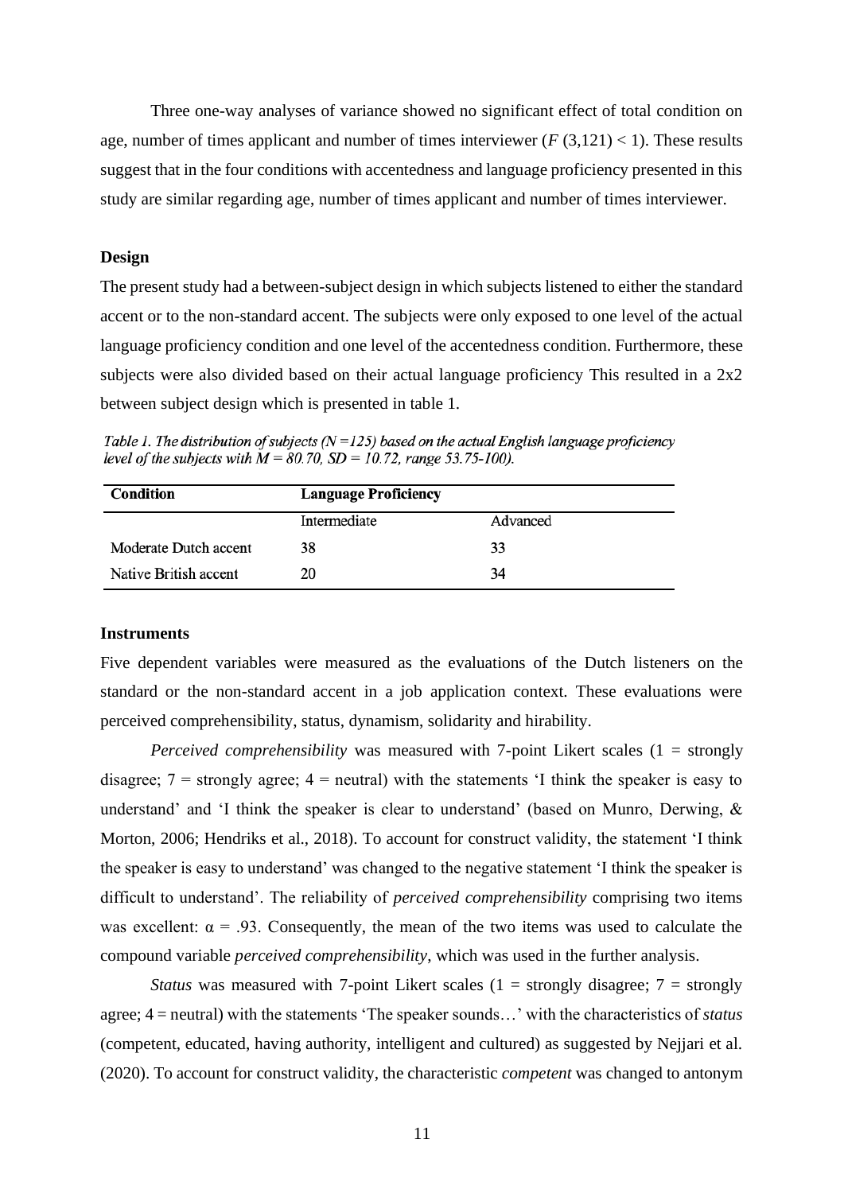Three one-way analyses of variance showed no significant effect of total condition on age, number of times applicant and number of times interviewer ($F$ (3,121) < 1). These results suggest that in the four conditions with accentedness and language proficiency presented in this study are similar regarding age, number of times applicant and number of times interviewer.

## Design

The present study had a between-subject design in which subjects listened to either the standard accent or to the non-standard accent. The subjects were only exposed to one level of the actual language proficiency condition and one level of the accentedness condition. Furthermore, these subjects were also divided based on their actual language proficiency This resulted in a 2x2 between subject design which is presented in table 1.

*Table 1. The distribution of subjects ($N$ =125) based on the actual English language proficiency level of the subjects with $M$ = 80.70, $SD$ = 10.72, range 53.75-100).*

| Condition | Language Proficiency | |
|---|---|---|
| | Intermediate | Advanced |
| Moderate Dutch accent | 38 | 33 |
| Native British accent | 20 | 34 |

## Instruments

Five dependent variables were measured as the evaluations of the Dutch listeners on the standard or the non-standard accent in a job application context. These evaluations were perceived comprehensibility, status, dynamism, solidarity and hirability.

*Perceived comprehensibility* was measured with 7-point Likert scales (1 = strongly disagree; 7 = strongly agree; 4 = neutral) with the statements 'I think the speaker is easy to understand' and 'I think the speaker is clear to understand' (based on Munro, Derwing, & Morton, 2006; Hendriks et al., 2018). To account for construct validity, the statement 'I think the speaker is easy to understand' was changed to the negative statement 'I think the speaker is difficult to understand'. The reliability of *perceived comprehensibility* comprising two items was excellent: $\alpha$ = .93. Consequently, the mean of the two items was used to calculate the compound variable *perceived comprehensibility*, which was used in the further analysis.

*Status* was measured with 7-point Likert scales (1 = strongly disagree; 7 = strongly agree; 4 = neutral) with the statements 'The speaker sounds…' with the characteristics of *status* (competent, educated, having authority, intelligent and cultured) as suggested by Nejjari et al. (2020). To account for construct validity, the characteristic *competent* was changed to antonym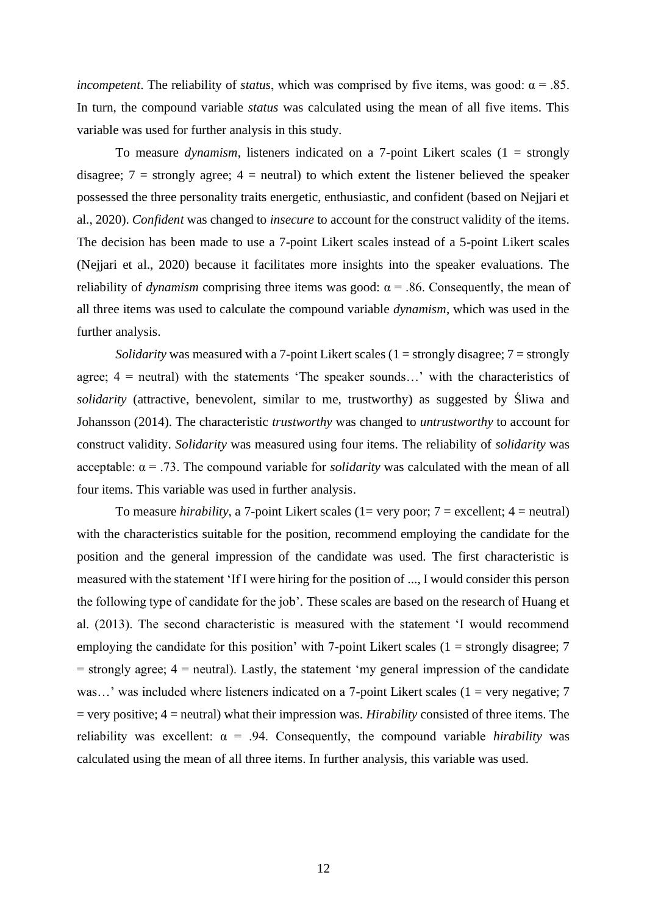*incompetent*. The reliability of *status*, which was comprised by five items, was good: α = .85. In turn, the compound variable *status* was calculated using the mean of all five items. This variable was used for further analysis in this study.

To measure *dynamism*, listeners indicated on a 7-point Likert scales (1 = strongly disagree; 7 = strongly agree; 4 = neutral) to which extent the listener believed the speaker possessed the three personality traits energetic, enthusiastic, and confident (based on Nejjari et al., 2020). *Confident* was changed to *insecure* to account for the construct validity of the items. The decision has been made to use a 7-point Likert scales instead of a 5-point Likert scales (Nejjari et al., 2020) because it facilitates more insights into the speaker evaluations. The reliability of *dynamism* comprising three items was good: α = .86. Consequently, the mean of all three items was used to calculate the compound variable *dynamism*, which was used in the further analysis.

*Solidarity* was measured with a 7-point Likert scales (1 = strongly disagree; 7 = strongly agree; 4 = neutral) with the statements 'The speaker sounds…' with the characteristics of *solidarity* (attractive, benevolent, similar to me, trustworthy) as suggested by Śliwa and Johansson (2014). The characteristic *trustworthy* was changed to *untrustworthy* to account for construct validity. *Solidarity* was measured using four items. The reliability of *solidarity* was acceptable: α = .73. The compound variable for *solidarity* was calculated with the mean of all four items. This variable was used in further analysis.

To measure *hirability*, a 7-point Likert scales (1= very poor; 7 = excellent; 4 = neutral) with the characteristics suitable for the position, recommend employing the candidate for the position and the general impression of the candidate was used. The first characteristic is measured with the statement 'If I were hiring for the position of ..., I would consider this person the following type of candidate for the job'. These scales are based on the research of Huang et al. (2013). The second characteristic is measured with the statement 'I would recommend employing the candidate for this position' with 7-point Likert scales (1 = strongly disagree; 7 = strongly agree; 4 = neutral). Lastly, the statement 'my general impression of the candidate was…' was included where listeners indicated on a 7-point Likert scales (1 = very negative; 7 = very positive; 4 = neutral) what their impression was. *Hirability* consisted of three items. The reliability was excellent: α = .94. Consequently, the compound variable *hirability* was calculated using the mean of all three items. In further analysis, this variable was used.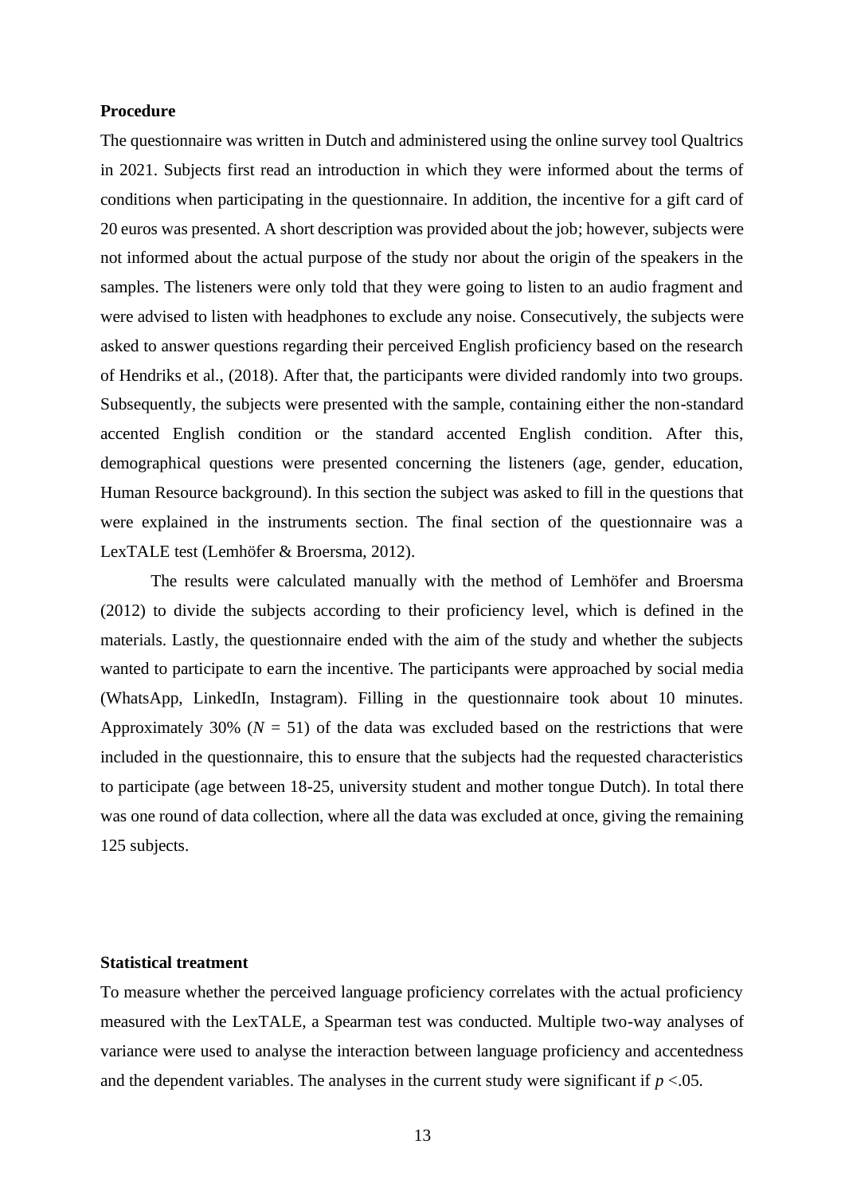**Procedure**

The questionnaire was written in Dutch and administered using the online survey tool Qualtrics in 2021. Subjects first read an introduction in which they were informed about the terms of conditions when participating in the questionnaire. In addition, the incentive for a gift card of 20 euros was presented. A short description was provided about the job; however, subjects were not informed about the actual purpose of the study nor about the origin of the speakers in the samples. The listeners were only told that they were going to listen to an audio fragment and were advised to listen with headphones to exclude any noise. Consecutively, the subjects were asked to answer questions regarding their perceived English proficiency based on the research of Hendriks et al., (2018). After that, the participants were divided randomly into two groups. Subsequently, the subjects were presented with the sample, containing either the non-standard accented English condition or the standard accented English condition. After this, demographical questions were presented concerning the listeners (age, gender, education, Human Resource background). In this section the subject was asked to fill in the questions that were explained in the instruments section. The final section of the questionnaire was a LexTALE test (Lemhöfer & Broersma, 2012).

The results were calculated manually with the method of Lemhöfer and Broersma (2012) to divide the subjects according to their proficiency level, which is defined in the materials. Lastly, the questionnaire ended with the aim of the study and whether the subjects wanted to participate to earn the incentive. The participants were approached by social media (WhatsApp, LinkedIn, Instagram). Filling in the questionnaire took about 10 minutes. Approximately 30% ($N$ = 51) of the data was excluded based on the restrictions that were included in the questionnaire, this to ensure that the subjects had the requested characteristics to participate (age between 18-25, university student and mother tongue Dutch). In total there was one round of data collection, where all the data was excluded at once, giving the remaining 125 subjects.

**Statistical treatment**

To measure whether the perceived language proficiency correlates with the actual proficiency measured with the LexTALE, a Spearman test was conducted. Multiple two-way analyses of variance were used to analyse the interaction between language proficiency and accentedness and the dependent variables. The analyses in the current study were significant if $p$ <.05.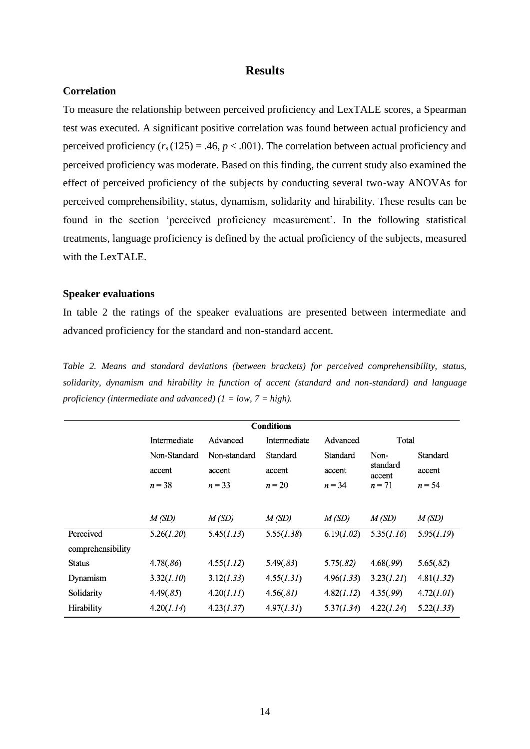# Results

## Correlation

To measure the relationship between perceived proficiency and LexTALE scores, a Spearman test was executed. A significant positive correlation was found between actual proficiency and perceived proficiency ($r_s(125) = .46$, $p < .001$). The correlation between actual proficiency and perceived proficiency was moderate. Based on this finding, the current study also examined the effect of perceived proficiency of the subjects by conducting several two-way ANOVAs for perceived comprehensibility, status, dynamism, solidarity and hirability. These results can be found in the section 'perceived proficiency measurement'. In the following statistical treatments, language proficiency is defined by the actual proficiency of the subjects, measured with the LexTALE.

## Speaker evaluations

In table 2 the ratings of the speaker evaluations are presented between intermediate and advanced proficiency for the standard and non-standard accent.

*Table 2. Means and standard deviations (between brackets) for perceived comprehensibility, status, solidarity, dynamism and hirability in function of accent (standard and non-standard) and language proficiency (intermediate and advanced) (1 = low, 7 = high).*

| | Conditions | | | | | |
|---|---|---|---|---|---|---|
| | Intermediate | Advanced | Intermediate | Advanced | Total | |
| | Non-Standard accent | Non-standard accent | Standard accent | Standard accent | Non-standard accent | Standard accent |
| | *n* = 38 | *n* = 33 | *n* = 20 | *n* = 34 | *n* = 71 | *n* = 54 |
| | *M (SD)* | *M (SD)* | *M (SD)* | *M (SD)* | *M (SD)* | *M (SD)* |
| Perceived comprehensibility | 5.26(*1.20*) | 5.45(*1.13*) | 5.55(*1.38*) | 6.19(*1.02*) | 5.35(*1.16*) | 5.95(*1.19*) |
| Status | 4.78(*.86*) | 4.55(*1.12*) | 5.49(*.83*) | 5.75(*.82*) | 4.68(*.99*) | 5.65(*.82*) |
| Dynamism | 3.32(*1.10*) | 3.12(*1.33*) | 4.55(*1.31*) | 4.96(*1.33*) | 3.23(*1.21*) | 4.81(*1.32*) |
| Solidarity | 4.49(*.85*) | 4.20(*1.11*) | 4.56(*.81*) | 4.82(*1.12*) | 4.35(*.99*) | 4.72(*1.01*) |
| Hirability | 4.20(*1.14*) | 4.23(*1.37*) | 4.97(*1.31*) | 5.37(*1.34*) | 4.22(*1.24*) | 5.22(*1.33*) |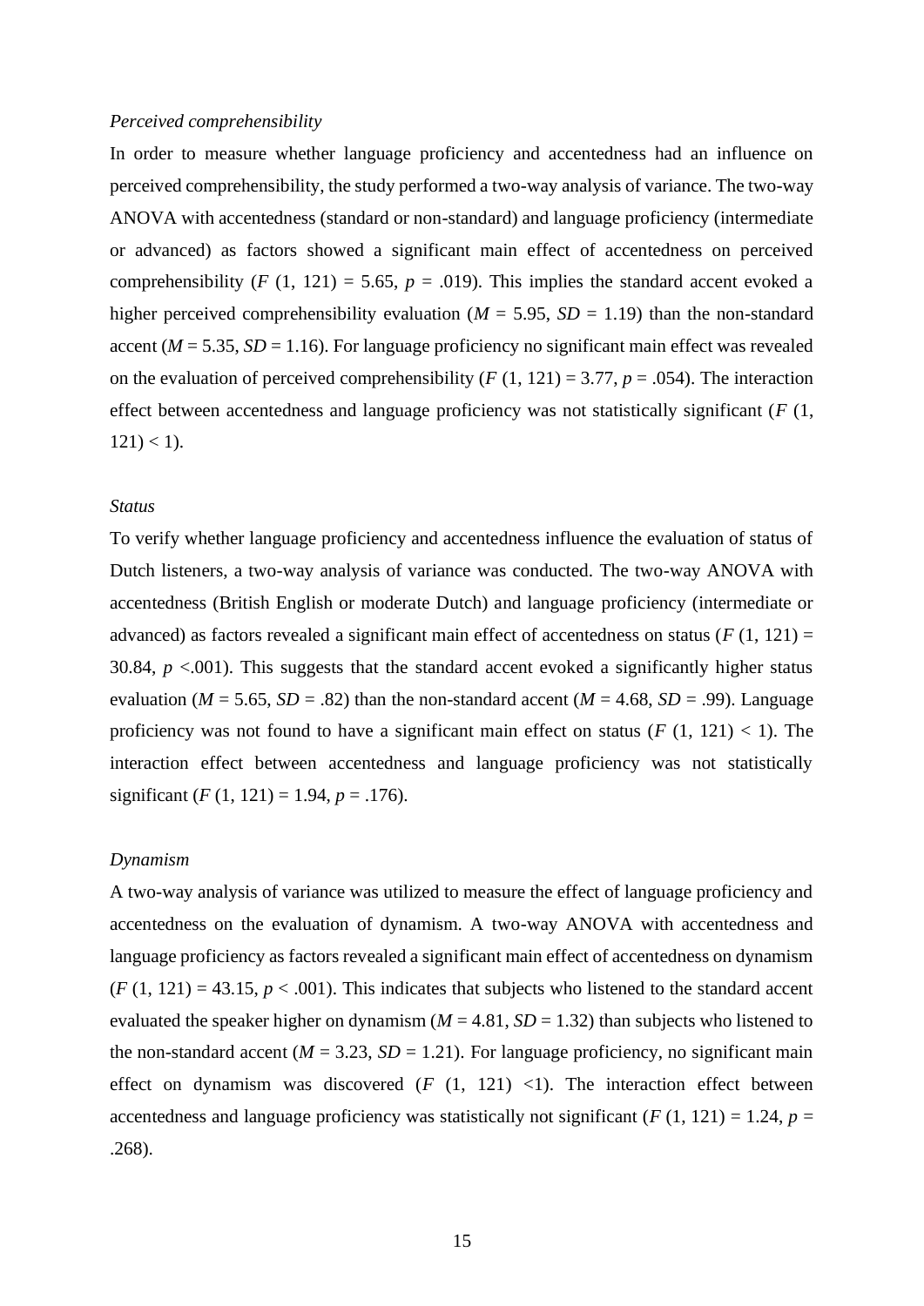*Perceived comprehensibility*

In order to measure whether language proficiency and accentedness had an influence on perceived comprehensibility, the study performed a two-way analysis of variance. The two-way ANOVA with accentedness (standard or non-standard) and language proficiency (intermediate or advanced) as factors showed a significant main effect of accentedness on perceived comprehensibility ($F$ (1, 121) = 5.65, $p$ = .019). This implies the standard accent evoked a higher perceived comprehensibility evaluation ($M$ = 5.95, $SD$ = 1.19) than the non-standard accent ($M$ = 5.35, $SD$ = 1.16). For language proficiency no significant main effect was revealed on the evaluation of perceived comprehensibility ($F$ (1, 121) = 3.77, $p$ = .054). The interaction effect between accentedness and language proficiency was not statistically significant ($F$ (1, 121) < 1).

*Status*

To verify whether language proficiency and accentedness influence the evaluation of status of Dutch listeners, a two-way analysis of variance was conducted. The two-way ANOVA with accentedness (British English or moderate Dutch) and language proficiency (intermediate or advanced) as factors revealed a significant main effect of accentedness on status ($F$ (1, 121) = 30.84, $p$ <.001). This suggests that the standard accent evoked a significantly higher status evaluation ($M$ = 5.65, $SD$ = .82) than the non-standard accent ($M$ = 4.68, $SD$ = .99). Language proficiency was not found to have a significant main effect on status ($F$ (1, 121) < 1). The interaction effect between accentedness and language proficiency was not statistically significant ($F$ (1, 121) = 1.94, $p$ = .176).

*Dynamism*

A two-way analysis of variance was utilized to measure the effect of language proficiency and accentedness on the evaluation of dynamism. A two-way ANOVA with accentedness and language proficiency as factors revealed a significant main effect of accentedness on dynamism ($F$ (1, 121) = 43.15, $p$ < .001). This indicates that subjects who listened to the standard accent evaluated the speaker higher on dynamism ($M$ = 4.81, $SD$ = 1.32) than subjects who listened to the non-standard accent ($M$ = 3.23, $SD$ = 1.21). For language proficiency, no significant main effect on dynamism was discovered ($F$ (1, 121) <1). The interaction effect between accentedness and language proficiency was statistically not significant ($F$ (1, 121) = 1.24, $p$ = .268).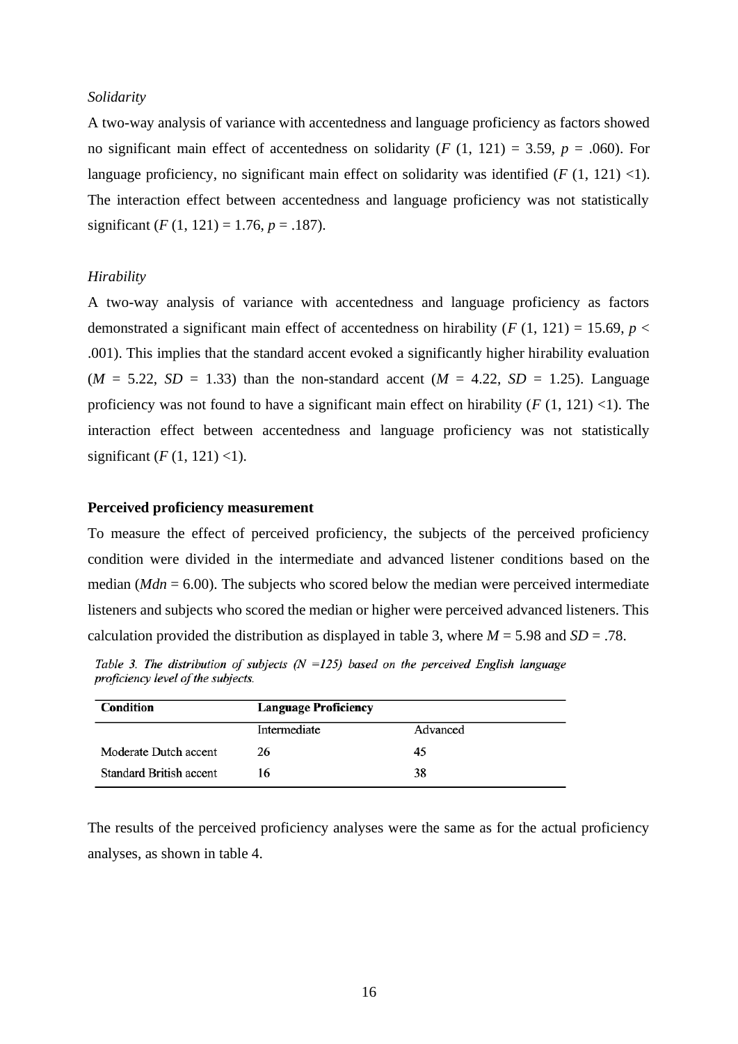*Solidarity*

A two-way analysis of variance with accentedness and language proficiency as factors showed no significant main effect of accentedness on solidarity (*F* (1, 121) = 3.59, *p* = .060). For language proficiency, no significant main effect on solidarity was identified (*F* (1, 121) <1). The interaction effect between accentedness and language proficiency was not statistically significant (*F* (1, 121) = 1.76, *p* = .187).

*Hirability*

A two-way analysis of variance with accentedness and language proficiency as factors demonstrated a significant main effect of accentedness on hirability (*F* (1, 121) = 15.69, *p* < .001). This implies that the standard accent evoked a significantly higher hirability evaluation (*M* = 5.22, *SD* = 1.33) than the non-standard accent (*M* = 4.22, *SD* = 1.25). Language proficiency was not found to have a significant main effect on hirability (*F* (1, 121) <1). The interaction effect between accentedness and language proficiency was not statistically significant (*F* (1, 121) <1).

**Perceived proficiency measurement**

To measure the effect of perceived proficiency, the subjects of the perceived proficiency condition were divided in the intermediate and advanced listener conditions based on the median (*Mdn* = 6.00). The subjects who scored below the median were perceived intermediate listeners and subjects who scored the median or higher were perceived advanced listeners. This calculation provided the distribution as displayed in table 3, where *M* = 5.98 and *SD* = .78.

*Table 3. The distribution of subjects (N =125) based on the perceived English language proficiency level of the subjects.*

| Condition | Language Proficiency | |
|---|---|---|
| | Intermediate | Advanced |
| Moderate Dutch accent | 26 | 45 |
| Standard British accent | 16 | 38 |

The results of the perceived proficiency analyses were the same as for the actual proficiency analyses, as shown in table 4.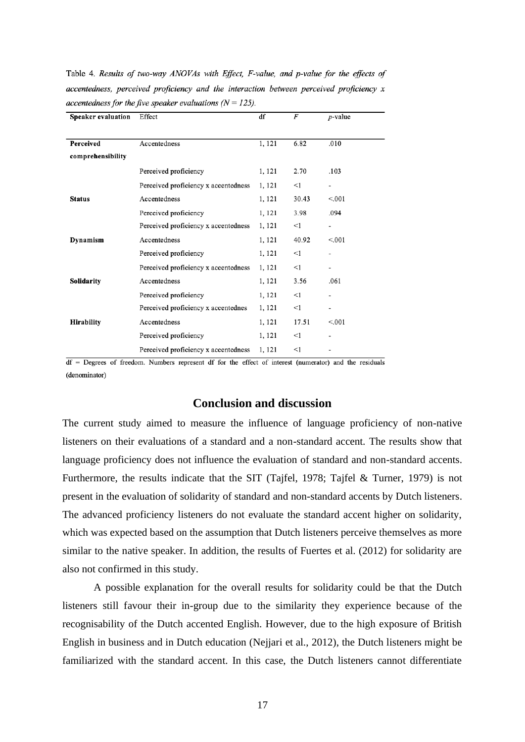Table 4. *Results of two-way ANOVAs with Effect, F-value, and p-value for the effects of accentedness, perceived proficiency and the interaction between perceived proficiency x accentedness for the five speaker evaluations (N = 125).*

| **Speaker evaluation** | Effect | df | *F* | *p*-value |
|---|---|---|---|---|
| **Perceived comprehensibility** | Accentedness | 1, 121 | 6.82 | .010 |
| | Perceived proficiency | 1, 121 | 2.70 | .103 |
| | Perceived proficiency x accentedness | 1, 121 | <1 | - |
| **Status** | Accentedness | 1, 121 | 30.43 | <.001 |
| | Perceived proficiency | 1, 121 | 3.98 | .094 |
| | Perceived proficiency x accentedness | 1, 121 | <1 | - |
| **Dynamism** | Accentedness | 1, 121 | 40.92 | <.001 |
| | Perceived proficiency | 1, 121 | <1 | - |
| | Perceived proficiency x accentedness | 1, 121 | <1 | - |
| **Solidarity** | Accentedness | 1, 121 | 3.56 | .061 |
| | Perceived proficiency | 1, 121 | <1 | - |
| | Perceived proficiency x accentednes | 1, 121 | <1 | - |
| **Hirability** | Accentedness | 1, 121 | 17.51 | <.001 |
| | Perceived proficiency | 1, 121 | <1 | - |
| | Perceived proficiency x accentedness | 1, 121 | <1 | - |

df = Degrees of freedom. Numbers represent df for the effect of interest (numerator) and the residuals (denominator)

## Conclusion and discussion

The current study aimed to measure the influence of language proficiency of non-native listeners on their evaluations of a standard and a non-standard accent. The results show that language proficiency does not influence the evaluation of standard and non-standard accents. Furthermore, the results indicate that the SIT (Tajfel, 1978; Tajfel & Turner, 1979) is not present in the evaluation of solidarity of standard and non-standard accents by Dutch listeners. The advanced proficiency listeners do not evaluate the standard accent higher on solidarity, which was expected based on the assumption that Dutch listeners perceive themselves as more similar to the native speaker. In addition, the results of Fuertes et al. (2012) for solidarity are also not confirmed in this study.

A possible explanation for the overall results for solidarity could be that the Dutch listeners still favour their in-group due to the similarity they experience because of the recognisability of the Dutch accented English. However, due to the high exposure of British English in business and in Dutch education (Nejjari et al., 2012), the Dutch listeners might be familiarized with the standard accent. In this case, the Dutch listeners cannot differentiate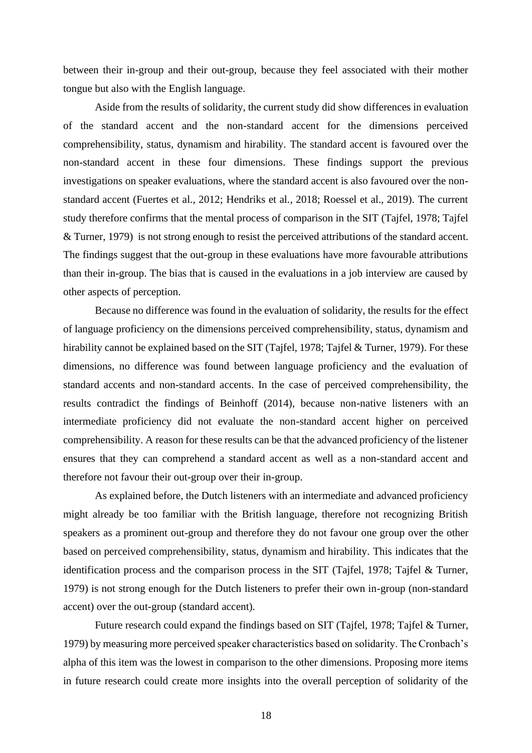between their in-group and their out-group, because they feel associated with their mother tongue but also with the English language.

Aside from the results of solidarity, the current study did show differences in evaluation of the standard accent and the non-standard accent for the dimensions perceived comprehensibility, status, dynamism and hirability. The standard accent is favoured over the non-standard accent in these four dimensions. These findings support the previous investigations on speaker evaluations, where the standard accent is also favoured over the non-standard accent (Fuertes et al., 2012; Hendriks et al., 2018; Roessel et al., 2019). The current study therefore confirms that the mental process of comparison in the SIT (Tajfel, 1978; Tajfel & Turner, 1979) is not strong enough to resist the perceived attributions of the standard accent. The findings suggest that the out-group in these evaluations have more favourable attributions than their in-group. The bias that is caused in the evaluations in a job interview are caused by other aspects of perception.

Because no difference was found in the evaluation of solidarity, the results for the effect of language proficiency on the dimensions perceived comprehensibility, status, dynamism and hirability cannot be explained based on the SIT (Tajfel, 1978; Tajfel & Turner, 1979). For these dimensions, no difference was found between language proficiency and the evaluation of standard accents and non-standard accents. In the case of perceived comprehensibility, the results contradict the findings of Beinhoff (2014), because non-native listeners with an intermediate proficiency did not evaluate the non-standard accent higher on perceived comprehensibility. A reason for these results can be that the advanced proficiency of the listener ensures that they can comprehend a standard accent as well as a non-standard accent and therefore not favour their out-group over their in-group.

As explained before, the Dutch listeners with an intermediate and advanced proficiency might already be too familiar with the British language, therefore not recognizing British speakers as a prominent out-group and therefore they do not favour one group over the other based on perceived comprehensibility, status, dynamism and hirability. This indicates that the identification process and the comparison process in the SIT (Tajfel, 1978; Tajfel & Turner, 1979) is not strong enough for the Dutch listeners to prefer their own in-group (non-standard accent) over the out-group (standard accent).

Future research could expand the findings based on SIT (Tajfel, 1978; Tajfel & Turner, 1979) by measuring more perceived speaker characteristics based on solidarity. The Cronbach's alpha of this item was the lowest in comparison to the other dimensions. Proposing more items in future research could create more insights into the overall perception of solidarity of the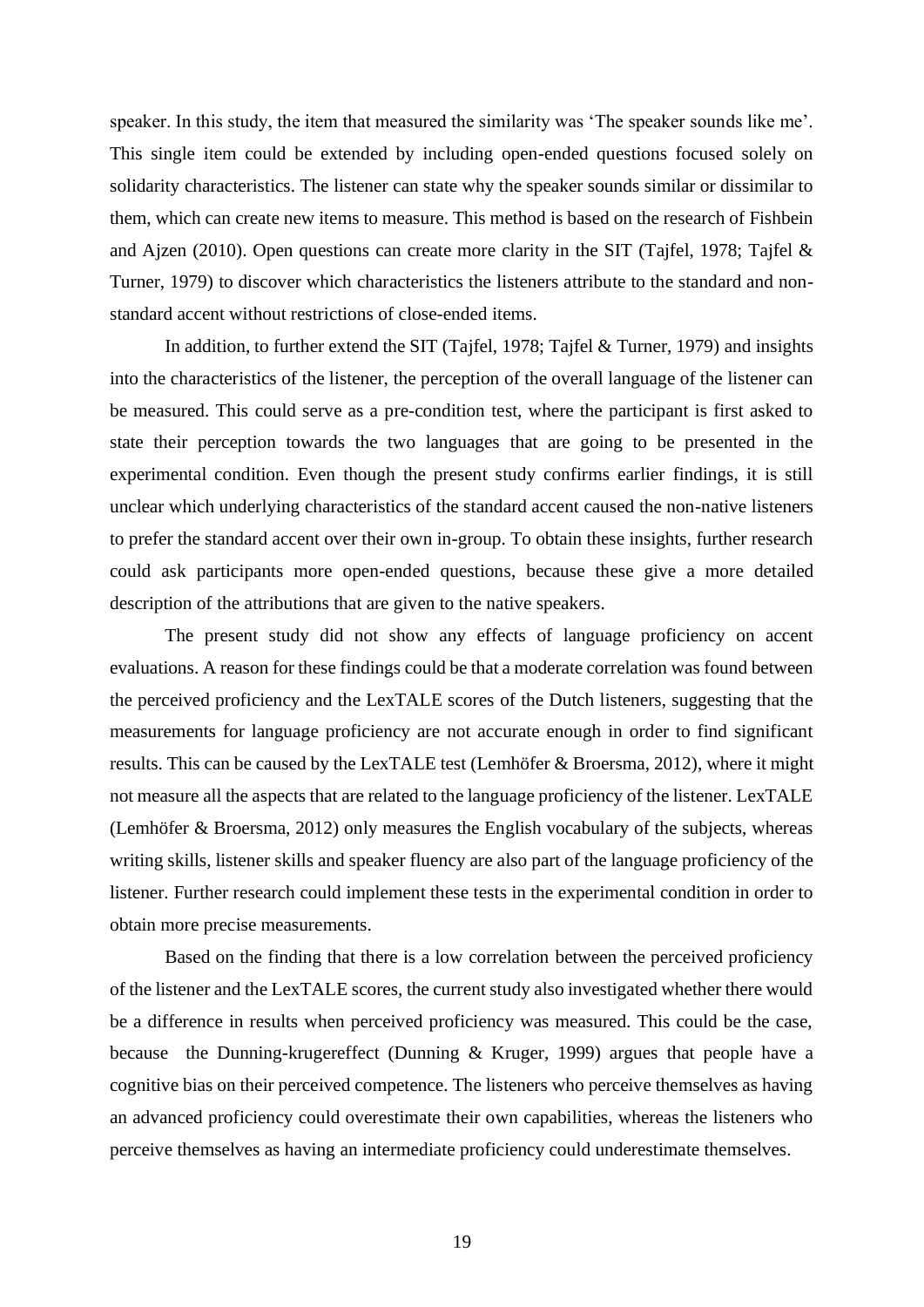speaker. In this study, the item that measured the similarity was 'The speaker sounds like me'. This single item could be extended by including open-ended questions focused solely on solidarity characteristics. The listener can state why the speaker sounds similar or dissimilar to them, which can create new items to measure. This method is based on the research of Fishbein and Ajzen (2010). Open questions can create more clarity in the SIT (Tajfel, 1978; Tajfel & Turner, 1979) to discover which characteristics the listeners attribute to the standard and non-standard accent without restrictions of close-ended items.

In addition, to further extend the SIT (Tajfel, 1978; Tajfel & Turner, 1979) and insights into the characteristics of the listener, the perception of the overall language of the listener can be measured. This could serve as a pre-condition test, where the participant is first asked to state their perception towards the two languages that are going to be presented in the experimental condition. Even though the present study confirms earlier findings, it is still unclear which underlying characteristics of the standard accent caused the non-native listeners to prefer the standard accent over their own in-group. To obtain these insights, further research could ask participants more open-ended questions, because these give a more detailed description of the attributions that are given to the native speakers.

The present study did not show any effects of language proficiency on accent evaluations. A reason for these findings could be that a moderate correlation was found between the perceived proficiency and the LexTALE scores of the Dutch listeners, suggesting that the measurements for language proficiency are not accurate enough in order to find significant results. This can be caused by the LexTALE test (Lemhöfer & Broersma, 2012), where it might not measure all the aspects that are related to the language proficiency of the listener. LexTALE (Lemhöfer & Broersma, 2012) only measures the English vocabulary of the subjects, whereas writing skills, listener skills and speaker fluency are also part of the language proficiency of the listener. Further research could implement these tests in the experimental condition in order to obtain more precise measurements.

Based on the finding that there is a low correlation between the perceived proficiency of the listener and the LexTALE scores, the current study also investigated whether there would be a difference in results when perceived proficiency was measured. This could be the case, because the Dunning-krugereffect (Dunning & Kruger, 1999) argues that people have a cognitive bias on their perceived competence. The listeners who perceive themselves as having an advanced proficiency could overestimate their own capabilities, whereas the listeners who perceive themselves as having an intermediate proficiency could underestimate themselves.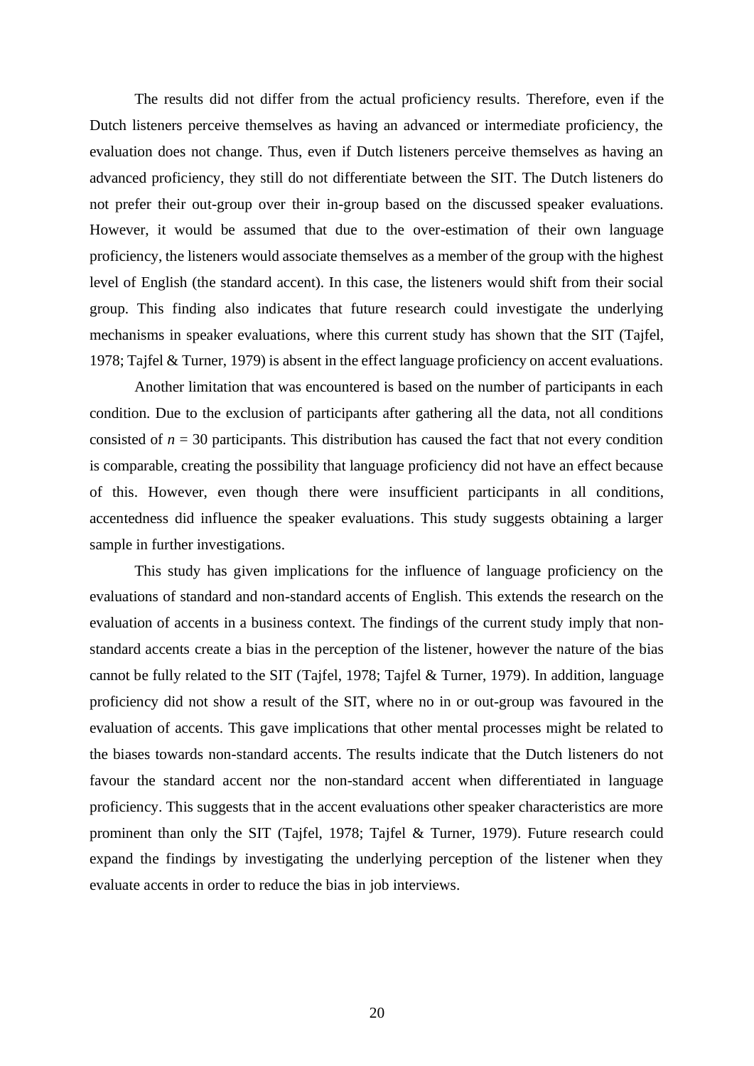The results did not differ from the actual proficiency results. Therefore, even if the Dutch listeners perceive themselves as having an advanced or intermediate proficiency, the evaluation does not change. Thus, even if Dutch listeners perceive themselves as having an advanced proficiency, they still do not differentiate between the SIT. The Dutch listeners do not prefer their out-group over their in-group based on the discussed speaker evaluations. However, it would be assumed that due to the over-estimation of their own language proficiency, the listeners would associate themselves as a member of the group with the highest level of English (the standard accent). In this case, the listeners would shift from their social group. This finding also indicates that future research could investigate the underlying mechanisms in speaker evaluations, where this current study has shown that the SIT (Tajfel, 1978; Tajfel & Turner, 1979) is absent in the effect language proficiency on accent evaluations.

Another limitation that was encountered is based on the number of participants in each condition. Due to the exclusion of participants after gathering all the data, not all conditions consisted of $n = 30$ participants. This distribution has caused the fact that not every condition is comparable, creating the possibility that language proficiency did not have an effect because of this. However, even though there were insufficient participants in all conditions, accentedness did influence the speaker evaluations. This study suggests obtaining a larger sample in further investigations.

This study has given implications for the influence of language proficiency on the evaluations of standard and non-standard accents of English. This extends the research on the evaluation of accents in a business context. The findings of the current study imply that non-standard accents create a bias in the perception of the listener, however the nature of the bias cannot be fully related to the SIT (Tajfel, 1978; Tajfel & Turner, 1979). In addition, language proficiency did not show a result of the SIT, where no in or out-group was favoured in the evaluation of accents. This gave implications that other mental processes might be related to the biases towards non-standard accents. The results indicate that the Dutch listeners do not favour the standard accent nor the non-standard accent when differentiated in language proficiency. This suggests that in the accent evaluations other speaker characteristics are more prominent than only the SIT (Tajfel, 1978; Tajfel & Turner, 1979). Future research could expand the findings by investigating the underlying perception of the listener when they evaluate accents in order to reduce the bias in job interviews.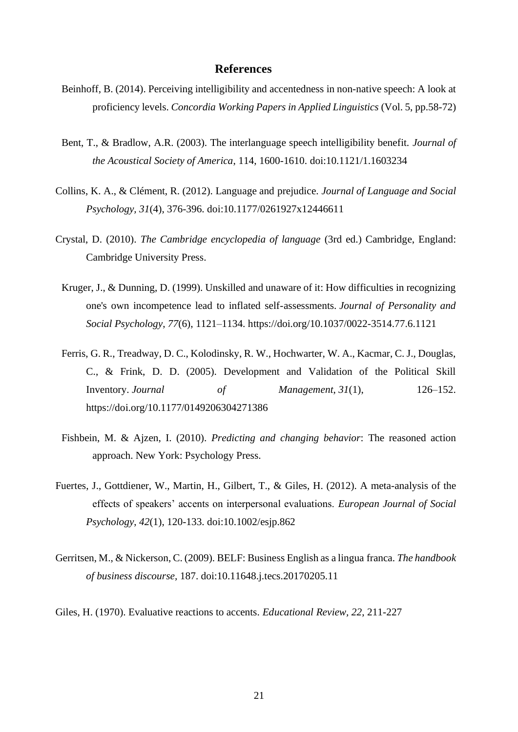## References

Beinhoff, B. (2014). Perceiving intelligibility and accentedness in non-native speech: A look at proficiency levels. *Concordia Working Papers in Applied Linguistics* (Vol. 5, pp.58-72)

Bent, T., & Bradlow, A.R. (2003). The interlanguage speech intelligibility benefit. *Journal of the Acoustical Society of America*, 114, 1600-1610. doi:10.1121/1.1603234

Collins, K. A., & Clément, R. (2012). Language and prejudice. *Journal of Language and Social Psychology*, *31*(4), 376-396. doi:10.1177/0261927x12446611

Crystal, D. (2010). *The Cambridge encyclopedia of language* (3rd ed.) Cambridge, England: Cambridge University Press.

Kruger, J., & Dunning, D. (1999). Unskilled and unaware of it: How difficulties in recognizing one's own incompetence lead to inflated self-assessments. *Journal of Personality and Social Psychology*, *77*(6), 1121–1134. https://doi.org/10.1037/0022-3514.77.6.1121

Ferris, G. R., Treadway, D. C., Kolodinsky, R. W., Hochwarter, W. A., Kacmar, C. J., Douglas, C., & Frink, D. D. (2005). Development and Validation of the Political Skill Inventory. *Journal of Management*, *31*(1), 126–152. https://doi.org/10.1177/0149206304271386

Fishbein, M. & Ajzen, I. (2010). *Predicting and changing behavior*: The reasoned action approach. New York: Psychology Press.

Fuertes, J., Gottdiener, W., Martin, H., Gilbert, T., & Giles, H. (2012). A meta-analysis of the effects of speakers' accents on interpersonal evaluations. *European Journal of Social Psychology*, *42*(1), 120-133. doi:10.1002/esjp.862

Gerritsen, M., & Nickerson, C. (2009). BELF: Business English as a lingua franca. *The handbook of business discourse,* 187. doi:10.11648.j.tecs.20170205.11

Giles, H. (1970). Evaluative reactions to accents. *Educational Review*, *22*, 211-227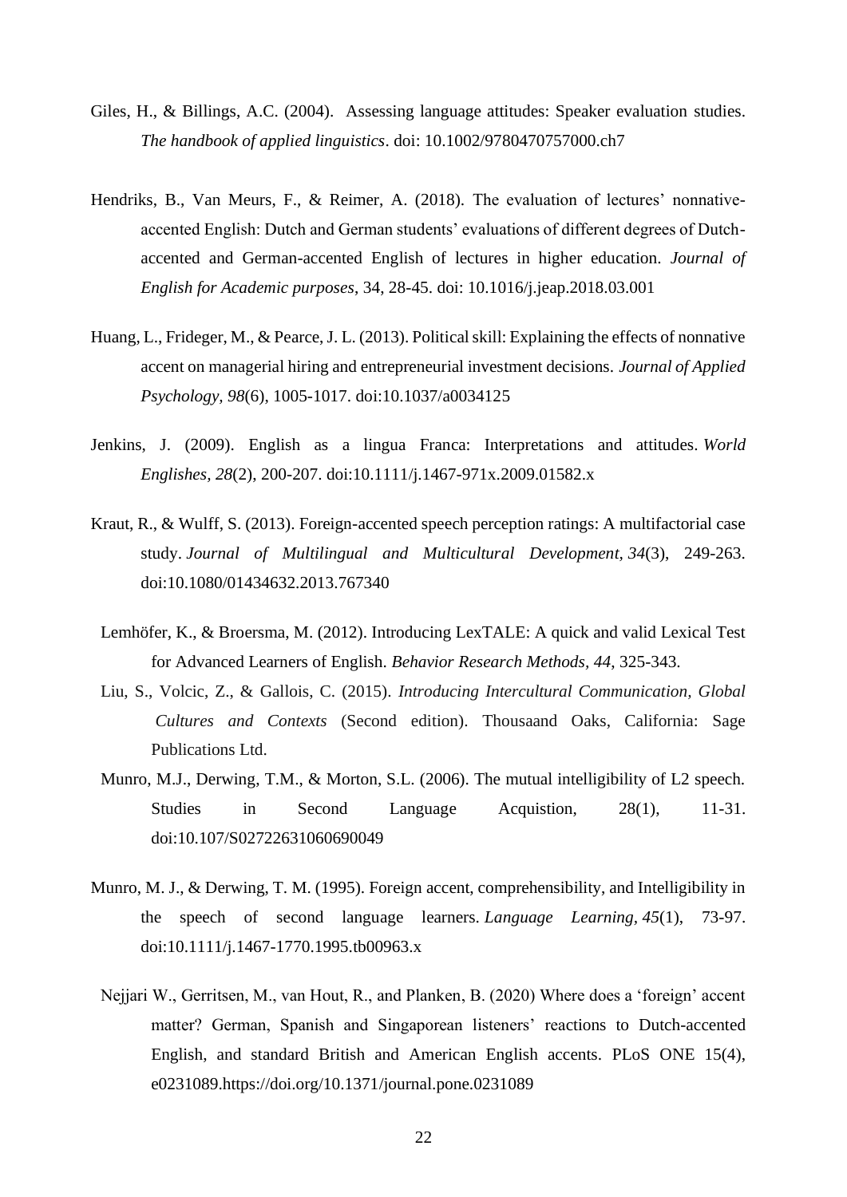Giles, H., & Billings, A.C. (2004). Assessing language attitudes: Speaker evaluation studies. *The handbook of applied linguistics*. doi: 10.1002/9780470757000.ch7

Hendriks, B., Van Meurs, F., & Reimer, A. (2018). The evaluation of lectures' nonnative-accented English: Dutch and German students' evaluations of different degrees of Dutch-accented and German-accented English of lectures in higher education. *Journal of English for Academic purposes*, 34, 28-45. doi: 10.1016/j.jeap.2018.03.001

Huang, L., Frideger, M., & Pearce, J. L. (2013). Political skill: Explaining the effects of nonnative accent on managerial hiring and entrepreneurial investment decisions. *Journal of Applied Psychology, 98*(6), 1005-1017. doi:10.1037/a0034125

Jenkins, J. (2009). English as a lingua Franca: Interpretations and attitudes. *World Englishes, 28*(2), 200-207. doi:10.1111/j.1467-971x.2009.01582.x

Kraut, R., & Wulff, S. (2013). Foreign-accented speech perception ratings: A multifactorial case study. *Journal of Multilingual and Multicultural Development, 34*(3), 249-263. doi:10.1080/01434632.2013.767340

Lemhöfer, K., & Broersma, M. (2012). Introducing LexTALE: A quick and valid Lexical Test for Advanced Learners of English. *Behavior Research Methods, 44*, 325-343.

Liu, S., Volcic, Z., & Gallois, C. (2015). *Introducing Intercultural Communication, Global Cultures and Contexts* (Second edition). Thousaand Oaks, California: Sage Publications Ltd.

Munro, M.J., Derwing, T.M., & Morton, S.L. (2006). The mutual intelligibility of L2 speech. Studies in Second Language Acquistion, 28(1), 11-31. doi:10.107/S02722631060690049

Munro, M. J., & Derwing, T. M. (1995). Foreign accent, comprehensibility, and Intelligibility in the speech of second language learners. *Language Learning, 45*(1), 73-97. doi:10.1111/j.1467-1770.1995.tb00963.x

Nejjari W., Gerritsen, M., van Hout, R., and Planken, B. (2020) Where does a 'foreign' accent matter? German, Spanish and Singaporean listeners' reactions to Dutch-accented English, and standard British and American English accents. PLoS ONE 15(4), e0231089.https://doi.org/10.1371/journal.pone.0231089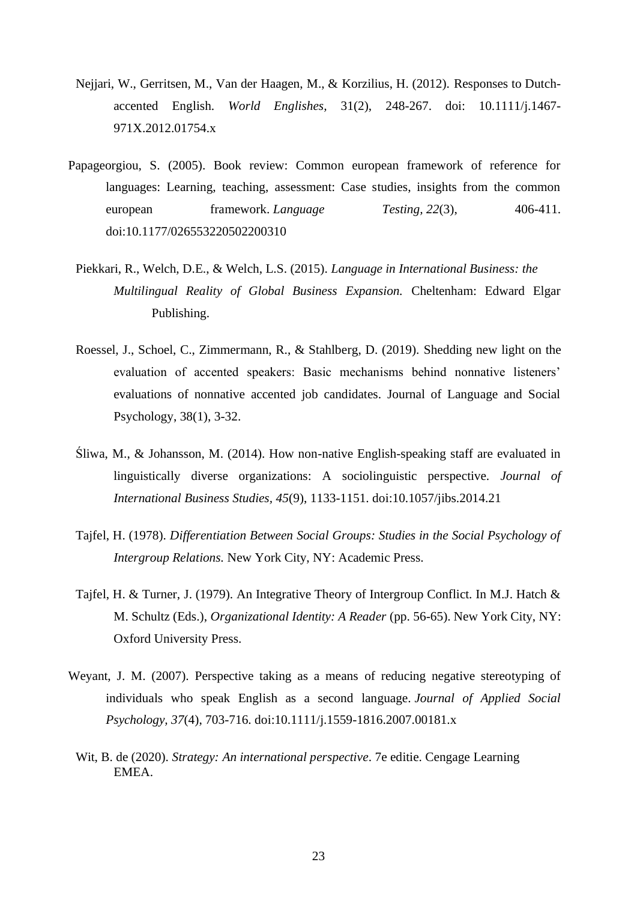Nejjari, W., Gerritsen, M., Van der Haagen, M., & Korzilius, H. (2012). Responses to Dutch-accented English. *World Englishes*, 31(2), 248-267. doi: 10.1111/j.1467-971X.2012.01754.x

Papageorgiou, S. (2005). Book review: Common european framework of reference for languages: Learning, teaching, assessment: Case studies, insights from the common european framework. *Language Testing*, *22*(3), 406-411. doi:10.1177/026553220502200310

Piekkari, R., Welch, D.E., & Welch, L.S. (2015). *Language in International Business: the Multilingual Reality of Global Business Expansion.* Cheltenham: Edward Elgar Publishing.

Roessel, J., Schoel, C., Zimmermann, R., & Stahlberg, D. (2019). Shedding new light on the evaluation of accented speakers: Basic mechanisms behind nonnative listeners' evaluations of nonnative accented job candidates. Journal of Language and Social Psychology, 38(1), 3-32.

Śliwa, M., & Johansson, M. (2014). How non-native English-speaking staff are evaluated in linguistically diverse organizations: A sociolinguistic perspective. *Journal of International Business Studies*, *45*(9), 1133-1151. doi:10.1057/jibs.2014.21

Tajfel, H. (1978). *Differentiation Between Social Groups: Studies in the Social Psychology of Intergroup Relations.* New York City, NY: Academic Press.

Tajfel, H. & Turner, J. (1979). An Integrative Theory of Intergroup Conflict. In M.J. Hatch & M. Schultz (Eds.), *Organizational Identity: A Reader* (pp. 56-65). New York City, NY: Oxford University Press.

Weyant, J. M. (2007). Perspective taking as a means of reducing negative stereotyping of individuals who speak English as a second language. *Journal of Applied Social Psychology*, *37*(4), 703-716. doi:10.1111/j.1559-1816.2007.00181.x

Wit, B. de (2020). *Strategy: An international perspective*. 7e editie. Cengage Learning EMEA.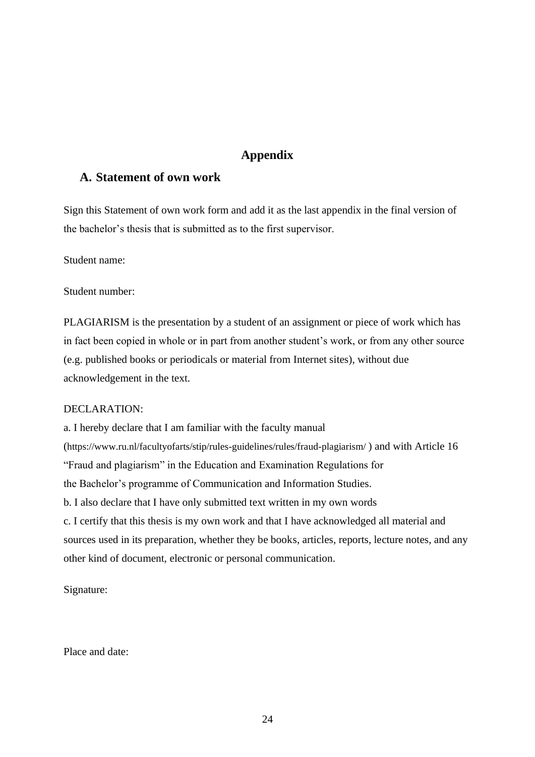# Appendix

## A. Statement of own work

Sign this Statement of own work form and add it as the last appendix in the final version of the bachelor's thesis that is submitted as to the first supervisor.

Student name:

Student number:

PLAGIARISM is the presentation by a student of an assignment or piece of work which has in fact been copied in whole or in part from another student's work, or from any other source (e.g. published books or periodicals or material from Internet sites), without due acknowledgement in the text.

DECLARATION:

a. I hereby declare that I am familiar with the faculty manual (https://www.ru.nl/facultyofarts/stip/rules-guidelines/rules/fraud-plagiarism/ ) and with Article 16 "Fraud and plagiarism" in the Education and Examination Regulations for the Bachelor's programme of Communication and Information Studies.

b. I also declare that I have only submitted text written in my own words

c. I certify that this thesis is my own work and that I have acknowledged all material and sources used in its preparation, whether they be books, articles, reports, lecture notes, and any other kind of document, electronic or personal communication.

Signature:

Place and date: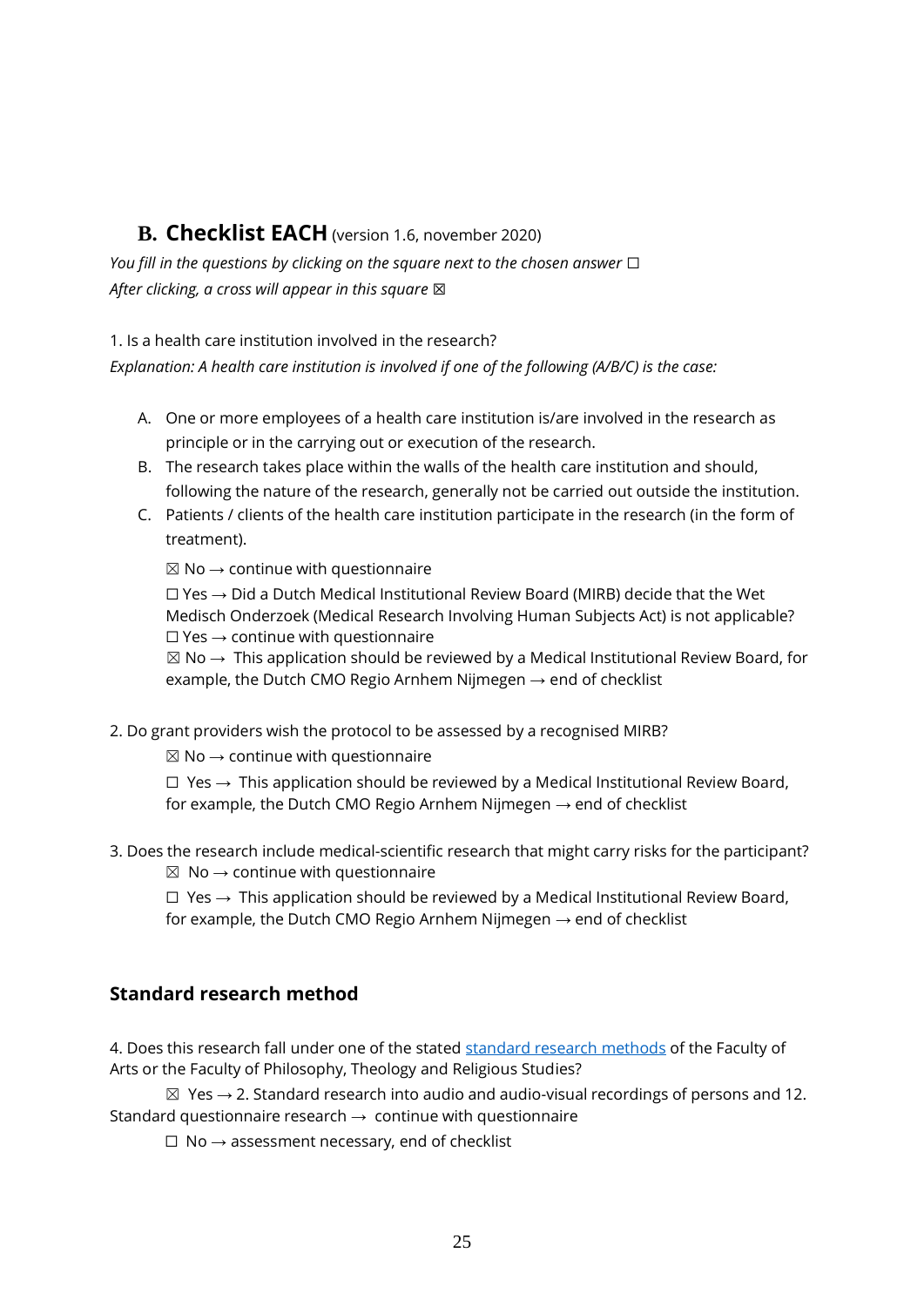## B. Checklist EACH (version 1.6, november 2020)

*You fill in the questions by clicking on the square next to the chosen answer ☐*
*After clicking, a cross will appear in this square ☒*

1. Is a health care institution involved in the research?
*Explanation: A health care institution is involved if one of the following (A/B/C) is the case:*

   A. One or more employees of a health care institution is/are involved in the research as principle or in the carrying out or execution of the research.
   B. The research takes place within the walls of the health care institution and should, following the nature of the research, generally not be carried out outside the institution.
   C. Patients / clients of the health care institution participate in the research (in the form of treatment).

   ☒ No → continue with questionnaire

   ☐ Yes → Did a Dutch Medical Institutional Review Board (MIRB) decide that the Wet Medisch Onderzoek (Medical Research Involving Human Subjects Act) is not applicable?
   ☐ Yes → continue with questionnaire
   ☒ No → This application should be reviewed by a Medical Institutional Review Board, for example, the Dutch CMO Regio Arnhem Nijmegen → end of checklist

2. Do grant providers wish the protocol to be assessed by a recognised MIRB?

   ☒ No → continue with questionnaire

   ☐ Yes → This application should be reviewed by a Medical Institutional Review Board, for example, the Dutch CMO Regio Arnhem Nijmegen → end of checklist

3. Does the research include medical-scientific research that might carry risks for the participant?

   ☒ No → continue with questionnaire

   ☐ Yes → This application should be reviewed by a Medical Institutional Review Board, for example, the Dutch CMO Regio Arnhem Nijmegen → end of checklist

### Standard research method

4. Does this research fall under one of the stated [standard research methods]() of the Faculty of Arts or the Faculty of Philosophy, Theology and Religious Studies?

   ☒ Yes → 2. Standard research into audio and audio-visual recordings of persons and 12. Standard questionnaire research → continue with questionnaire

   ☐ No → assessment necessary, end of checklist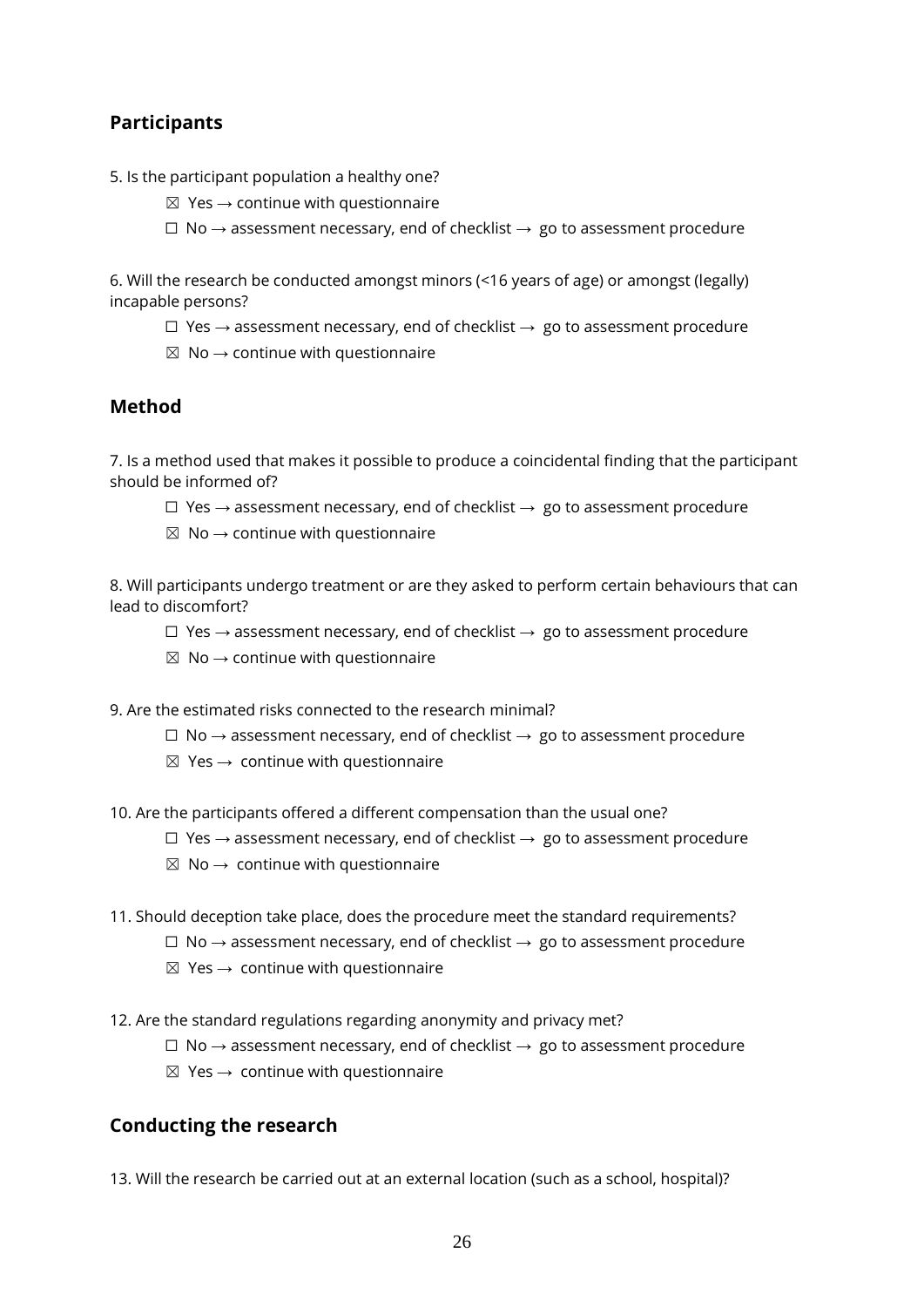## Participants

5. Is the participant population a healthy one?

☒ Yes → continue with questionnaire

☐ No → assessment necessary, end of checklist → go to assessment procedure

6. Will the research be conducted amongst minors (<16 years of age) or amongst (legally) incapable persons?

☐ Yes → assessment necessary, end of checklist → go to assessment procedure

☒ No → continue with questionnaire

## Method

7. Is a method used that makes it possible to produce a coincidental finding that the participant should be informed of?

☐ Yes → assessment necessary, end of checklist → go to assessment procedure

☒ No → continue with questionnaire

8. Will participants undergo treatment or are they asked to perform certain behaviours that can lead to discomfort?

☐ Yes → assessment necessary, end of checklist → go to assessment procedure

☒ No → continue with questionnaire

9. Are the estimated risks connected to the research minimal?

☐ No → assessment necessary, end of checklist → go to assessment procedure

☒ Yes → continue with questionnaire

10. Are the participants offered a different compensation than the usual one?

☐ Yes → assessment necessary, end of checklist → go to assessment procedure

☒ No → continue with questionnaire

11. Should deception take place, does the procedure meet the standard requirements?

☐ No → assessment necessary, end of checklist → go to assessment procedure

☒ Yes → continue with questionnaire

12. Are the standard regulations regarding anonymity and privacy met?

☐ No → assessment necessary, end of checklist → go to assessment procedure

☒ Yes → continue with questionnaire

## Conducting the research

13. Will the research be carried out at an external location (such as a school, hospital)?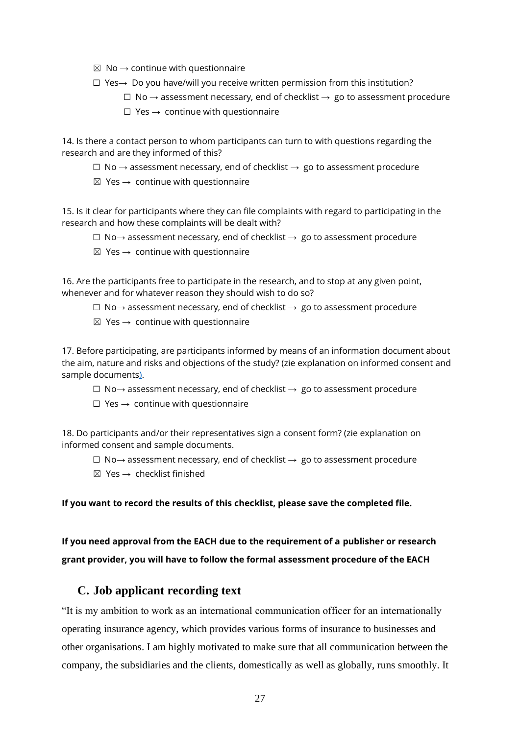☒ No → continue with questionnaire

☐ Yes→ Do you have/will you receive written permission from this institution?

☐ No → assessment necessary, end of checklist → go to assessment procedure

☐ Yes → continue with questionnaire

14. Is there a contact person to whom participants can turn to with questions regarding the research and are they informed of this?

☐ No → assessment necessary, end of checklist → go to assessment procedure

☒ Yes → continue with questionnaire

15. Is it clear for participants where they can file complaints with regard to participating in the research and how these complaints will be dealt with?

☐ No→ assessment necessary, end of checklist → go to assessment procedure

☒ Yes → continue with questionnaire

16. Are the participants free to participate in the research, and to stop at any given point, whenever and for whatever reason they should wish to do so?

☐ No→ assessment necessary, end of checklist → go to assessment procedure

☒ Yes → continue with questionnaire

17. Before participating, are participants informed by means of an information document about the aim, nature and risks and objections of the study? (zie explanation on informed consent and sample documents).

☐ No→ assessment necessary, end of checklist → go to assessment procedure

☐ Yes → continue with questionnaire

18. Do participants and/or their representatives sign a consent form? (zie explanation on informed consent and sample documents.

☐ No→ assessment necessary, end of checklist → go to assessment procedure

☒ Yes → checklist finished

**If you want to record the results of this checklist, please save the completed file.**

**If you need approval from the EACH due to the requirement of a publisher or research grant provider, you will have to follow the formal assessment procedure of the EACH**

## C. Job applicant recording text

"It is my ambition to work as an international communication officer for an internationally operating insurance agency, which provides various forms of insurance to businesses and other organisations. I am highly motivated to make sure that all communication between the company, the subsidiaries and the clients, domestically as well as globally, runs smoothly. It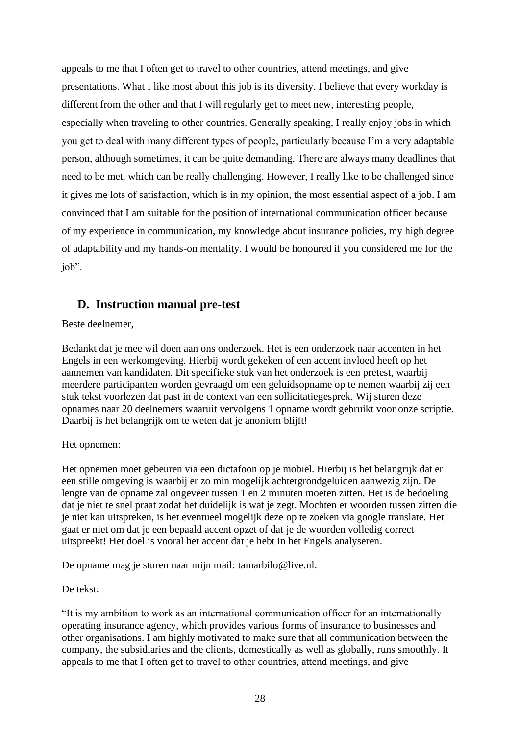appeals to me that I often get to travel to other countries, attend meetings, and give presentations. What I like most about this job is its diversity. I believe that every workday is different from the other and that I will regularly get to meet new, interesting people, especially when traveling to other countries. Generally speaking, I really enjoy jobs in which you get to deal with many different types of people, particularly because I'm a very adaptable person, although sometimes, it can be quite demanding. There are always many deadlines that need to be met, which can be really challenging. However, I really like to be challenged since it gives me lots of satisfaction, which is in my opinion, the most essential aspect of a job. I am convinced that I am suitable for the position of international communication officer because of my experience in communication, my knowledge about insurance policies, my high degree of adaptability and my hands-on mentality. I would be honoured if you considered me for the job".

## D. Instruction manual pre-test

Beste deelnemer,

Bedankt dat je mee wil doen aan ons onderzoek. Het is een onderzoek naar accenten in het Engels in een werkomgeving. Hierbij wordt gekeken of een accent invloed heeft op het aannemen van kandidaten. Dit specifieke stuk van het onderzoek is een pretest, waarbij meerdere participanten worden gevraagd om een geluidsopname op te nemen waarbij zij een stuk tekst voorlezen dat past in de context van een sollicitatiegesprek. Wij sturen deze opnames naar 20 deelnemers waaruit vervolgens 1 opname wordt gebruikt voor onze scriptie. Daarbij is het belangrijk om te weten dat je anoniem blijft!

Het opnemen:

Het opnemen moet gebeuren via een dictafoon op je mobiel. Hierbij is het belangrijk dat er een stille omgeving is waarbij er zo min mogelijk achtergrondgeluiden aanwezig zijn. De lengte van de opname zal ongeveer tussen 1 en 2 minuten moeten zitten. Het is de bedoeling dat je niet te snel praat zodat het duidelijk is wat je zegt. Mochten er woorden tussen zitten die je niet kan uitspreken, is het eventueel mogelijk deze op te zoeken via google translate. Het gaat er niet om dat je een bepaald accent opzet of dat je de woorden volledig correct uitspreekt! Het doel is vooral het accent dat je hebt in het Engels analyseren.

De opname mag je sturen naar mijn mail: tamarbilo@live.nl.

De tekst:

"It is my ambition to work as an international communication officer for an internationally operating insurance agency, which provides various forms of insurance to businesses and other organisations. I am highly motivated to make sure that all communication between the company, the subsidiaries and the clients, domestically as well as globally, runs smoothly. It appeals to me that I often get to travel to other countries, attend meetings, and give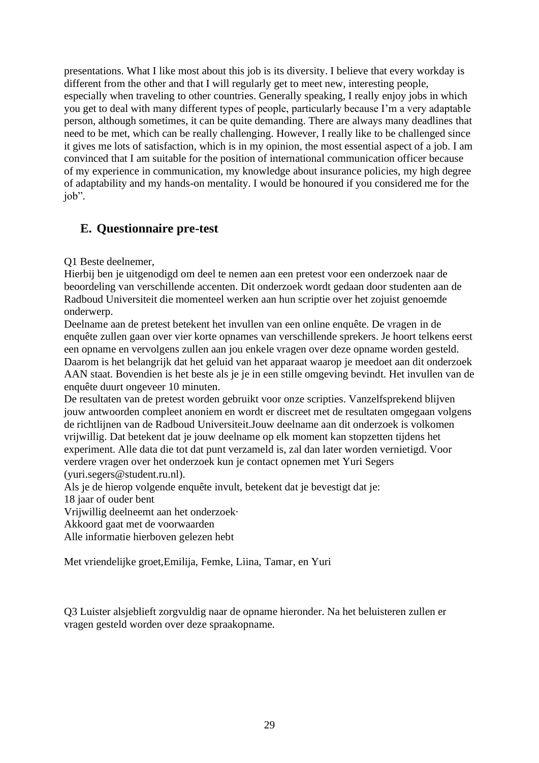presentations. What I like most about this job is its diversity. I believe that every workday is different from the other and that I will regularly get to meet new, interesting people, especially when traveling to other countries. Generally speaking, I really enjoy jobs in which you get to deal with many different types of people, particularly because I'm a very adaptable person, although sometimes, it can be quite demanding. There are always many deadlines that need to be met, which can be really challenging. However, I really like to be challenged since it gives me lots of satisfaction, which is in my opinion, the most essential aspect of a job. I am convinced that I am suitable for the position of international communication officer because of my experience in communication, my knowledge about insurance policies, my high degree of adaptability and my hands-on mentality. I would be honoured if you considered me for the job".

## E. Questionnaire pre-test

Q1 Beste deelnemer,
Hierbij ben je uitgenodigd om deel te nemen aan een pretest voor een onderzoek naar de beoordeling van verschillende accenten. Dit onderzoek wordt gedaan door studenten aan de Radboud Universiteit die momenteel werken aan hun scriptie over het zojuist genoemde onderwerp.
Deelname aan de pretest betekent het invullen van een online enquête. De vragen in de enquête zullen gaan over vier korte opnames van verschillende sprekers. Je hoort telkens eerst een opname en vervolgens zullen aan jou enkele vragen over deze opname worden gesteld. Daarom is het belangrijk dat het geluid van het apparaat waarop je meedoet aan dit onderzoek AAN staat. Bovendien is het beste als je je in een stille omgeving bevindt. Het invullen van de enquête duurt ongeveer 10 minuten.
De resultaten van de pretest worden gebruikt voor onze scripties. Vanzelfsprekend blijven jouw antwoorden compleet anoniem en wordt er discreet met de resultaten omgegaan volgens de richtlijnen van de Radboud Universiteit.Jouw deelname aan dit onderzoek is volkomen vrijwillig. Dat betekent dat je jouw deelname op elk moment kan stopzetten tijdens het experiment. Alle data die tot dat punt verzameld is, zal dan later worden vernietigd. Voor verdere vragen over het onderzoek kun je contact opnemen met Yuri Segers (yuri.segers@student.ru.nl).
Als je de hierop volgende enquête invult, betekent dat je bevestigt dat je:
18 jaar of ouder bent
Vrijwillig deelneemt aan het onderzoek·
Akkoord gaat met de voorwaarden
Alle informatie hierboven gelezen hebt

Met vriendelijke groet,Emilija, Femke, Liina, Tamar, en Yuri

Q3 Luister alsjeblieft zorgvuldig naar de opname hieronder. Na het beluisteren zullen er vragen gesteld worden over deze spraakopname.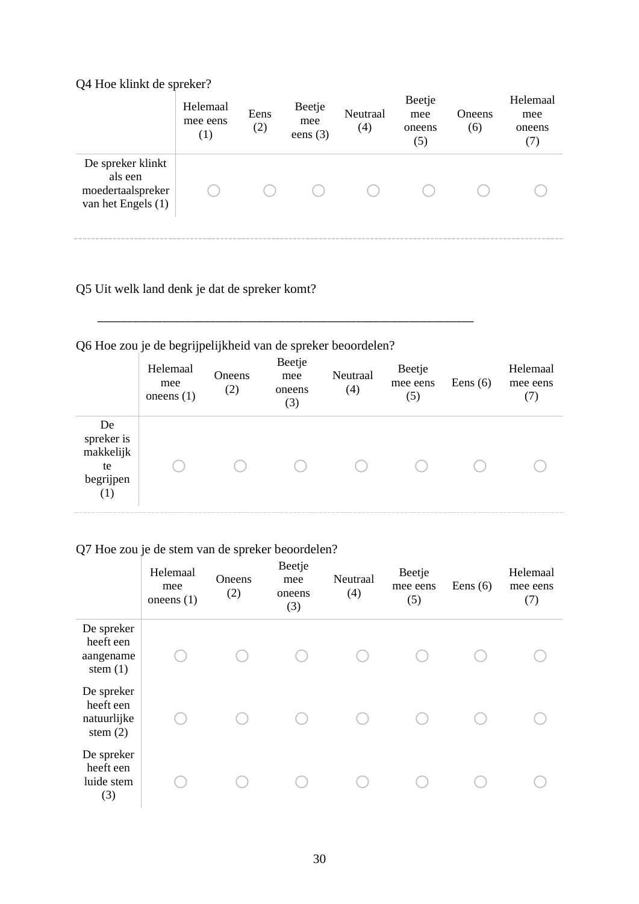Q4 Hoe klinkt de spreker?

| | Helemaal mee eens (1) | Eens (2) | Beetje mee eens (3) | Neutraal (4) | Beetje mee oneens (5) | Oneens (6) | Helemaal mee oneens (7) |
|---|---|---|---|---|---|---|---|
| De spreker klinkt als een moedertaalspreker van het Engels (1) | ○ | ○ | ○ | ○ | ○ | ○ | ○ |

---

Q5 Uit welk land denk je dat de spreker komt?

________________________________________________________________

Q6 Hoe zou je de begrijpelijkheid van de spreker beoordelen?

| | Helemaal mee oneens (1) | Oneens (2) | Beetje mee oneens (3) | Neutraal (4) | Beetje mee eens (5) | Eens (6) | Helemaal mee eens (7) |
|---|---|---|---|---|---|---|---|
| De spreker is makkelijk te begrijpen (1) | ○ | ○ | ○ | ○ | ○ | ○ | ○ |

---

Q7 Hoe zou je de stem van de spreker beoordelen?

| | Helemaal mee oneens (1) | Oneens (2) | Beetje mee oneens (3) | Neutraal (4) | Beetje mee eens (5) | Eens (6) | Helemaal mee eens (7) |
|---|---|---|---|---|---|---|---|
| De spreker heeft een aangename stem (1) | ○ | ○ | ○ | ○ | ○ | ○ | ○ |
| De spreker heeft een natuurlijke stem (2) | ○ | ○ | ○ | ○ | ○ | ○ | ○ |
| De spreker heeft een luide stem (3) | ○ | ○ | ○ | ○ | ○ | ○ | ○ |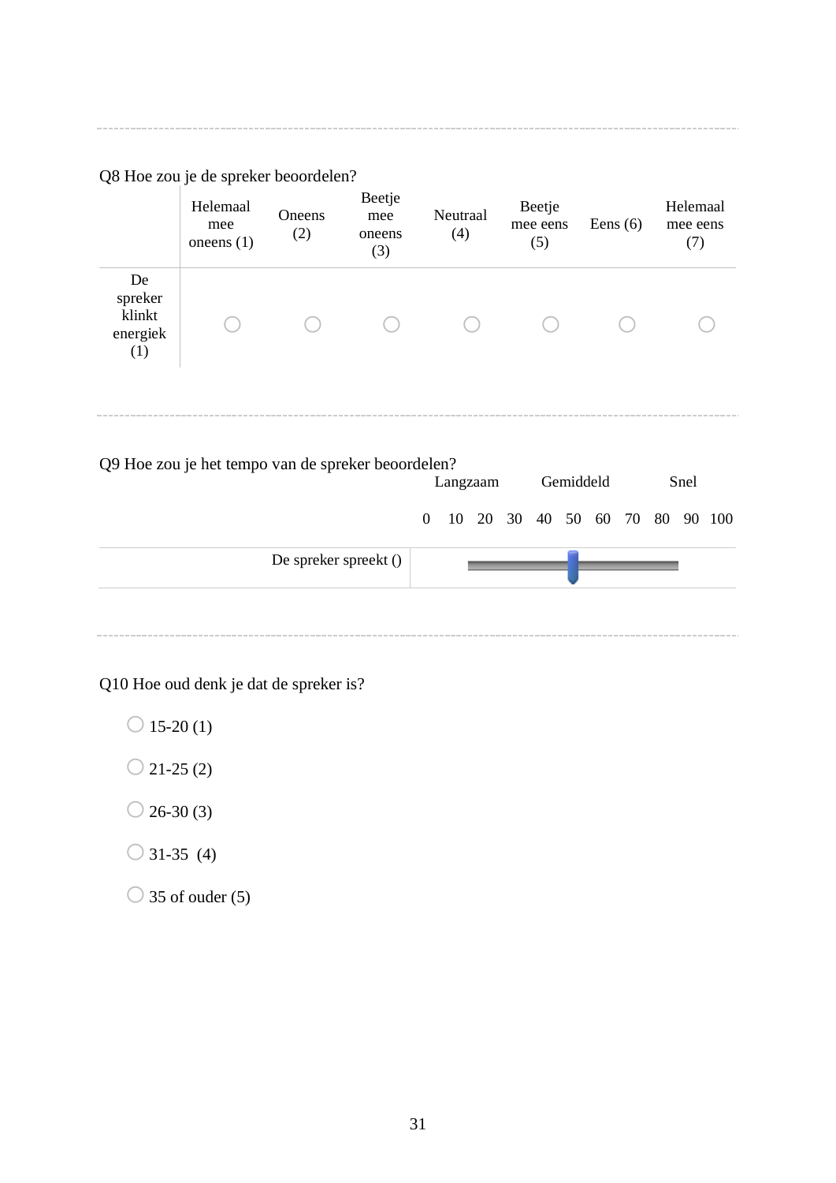Q8 Hoe zou je de spreker beoordelen?

| | Helemaal mee oneens (1) | Oneens (2) | Beetje mee oneens (3) | Neutraal (4) | Beetje mee eens (5) | Eens (6) | Helemaal mee eens (7) |
|---|---|---|---|---|---|---|---|
| De spreker klinkt energiek (1) | ○ | ○ | ○ | ○ | ○ | ○ | ○ |

---

Q9 Hoe zou je het tempo van de spreker beoordelen?

| | Langzaam | Gemiddeld | Snel |
|---|---|---|---|
| | 0 10 20 30 | 40 50 60 70 | 80 90 100 |
| De spreker spreekt () | | | |

---

Q10 Hoe oud denk je dat de spreker is?

○ 15-20 (1)

○ 21-25 (2)

○ 26-30 (3)

○ 31-35 (4)

○ 35 of ouder (5)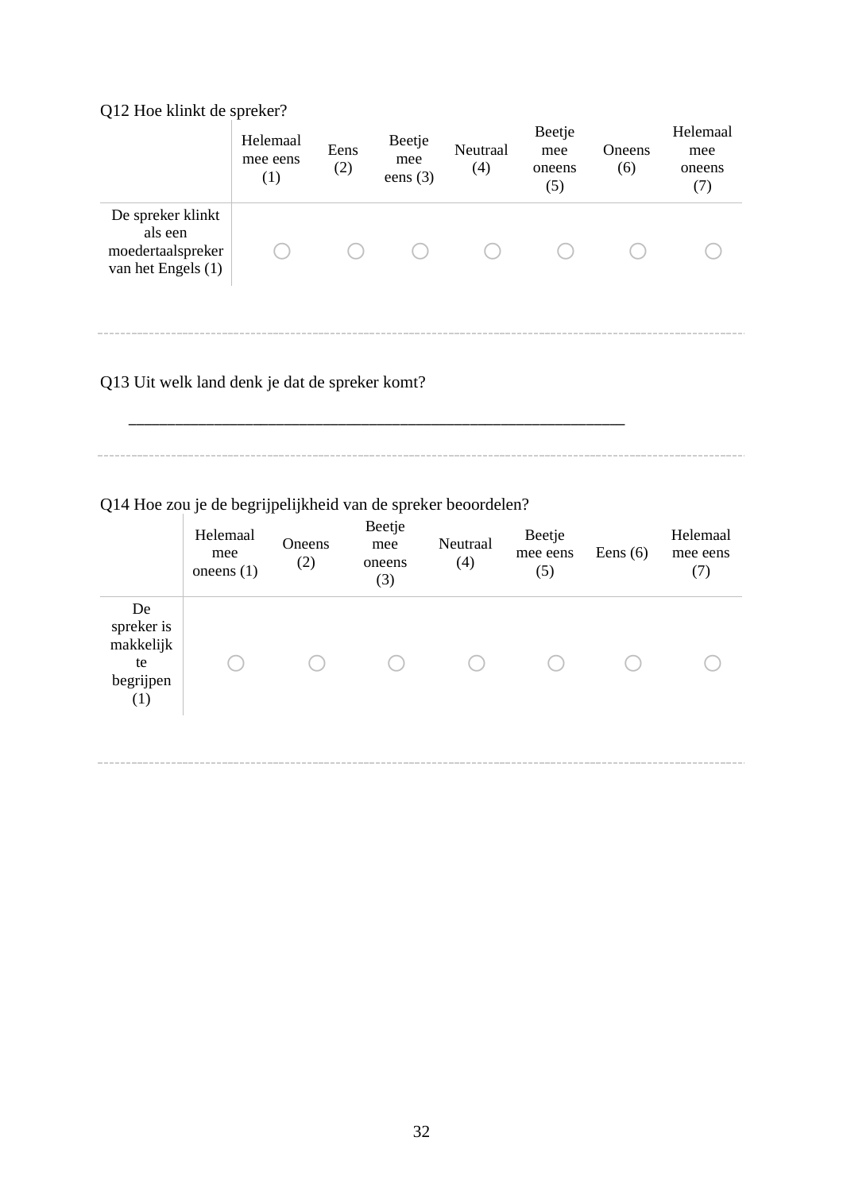Q12 Hoe klinkt de spreker?

| | Helemaal mee eens (1) | Eens (2) | Beetje mee eens (3) | Neutraal (4) | Beetje mee oneens (5) | Oneens (6) | Helemaal mee oneens (7) |
|---|---|---|---|---|---|---|---|
| De spreker klinkt als een moedertaalspreker van het Engels (1) | ○ | ○ | ○ | ○ | ○ | ○ | ○ |

---

Q13 Uit welk land denk je dat de spreker komt?

________________________________________________________________

---

Q14 Hoe zou je de begrijpelijkheid van de spreker beoordelen?

| | Helemaal mee oneens (1) | Oneens (2) | Beetje mee oneens (3) | Neutraal (4) | Beetje mee eens (5) | Eens (6) | Helemaal mee eens (7) |
|---|---|---|---|---|---|---|---|
| De spreker is makkelijk te begrijpen (1) | ○ | ○ | ○ | ○ | ○ | ○ | ○ |

---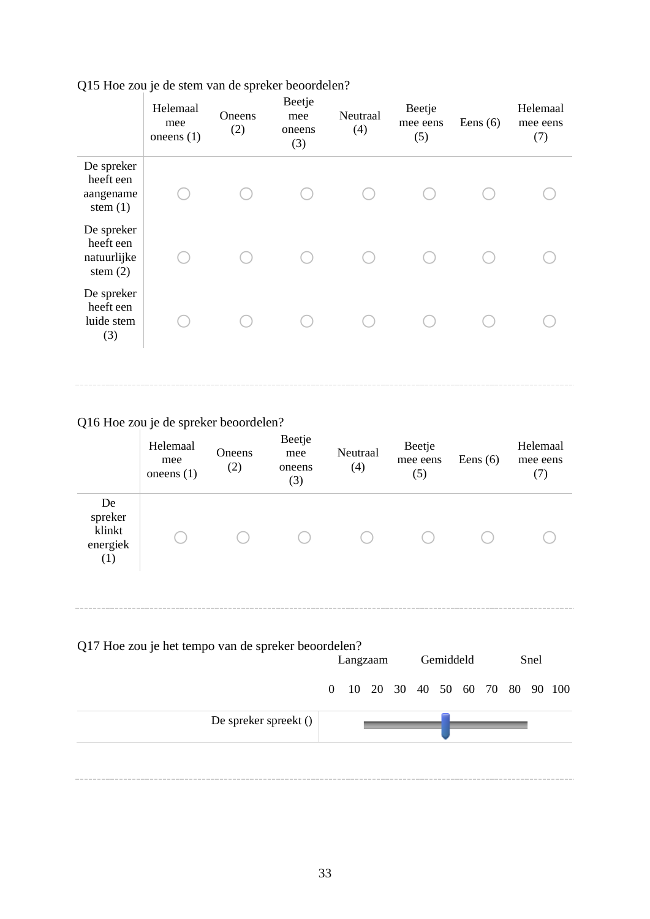Q15 Hoe zou je de stem van de spreker beoordelen?

| | Helemaal mee oneens (1) | Oneens (2) | Beetje mee oneens (3) | Neutraal (4) | Beetje mee eens (5) | Eens (6) | Helemaal mee eens (7) |
|---|---|---|---|---|---|---|---|
| De spreker heeft een aangename stem (1) | ○ | ○ | ○ | ○ | ○ | ○ | ○ |
| De spreker heeft een natuurlijke stem (2) | ○ | ○ | ○ | ○ | ○ | ○ | ○ |
| De spreker heeft een luide stem (3) | ○ | ○ | ○ | ○ | ○ | ○ | ○ |

---

Q16 Hoe zou je de spreker beoordelen?

| | Helemaal mee oneens (1) | Oneens (2) | Beetje mee oneens (3) | Neutraal (4) | Beetje mee eens (5) | Eens (6) | Helemaal mee eens (7) |
|---|---|---|---|---|---|---|---|
| De spreker klinkt energiek (1) | ○ | ○ | ○ | ○ | ○ | ○ | ○ |

---

Q17 Hoe zou je het tempo van de spreker beoordelen?

| | Langzaam — Gemiddeld — Snel<br>0 10 20 30 40 50 60 70 80 90 100 |
|---|---|
| De spreker spreekt () | [slider] |

---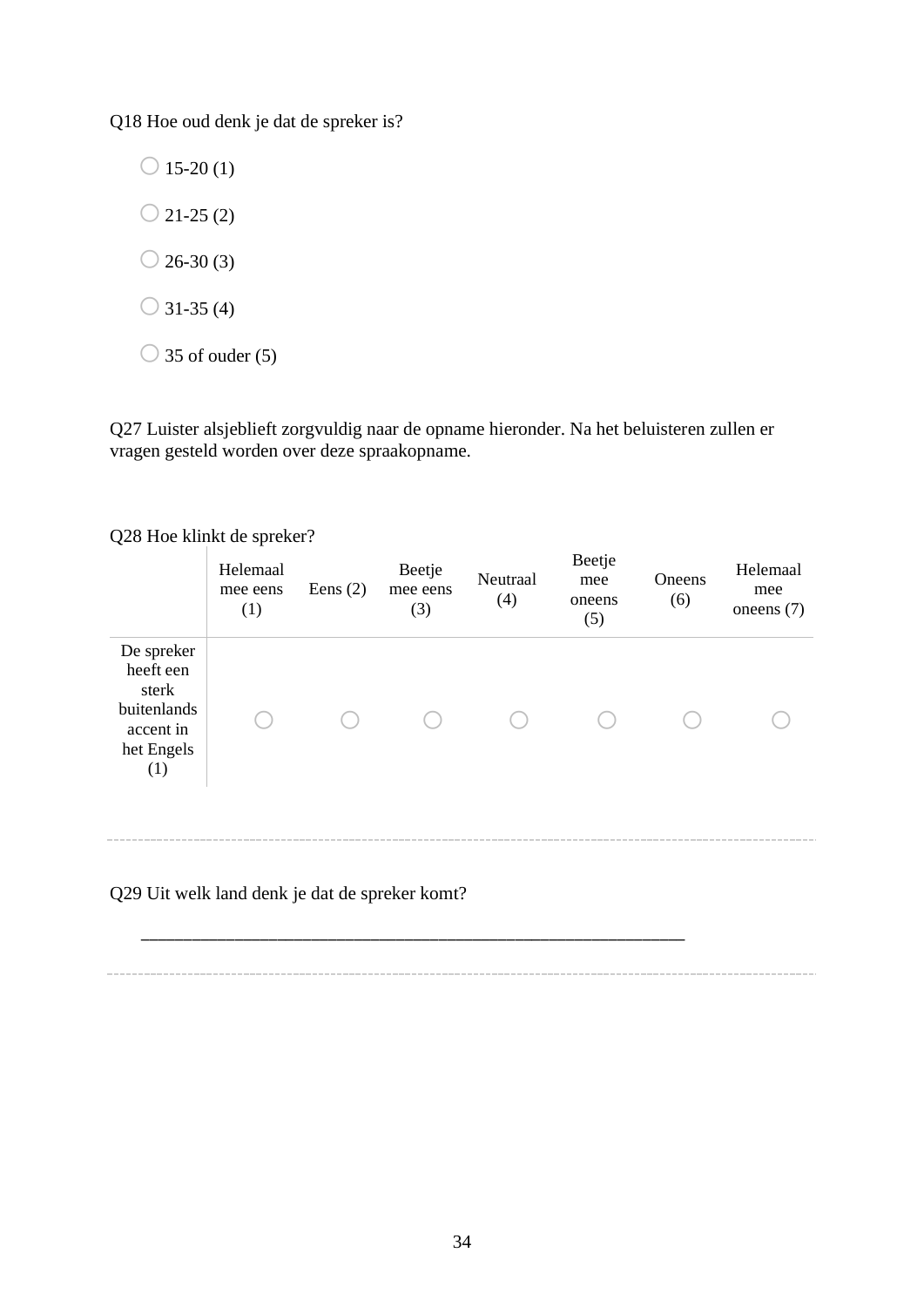Q18 Hoe oud denk je dat de spreker is?

- ○ 15-20 (1)
- ○ 21-25 (2)
- ○ 26-30 (3)
- ○ 31-35 (4)
- ○ 35 of ouder (5)

Q27 Luister alsjeblieft zorgvuldig naar de opname hieronder. Na het beluisteren zullen er vragen gesteld worden over deze spraakopname.

Q28 Hoe klinkt de spreker?

| | Helemaal mee eens (1) | Eens (2) | Beetje mee eens (3) | Neutraal (4) | Beetje mee oneens (5) | Oneens (6) | Helemaal mee oneens (7) |
|---|---|---|---|---|---|---|---|
| De spreker heeft een sterk buitenlands accent in het Engels (1) | ○ | ○ | ○ | ○ | ○ | ○ | ○ |

Q29 Uit welk land denk je dat de spreker komt?

________________________________________________________________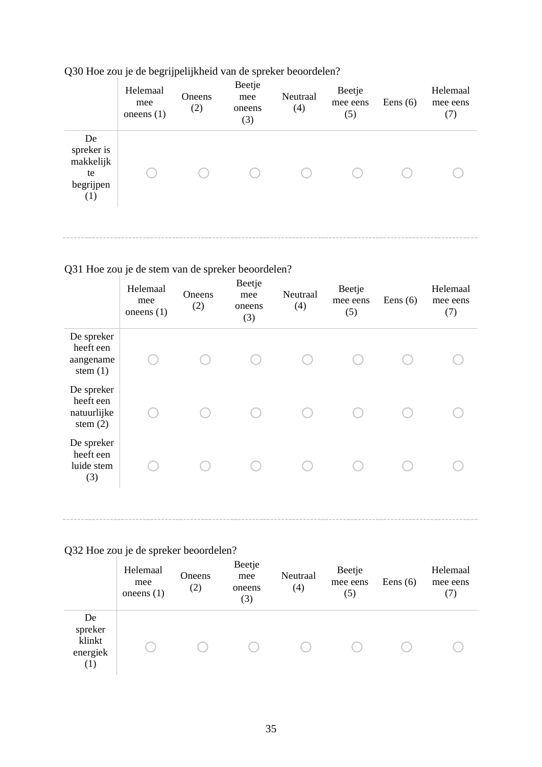Q30 Hoe zou je de begrijpelijkheid van de spreker beoordelen?

| | Helemaal mee oneens (1) | Oneens (2) | Beetje mee oneens (3) | Neutraal (4) | Beetje mee eens (5) | Eens (6) | Helemaal mee eens (7) |
|---|---|---|---|---|---|---|---|
| De spreker is makkelijk te begrijpen (1) | ○ | ○ | ○ | ○ | ○ | ○ | ○ |

---

Q31 Hoe zou je de stem van de spreker beoordelen?

| | Helemaal mee oneens (1) | Oneens (2) | Beetje mee oneens (3) | Neutraal (4) | Beetje mee eens (5) | Eens (6) | Helemaal mee eens (7) |
|---|---|---|---|---|---|---|---|
| De spreker heeft een aangename stem (1) | ○ | ○ | ○ | ○ | ○ | ○ | ○ |
| De spreker heeft een natuurlijke stem (2) | ○ | ○ | ○ | ○ | ○ | ○ | ○ |
| De spreker heeft een luide stem (3) | ○ | ○ | ○ | ○ | ○ | ○ | ○ |

---

Q32 Hoe zou je de spreker beoordelen?

| | Helemaal mee oneens (1) | Oneens (2) | Beetje mee oneens (3) | Neutraal (4) | Beetje mee eens (5) | Eens (6) | Helemaal mee eens (7) |
|---|---|---|---|---|---|---|---|
| De spreker klinkt energiek (1) | ○ | ○ | ○ | ○ | ○ | ○ | ○ |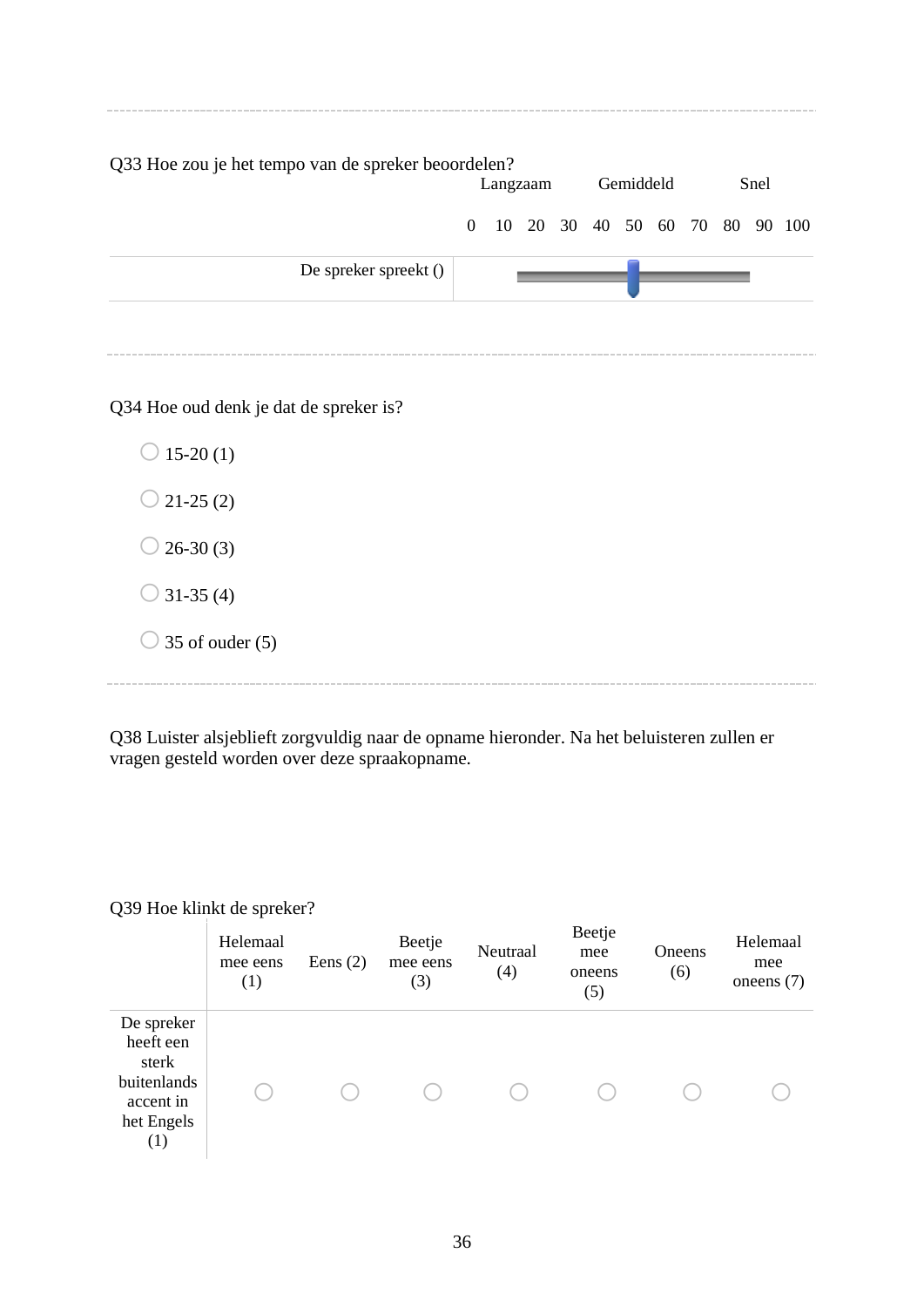Q33 Hoe zou je het tempo van de spreker beoordelen?

| | Langzaam | Gemiddeld | Snel |
|---|---|---|---|
| | 0 10 20 30 | 40 50 60 70 | 80 90 100 |
| De spreker spreekt () | | | |

---

Q34 Hoe oud denk je dat de spreker is?

- 15-20 (1)
- 21-25 (2)
- 26-30 (3)
- 31-35 (4)
- 35 of ouder (5)

---

Q38 Luister alsjeblieft zorgvuldig naar de opname hieronder. Na het beluisteren zullen er vragen gesteld worden over deze spraakopname.

Q39 Hoe klinkt de spreker?

| | Helemaal mee eens (1) | Eens (2) | Beetje mee eens (3) | Neutraal (4) | Beetje mee oneens (5) | Oneens (6) | Helemaal mee oneens (7) |
|---|---|---|---|---|---|---|---|
| De spreker heeft een sterk buitenlands accent in het Engels (1) | ○ | ○ | ○ | ○ | ○ | ○ | ○ |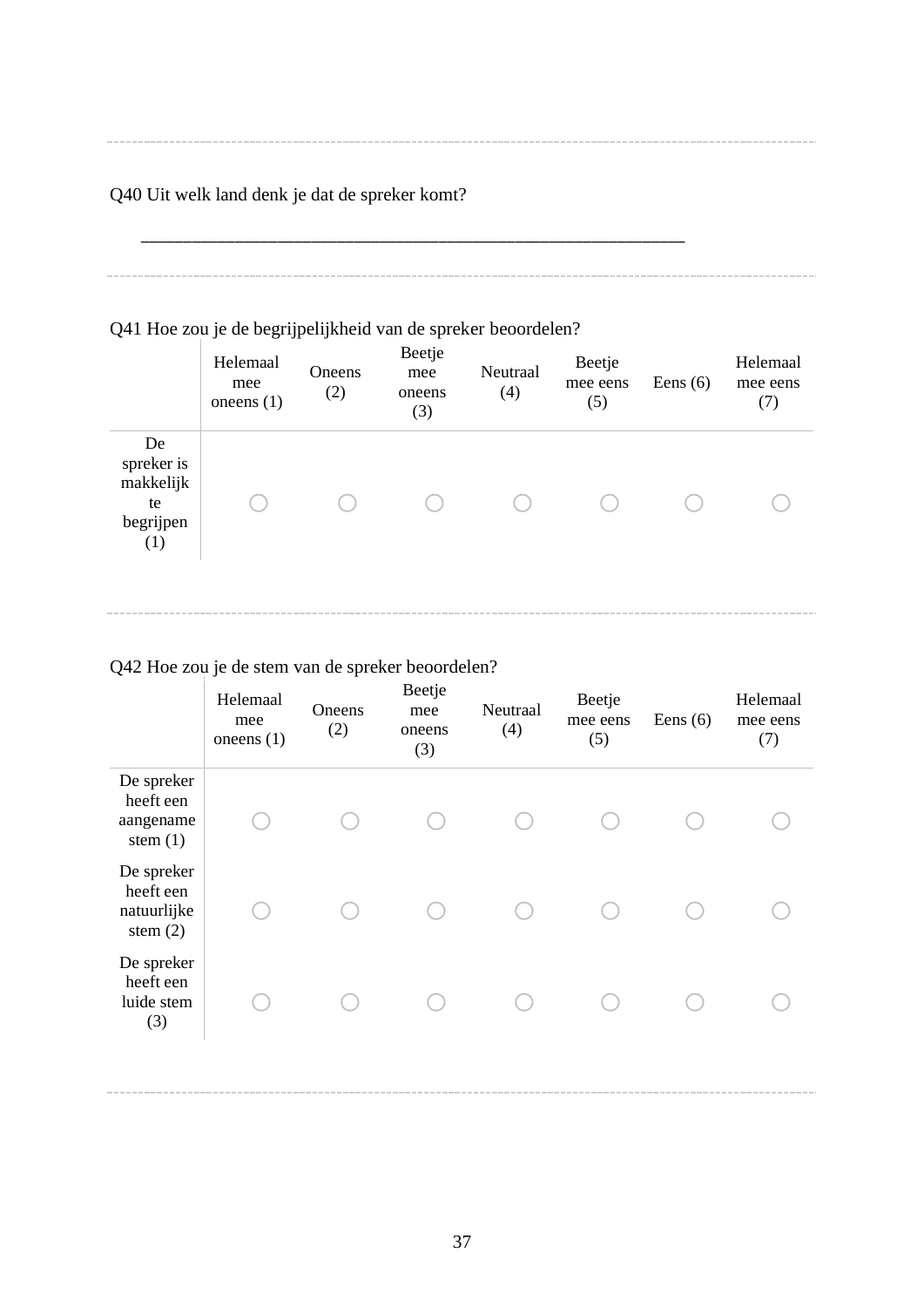Q40 Uit welk land denk je dat de spreker komt?

________________________________________________________________

Q41 Hoe zou je de begrijpelijkheid van de spreker beoordelen?

| | Helemaal mee oneens (1) | Oneens (2) | Beetje mee oneens (3) | Neutraal (4) | Beetje mee eens (5) | Eens (6) | Helemaal mee eens (7) |
|---|---|---|---|---|---|---|---|
| De spreker is makkelijk te begrijpen (1) | ○ | ○ | ○ | ○ | ○ | ○ | ○ |

Q42 Hoe zou je de stem van de spreker beoordelen?

| | Helemaal mee oneens (1) | Oneens (2) | Beetje mee oneens (3) | Neutraal (4) | Beetje mee eens (5) | Eens (6) | Helemaal mee eens (7) |
|---|---|---|---|---|---|---|---|
| De spreker heeft een aangename stem (1) | ○ | ○ | ○ | ○ | ○ | ○ | ○ |
| De spreker heeft een natuurlijke stem (2) | ○ | ○ | ○ | ○ | ○ | ○ | ○ |
| De spreker heeft een luide stem (3) | ○ | ○ | ○ | ○ | ○ | ○ | ○ |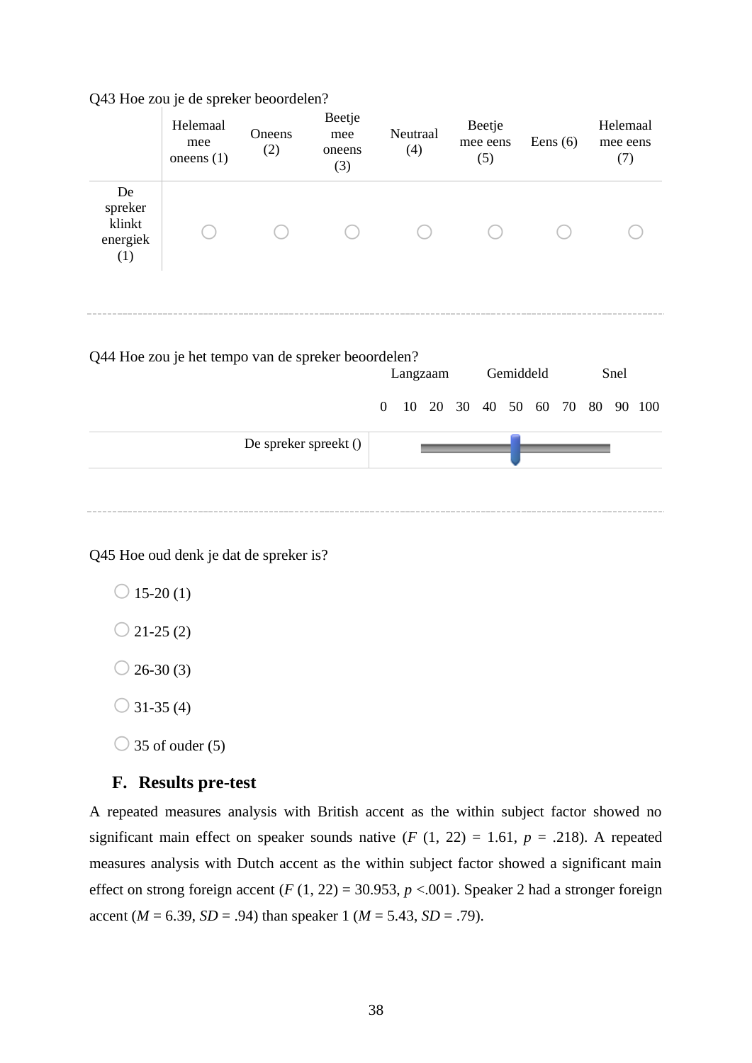Q43 Hoe zou je de spreker beoordelen?

| | Helemaal mee oneens (1) | Oneens (2) | Beetje mee oneens (3) | Neutraal (4) | Beetje mee eens (5) | Eens (6) | Helemaal mee eens (7) |
|---|---|---|---|---|---|---|---|
| De spreker klinkt energiek (1) | ○ | ○ | ○ | ○ | ○ | ○ | ○ |

Q44 Hoe zou je het tempo van de spreker beoordelen?

| | Langzaam | Gemiddeld | Snel |
|---|---|---|---|
| | 0 10 20 30 | 40 50 60 | 70 80 90 100 |
| De spreker spreekt () | | | |

Q45 Hoe oud denk je dat de spreker is?

- ○ 15-20 (1)
- ○ 21-25 (2)
- ○ 26-30 (3)
- ○ 31-35 (4)
- ○ 35 of ouder (5)

## F. Results pre-test

A repeated measures analysis with British accent as the within subject factor showed no significant main effect on speaker sounds native ($F$ (1, 22) = 1.61, $p$ = .218). A repeated measures analysis with Dutch accent as the within subject factor showed a significant main effect on strong foreign accent ($F$ (1, 22) = 30.953, $p$ <.001). Speaker 2 had a stronger foreign accent ($M$ = 6.39, $SD$ = .94) than speaker 1 ($M$ = 5.43, $SD$ = .79).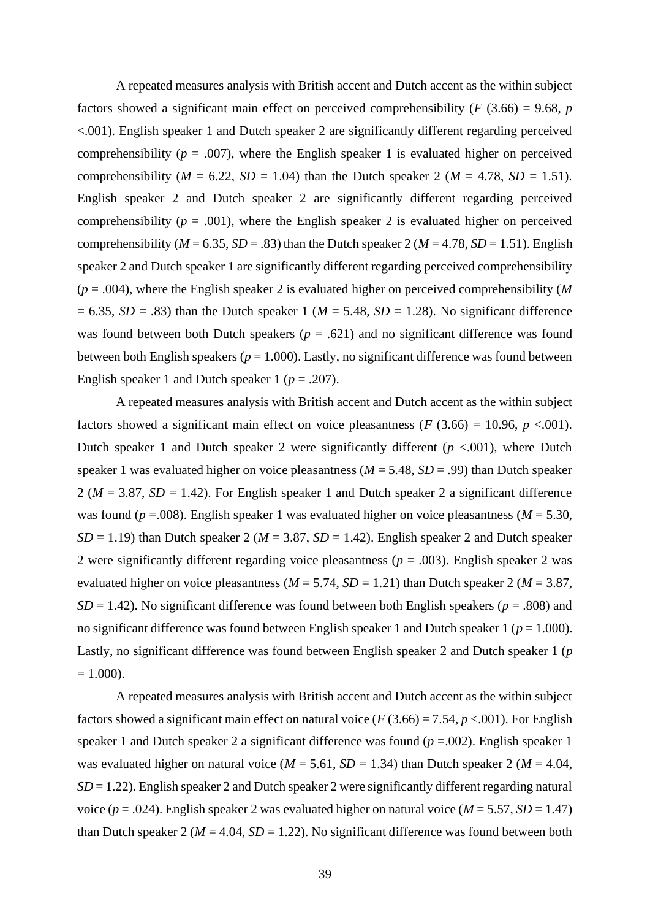A repeated measures analysis with British accent and Dutch accent as the within subject factors showed a significant main effect on perceived comprehensibility ($F$ (3.66) = 9.68, $p$ <.001). English speaker 1 and Dutch speaker 2 are significantly different regarding perceived comprehensibility ($p$ = .007), where the English speaker 1 is evaluated higher on perceived comprehensibility ($M$ = 6.22, $SD$ = 1.04) than the Dutch speaker 2 ($M$ = 4.78, $SD$ = 1.51). English speaker 2 and Dutch speaker 2 are significantly different regarding perceived comprehensibility ($p$ = .001), where the English speaker 2 is evaluated higher on perceived comprehensibility ($M$ = 6.35, $SD$ = .83) than the Dutch speaker 2 ($M$ = 4.78, $SD$ = 1.51). English speaker 2 and Dutch speaker 1 are significantly different regarding perceived comprehensibility ($p$ = .004), where the English speaker 2 is evaluated higher on perceived comprehensibility ($M$ = 6.35, $SD$ = .83) than the Dutch speaker 1 ($M$ = 5.48, $SD$ = 1.28). No significant difference was found between both Dutch speakers ($p$ = .621) and no significant difference was found between both English speakers ($p$ = 1.000). Lastly, no significant difference was found between English speaker 1 and Dutch speaker 1 ($p$ = .207).

A repeated measures analysis with British accent and Dutch accent as the within subject factors showed a significant main effect on voice pleasantness ($F$ (3.66) = 10.96, $p$ <.001). Dutch speaker 1 and Dutch speaker 2 were significantly different ($p$ <.001), where Dutch speaker 1 was evaluated higher on voice pleasantness ($M$ = 5.48, $SD$ = .99) than Dutch speaker 2 ($M$ = 3.87, $SD$ = 1.42). For English speaker 1 and Dutch speaker 2 a significant difference was found ($p$ =.008). English speaker 1 was evaluated higher on voice pleasantness ($M$ = 5.30, $SD$ = 1.19) than Dutch speaker 2 ($M$ = 3.87, $SD$ = 1.42). English speaker 2 and Dutch speaker 2 were significantly different regarding voice pleasantness ($p$ = .003). English speaker 2 was evaluated higher on voice pleasantness ($M$ = 5.74, $SD$ = 1.21) than Dutch speaker 2 ($M$ = 3.87, $SD$ = 1.42). No significant difference was found between both English speakers ($p$ = .808) and no significant difference was found between English speaker 1 and Dutch speaker 1 ($p$ = 1.000). Lastly, no significant difference was found between English speaker 2 and Dutch speaker 1 ($p$ = 1.000).

A repeated measures analysis with British accent and Dutch accent as the within subject factors showed a significant main effect on natural voice ($F$ (3.66) = 7.54, $p$ <.001). For English speaker 1 and Dutch speaker 2 a significant difference was found ($p$ =.002). English speaker 1 was evaluated higher on natural voice ($M$ = 5.61, $SD$ = 1.34) than Dutch speaker 2 ($M$ = 4.04, $SD$ = 1.22). English speaker 2 and Dutch speaker 2 were significantly different regarding natural voice ($p$ = .024). English speaker 2 was evaluated higher on natural voice ($M$ = 5.57, $SD$ = 1.47) than Dutch speaker 2 ($M$ = 4.04, $SD$ = 1.22). No significant difference was found between both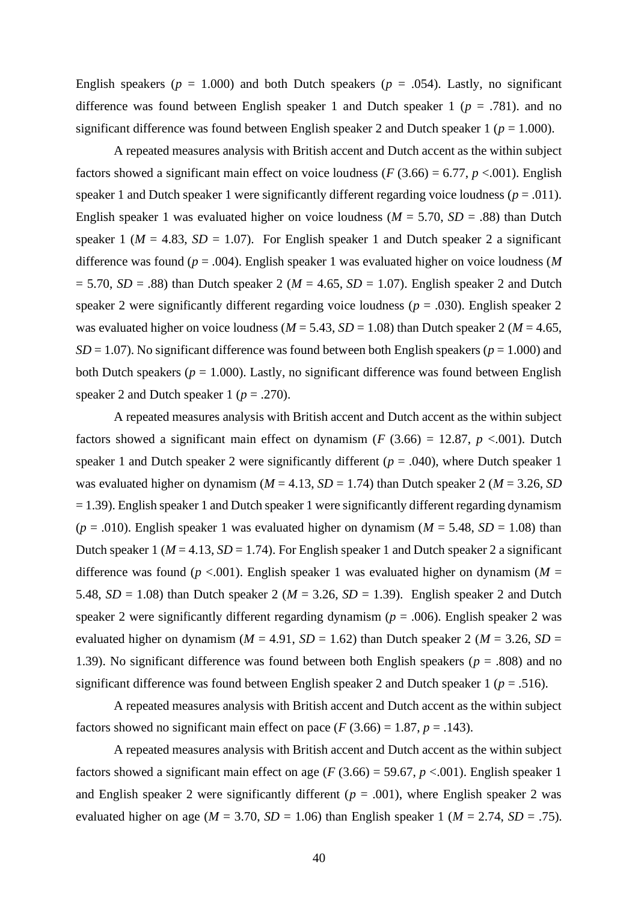English speakers ($p$ = 1.000) and both Dutch speakers ($p$ = .054). Lastly, no significant difference was found between English speaker 1 and Dutch speaker 1 ($p$ = .781). and no significant difference was found between English speaker 2 and Dutch speaker 1 ($p$ = 1.000).

A repeated measures analysis with British accent and Dutch accent as the within subject factors showed a significant main effect on voice loudness ($F$ (3.66) = 6.77, $p$ <.001). English speaker 1 and Dutch speaker 1 were significantly different regarding voice loudness ($p$ = .011). English speaker 1 was evaluated higher on voice loudness ($M$ = 5.70, $SD$ = .88) than Dutch speaker 1 ($M$ = 4.83, $SD$ = 1.07). For English speaker 1 and Dutch speaker 2 a significant difference was found ($p$ = .004). English speaker 1 was evaluated higher on voice loudness ($M$ = 5.70, $SD$ = .88) than Dutch speaker 2 ($M$ = 4.65, $SD$ = 1.07). English speaker 2 and Dutch speaker 2 were significantly different regarding voice loudness ($p$ = .030). English speaker 2 was evaluated higher on voice loudness ($M$ = 5.43, $SD$ = 1.08) than Dutch speaker 2 ($M$ = 4.65, $SD$ = 1.07). No significant difference was found between both English speakers ($p$ = 1.000) and both Dutch speakers ($p$ = 1.000). Lastly, no significant difference was found between English speaker 2 and Dutch speaker 1 ($p$ = .270).

A repeated measures analysis with British accent and Dutch accent as the within subject factors showed a significant main effect on dynamism ($F$ (3.66) = 12.87, $p$ <.001). Dutch speaker 1 and Dutch speaker 2 were significantly different ($p$ = .040), where Dutch speaker 1 was evaluated higher on dynamism ($M$ = 4.13, $SD$ = 1.74) than Dutch speaker 2 ($M$ = 3.26, $SD$ = 1.39). English speaker 1 and Dutch speaker 1 were significantly different regarding dynamism ($p$ = .010). English speaker 1 was evaluated higher on dynamism ($M$ = 5.48, $SD$ = 1.08) than Dutch speaker 1 ($M$ = 4.13, $SD$ = 1.74). For English speaker 1 and Dutch speaker 2 a significant difference was found ($p$ <.001). English speaker 1 was evaluated higher on dynamism ($M$ = 5.48, $SD$ = 1.08) than Dutch speaker 2 ($M$ = 3.26, $SD$ = 1.39). English speaker 2 and Dutch speaker 2 were significantly different regarding dynamism ($p$ = .006). English speaker 2 was evaluated higher on dynamism ($M$ = 4.91, $SD$ = 1.62) than Dutch speaker 2 ($M$ = 3.26, $SD$ = 1.39). No significant difference was found between both English speakers ($p$ = .808) and no significant difference was found between English speaker 2 and Dutch speaker 1 ($p$ = .516).

A repeated measures analysis with British accent and Dutch accent as the within subject factors showed no significant main effect on pace ($F$ (3.66) = 1.87, $p$ = .143).

A repeated measures analysis with British accent and Dutch accent as the within subject factors showed a significant main effect on age ($F$ (3.66) = 59.67, $p$ <.001). English speaker 1 and English speaker 2 were significantly different ($p$ = .001), where English speaker 2 was evaluated higher on age ($M$ = 3.70, $SD$ = 1.06) than English speaker 1 ($M$ = 2.74, $SD$ = .75).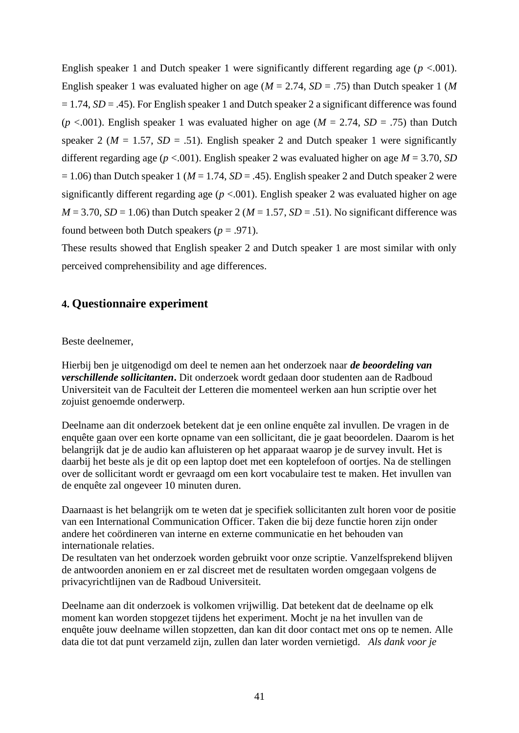English speaker 1 and Dutch speaker 1 were significantly different regarding age ($p$ <.001). English speaker 1 was evaluated higher on age ($M$ = 2.74, $SD$ = .75) than Dutch speaker 1 ($M$ = 1.74, $SD$ = .45). For English speaker 1 and Dutch speaker 2 a significant difference was found ($p$ <.001). English speaker 1 was evaluated higher on age ($M$ = 2.74, $SD$ = .75) than Dutch speaker 2 ($M$ = 1.57, $SD$ = .51). English speaker 2 and Dutch speaker 1 were significantly different regarding age ($p$ <.001). English speaker 2 was evaluated higher on age $M$ = 3.70, $SD$ = 1.06) than Dutch speaker 1 ($M$ = 1.74, $SD$ = .45). English speaker 2 and Dutch speaker 2 were significantly different regarding age ($p$ <.001). English speaker 2 was evaluated higher on age $M$ = 3.70, $SD$ = 1.06) than Dutch speaker 2 ($M$ = 1.57, $SD$ = .51). No significant difference was found between both Dutch speakers ($p$ = .971).

These results showed that English speaker 2 and Dutch speaker 1 are most similar with only perceived comprehensibility and age differences.

## 4. Questionnaire experiment

Beste deelnemer,

Hierbij ben je uitgenodigd om deel te nemen aan het onderzoek naar ***de beoordeling van verschillende sollicitanten*.** Dit onderzoek wordt gedaan door studenten aan de Radboud Universiteit van de Faculteit der Letteren die momenteel werken aan hun scriptie over het zojuist genoemde onderwerp.

Deelname aan dit onderzoek betekent dat je een online enquête zal invullen. De vragen in de enquête gaan over een korte opname van een sollicitant, die je gaat beoordelen. Daarom is het belangrijk dat je de audio kan afluisteren op het apparaat waarop je de survey invult. Het is daarbij het beste als je dit op een laptop doet met een koptelefoon of oortjes. Na de stellingen over de sollicitant wordt er gevraagd om een kort vocabulaire test te maken. Het invullen van de enquête zal ongeveer 10 minuten duren.

Daarnaast is het belangrijk om te weten dat je specifiek sollicitanten zult horen voor de positie van een International Communication Officer. Taken die bij deze functie horen zijn onder andere het coördineren van interne en externe communicatie en het behouden van internationale relaties.

De resultaten van het onderzoek worden gebruikt voor onze scriptie. Vanzelfsprekend blijven de antwoorden anoniem en er zal discreet met de resultaten worden omgegaan volgens de privacyrichtlijnen van de Radboud Universiteit.

Deelname aan dit onderzoek is volkomen vrijwillig. Dat betekent dat de deelname op elk moment kan worden stopgezet tijdens het experiment. Mocht je na het invullen van de enquête jouw deelname willen stopzetten, dan kan dit door contact met ons op te nemen. Alle data die tot dat punt verzameld zijn, zullen dan later worden vernietigd. *Als dank voor je*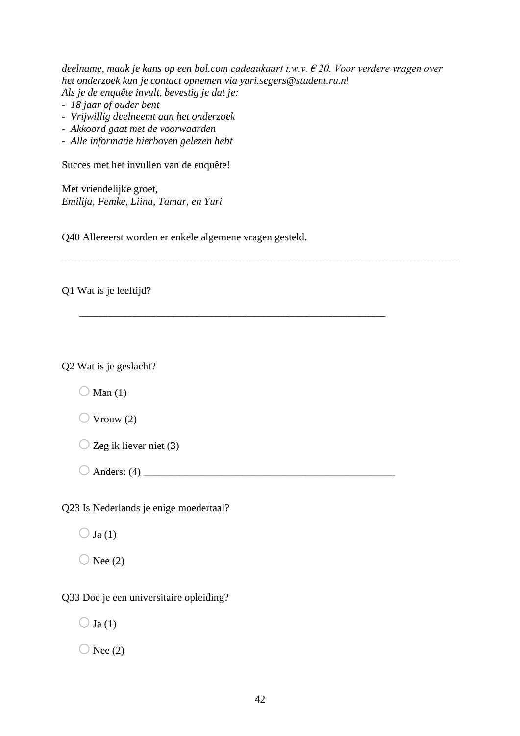*deelname, maak je kans op een bol.com cadeaukaart t.w.v. € 20. Voor verdere vragen over het onderzoek kun je contact opnemen via yuri.segers@student.ru.nl*
*Als je de enquête invult, bevestig je dat je:*
- *18 jaar of ouder bent*
- *Vrijwillig deelneemt aan het onderzoek*
- *Akkoord gaat met de voorwaarden*
- *Alle informatie hierboven gelezen hebt*

Succes met het invullen van de enquête!

Met vriendelijke groet,
*Emilija, Femke, Liina, Tamar, en Yuri*

Q40 Allereerst worden er enkele algemene vragen gesteld.

---

Q1 Wat is je leeftijd?

________________________________________________________________

Q2 Wat is je geslacht?

○ Man (1)

○ Vrouw (2)

○ Zeg ik liever niet (3)

○ Anders: (4) ________________________________________________

Q23 Is Nederlands je enige moedertaal?

○ Ja (1)

○ Nee (2)

Q33 Doe je een universitaire opleiding?

○ Ja (1)

○ Nee (2)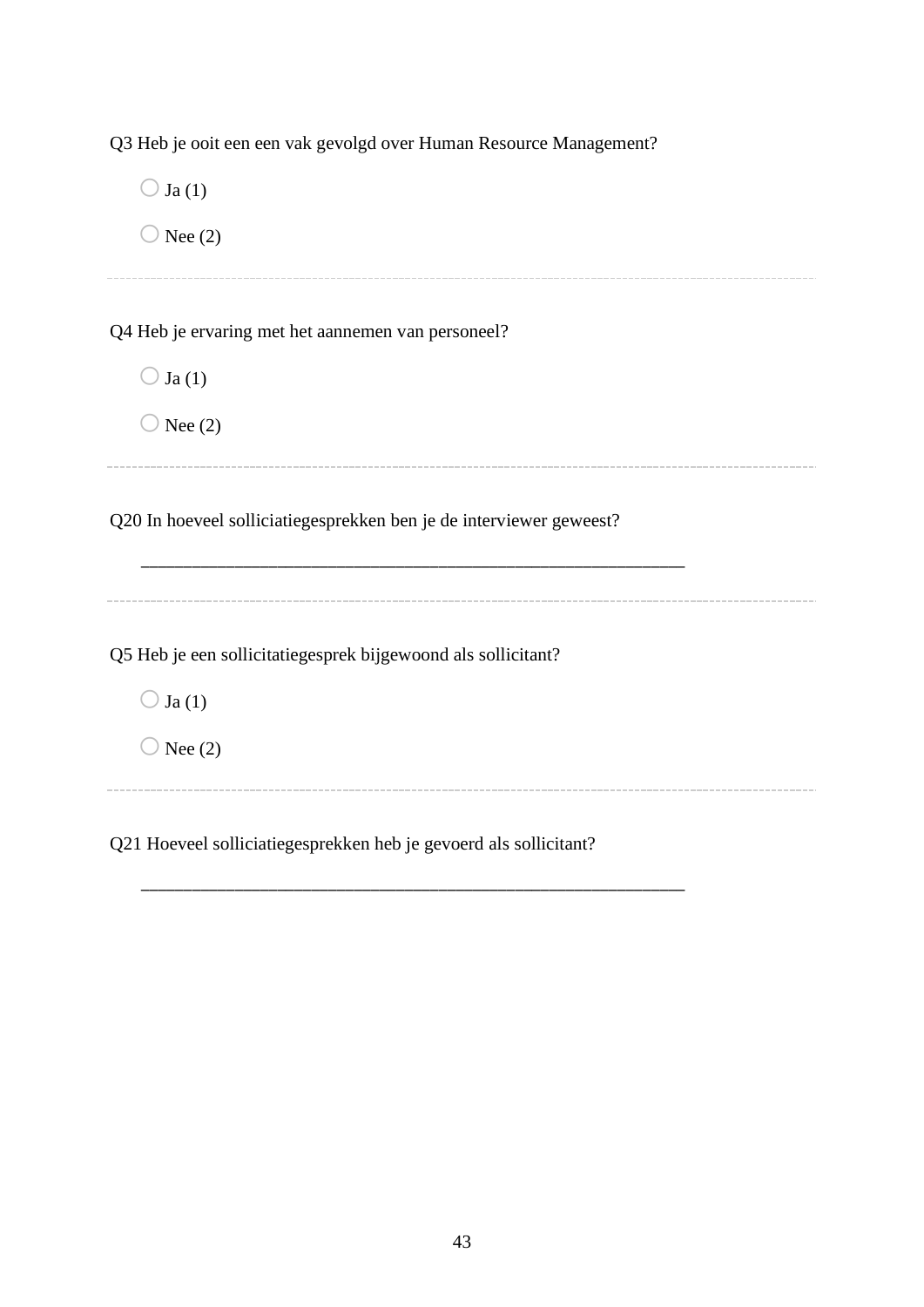Q3 Heb je ooit een een vak gevolgd over Human Resource Management?

○ Ja (1)

○ Nee (2)

---

Q4 Heb je ervaring met het aannemen van personeel?

○ Ja (1)

○ Nee (2)

---

Q20 In hoeveel solliciatiegesprekken ben je de interviewer geweest?

________________________________________________________________

---

Q5 Heb je een sollicitatiegesprek bijgewoond als sollicitant?

○ Ja (1)

○ Nee (2)

---

Q21 Hoeveel solliciatiegesprekken heb je gevoerd als sollicitant?

________________________________________________________________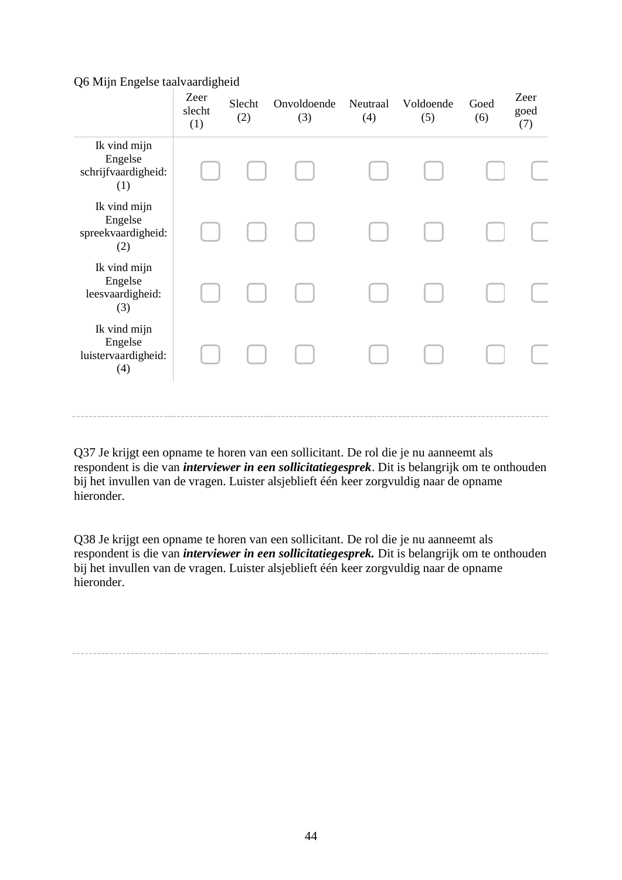Q6 Mijn Engelse taalvaardigheid

| | Zeer slecht (1) | Slecht (2) | Onvoldoende (3) | Neutraal (4) | Voldoende (5) | Goed (6) | Zeer goed (7) |
|---|---|---|---|---|---|---|---|
| Ik vind mijn Engelse schrijfvaardigheid: (1) | ▢ | ▢ | ▢ | ▢ | ▢ | ▢ | ▢ |
| Ik vind mijn Engelse spreekvaardigheid: (2) | ▢ | ▢ | ▢ | ▢ | ▢ | ▢ | ▢ |
| Ik vind mijn Engelse leesvaardigheid: (3) | ▢ | ▢ | ▢ | ▢ | ▢ | ▢ | ▢ |
| Ik vind mijn Engelse luistervaardigheid: (4) | ▢ | ▢ | ▢ | ▢ | ▢ | ▢ | ▢ |

---

Q37 Je krijgt een opname te horen van een sollicitant. De rol die je nu aanneemt als respondent is die van ***interviewer in een sollicitatiegesprek***. Dit is belangrijk om te onthouden bij het invullen van de vragen. Luister alsjeblieft één keer zorgvuldig naar de opname hieronder.

Q38 Je krijgt een opname te horen van een sollicitant. De rol die je nu aanneemt als respondent is die van ***interviewer in een sollicitatiegesprek.*** Dit is belangrijk om te onthouden bij het invullen van de vragen. Luister alsjeblieft één keer zorgvuldig naar de opname hieronder.

---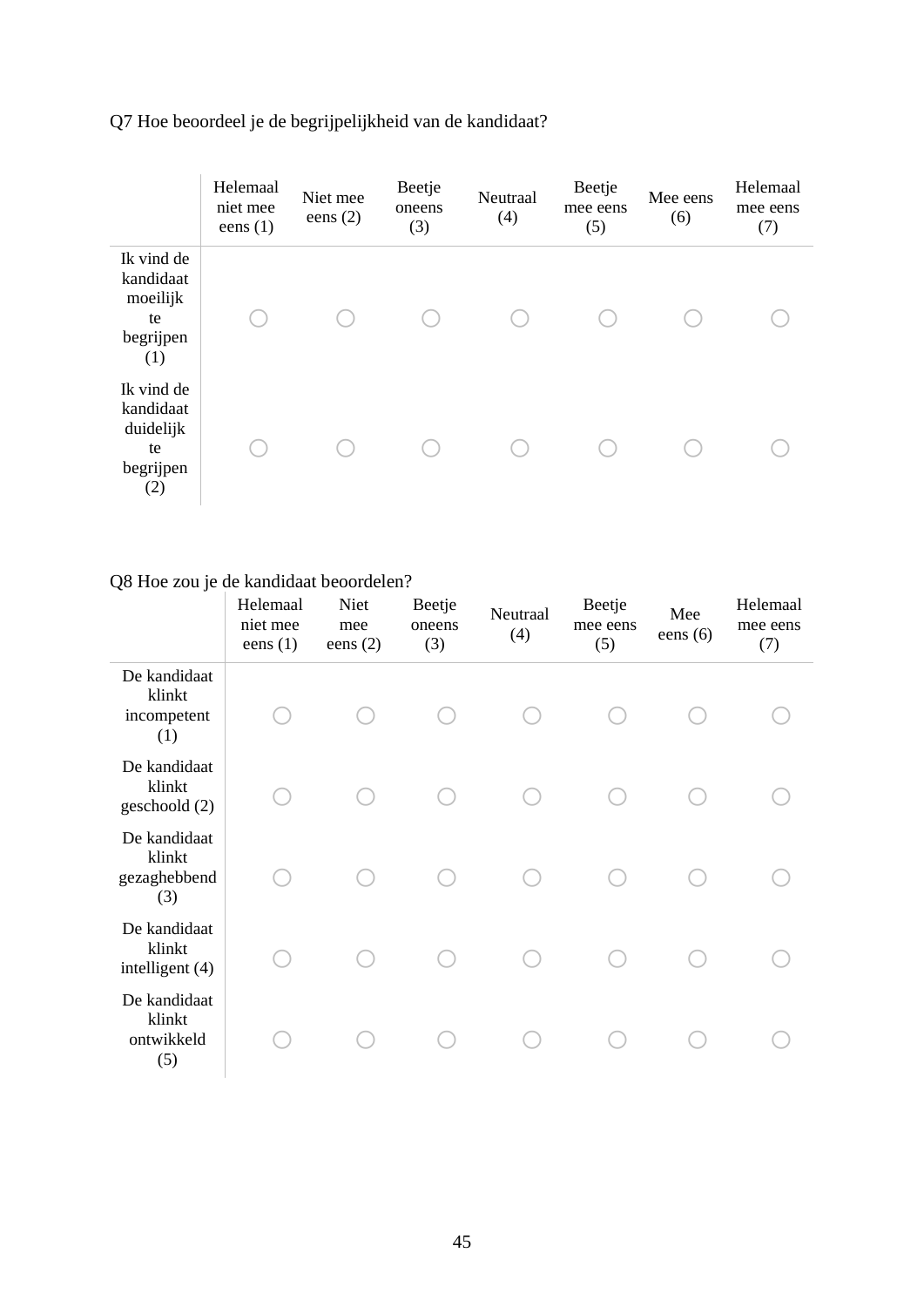Q7 Hoe beoordeel je de begrijpelijkheid van de kandidaat?

| | Helemaal niet mee eens (1) | Niet mee eens (2) | Beetje oneens (3) | Neutraal (4) | Beetje mee eens (5) | Mee eens (6) | Helemaal mee eens (7) |
|---|---|---|---|---|---|---|---|
| Ik vind de kandidaat moeilijk te begrijpen (1) | ○ | ○ | ○ | ○ | ○ | ○ | ○ |
| Ik vind de kandidaat duidelijk te begrijpen (2) | ○ | ○ | ○ | ○ | ○ | ○ | ○ |

Q8 Hoe zou je de kandidaat beoordelen?

| | Helemaal niet mee eens (1) | Niet mee eens (2) | Beetje oneens (3) | Neutraal (4) | Beetje mee eens (5) | Mee eens (6) | Helemaal mee eens (7) |
|---|---|---|---|---|---|---|---|
| De kandidaat klinkt incompetent (1) | ○ | ○ | ○ | ○ | ○ | ○ | ○ |
| De kandidaat klinkt geschoold (2) | ○ | ○ | ○ | ○ | ○ | ○ | ○ |
| De kandidaat klinkt gezaghebbend (3) | ○ | ○ | ○ | ○ | ○ | ○ | ○ |
| De kandidaat klinkt intelligent (4) | ○ | ○ | ○ | ○ | ○ | ○ | ○ |
| De kandidaat klinkt ontwikkeld (5) | ○ | ○ | ○ | ○ | ○ | ○ | ○ |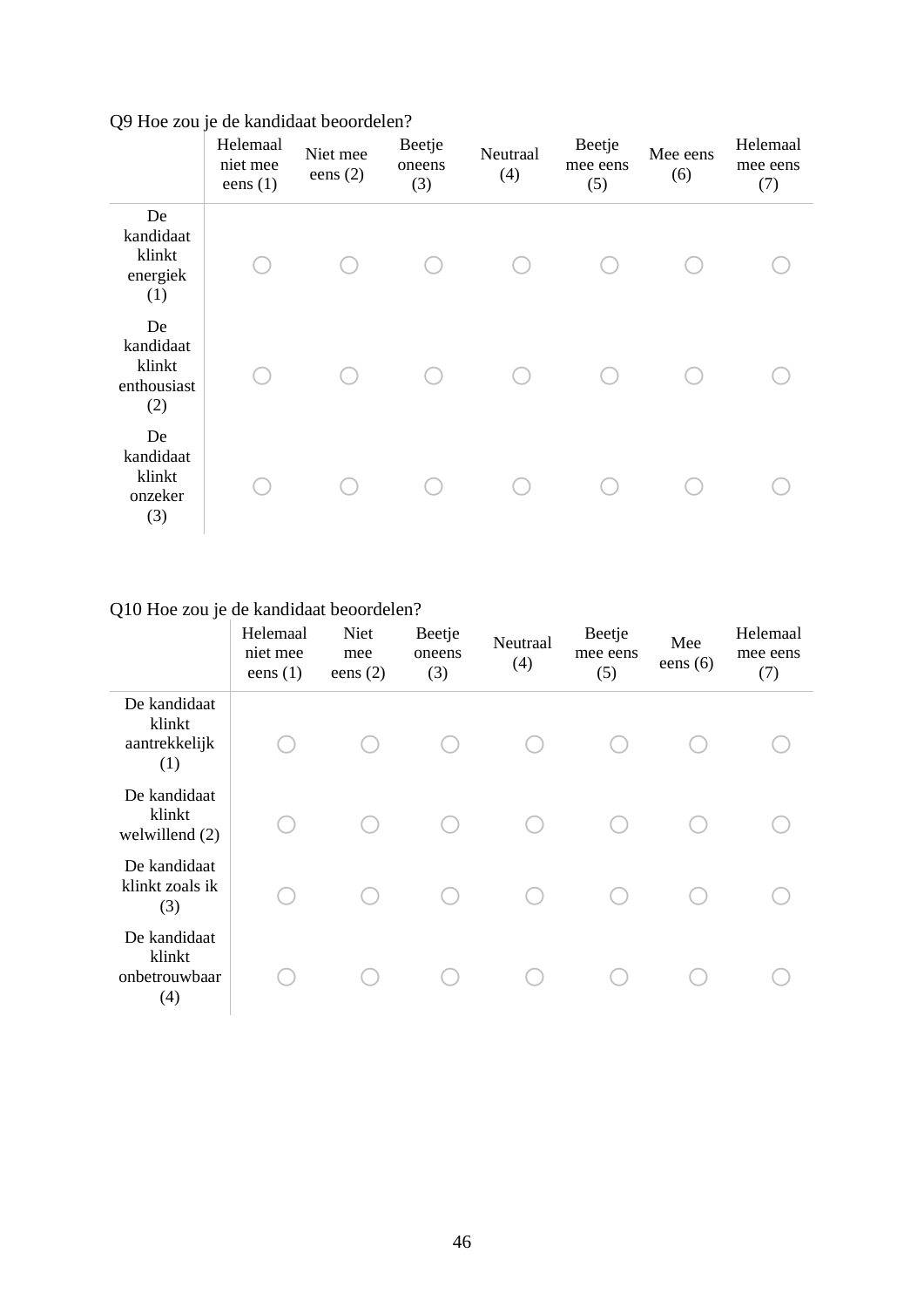Q9 Hoe zou je de kandidaat beoordelen?

| | Helemaal niet mee eens (1) | Niet mee eens (2) | Beetje oneens (3) | Neutraal (4) | Beetje mee eens (5) | Mee eens (6) | Helemaal mee eens (7) |
|---|---|---|---|---|---|---|---|
| De kandidaat klinkt energiek (1) | ○ | ○ | ○ | ○ | ○ | ○ | ○ |
| De kandidaat klinkt enthousiast (2) | ○ | ○ | ○ | ○ | ○ | ○ | ○ |
| De kandidaat klinkt onzeker (3) | ○ | ○ | ○ | ○ | ○ | ○ | ○ |

Q10 Hoe zou je de kandidaat beoordelen?

| | Helemaal niet mee eens (1) | Niet mee eens (2) | Beetje oneens (3) | Neutraal (4) | Beetje mee eens (5) | Mee eens (6) | Helemaal mee eens (7) |
|---|---|---|---|---|---|---|---|
| De kandidaat klinkt aantrekkelijk (1) | ○ | ○ | ○ | ○ | ○ | ○ | ○ |
| De kandidaat klinkt welwillend (2) | ○ | ○ | ○ | ○ | ○ | ○ | ○ |
| De kandidaat klinkt zoals ik (3) | ○ | ○ | ○ | ○ | ○ | ○ | ○ |
| De kandidaat klinkt onbetrouwbaar (4) | ○ | ○ | ○ | ○ | ○ | ○ | ○ |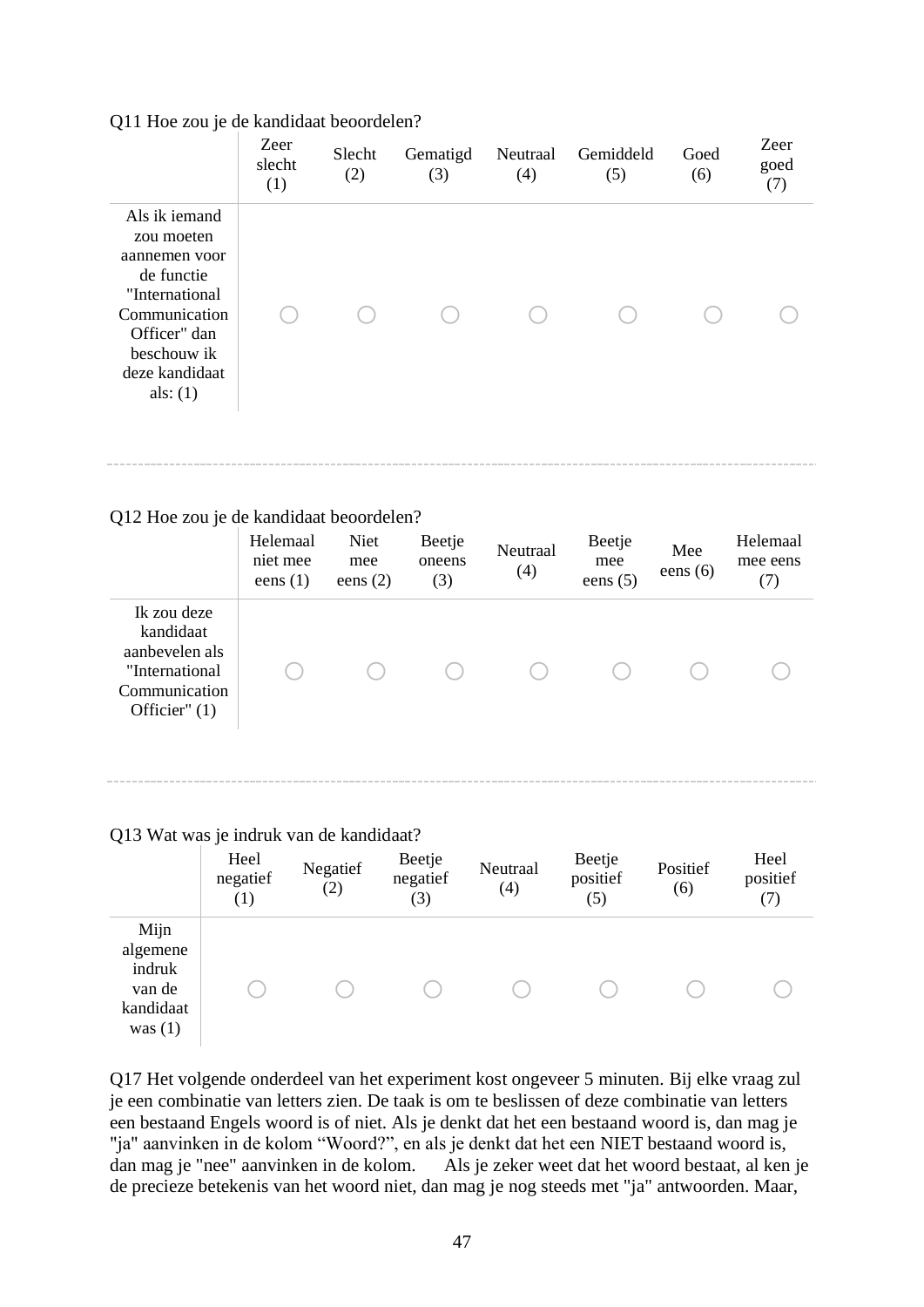Q11 Hoe zou je de kandidaat beoordelen?

| | Zeer slecht (1) | Slecht (2) | Gematigd (3) | Neutraal (4) | Gemiddeld (5) | Goed (6) | Zeer goed (7) |
|---|---|---|---|---|---|---|---|
| Als ik iemand zou moeten aannemen voor de functie "International Communication Officer" dan beschouw ik deze kandidaat als: (1) | ○ | ○ | ○ | ○ | ○ | ○ | ○ |

---

Q12 Hoe zou je de kandidaat beoordelen?

| | Helemaal niet mee eens (1) | Niet mee eens (2) | Beetje oneens (3) | Neutraal (4) | Beetje mee eens (5) | Mee eens (6) | Helemaal mee eens (7) |
|---|---|---|---|---|---|---|---|
| Ik zou deze kandidaat aanbevelen als "International Communication Officier" (1) | ○ | ○ | ○ | ○ | ○ | ○ | ○ |

---

Q13 Wat was je indruk van de kandidaat?

| | Heel negatief (1) | Negatief (2) | Beetje negatief (3) | Neutraal (4) | Beetje positief (5) | Positief (6) | Heel positief (7) |
|---|---|---|---|---|---|---|---|
| Mijn algemene indruk van de kandidaat was (1) | ○ | ○ | ○ | ○ | ○ | ○ | ○ |

Q17 Het volgende onderdeel van het experiment kost ongeveer 5 minuten. Bij elke vraag zul je een combinatie van letters zien. De taak is om te beslissen of deze combinatie van letters een bestaand Engels woord is of niet. Als je denkt dat het een bestaand woord is, dan mag je "ja" aanvinken in de kolom "Woord?", en als je denkt dat het een NIET bestaand woord is, dan mag je "nee" aanvinken in de kolom. Als je zeker weet dat het woord bestaat, al ken je de precieze betekenis van het woord niet, dan mag je nog steeds met "ja" antwoorden. Maar,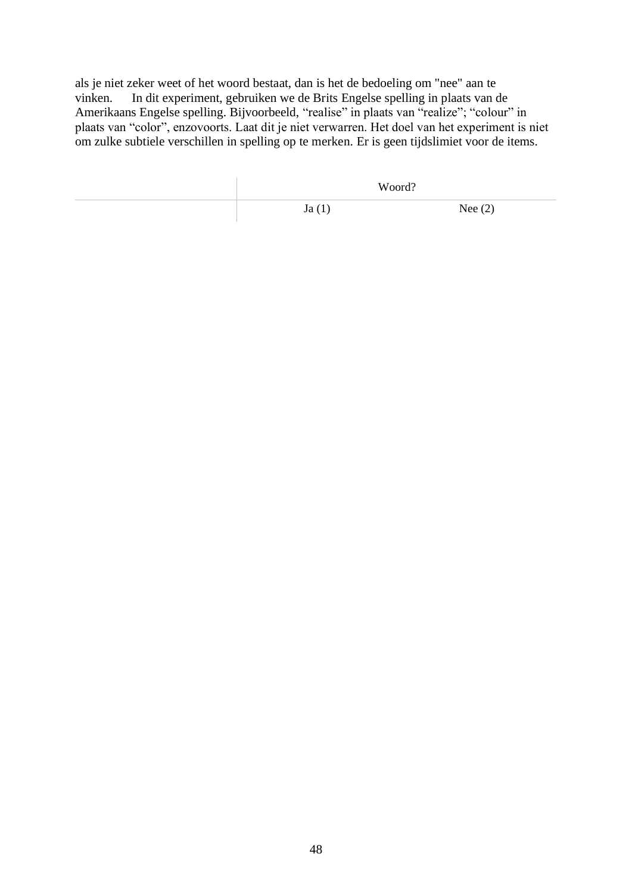als je niet zeker weet of het woord bestaat, dan is het de bedoeling om "nee" aan te vinken.	In dit experiment, gebruiken we de Brits Engelse spelling in plaats van de Amerikaans Engelse spelling. Bijvoorbeeld, “realise” in plaats van “realize”; “colour” in plaats van “color”, enzovoorts. Laat dit je niet verwarren. Het doel van het experiment is niet om zulke subtiele verschillen in spelling op te merken. Er is geen tijdslimiet voor de items.

| | Woord? | |
|---|---|---|
| | Ja (1) | Nee (2) |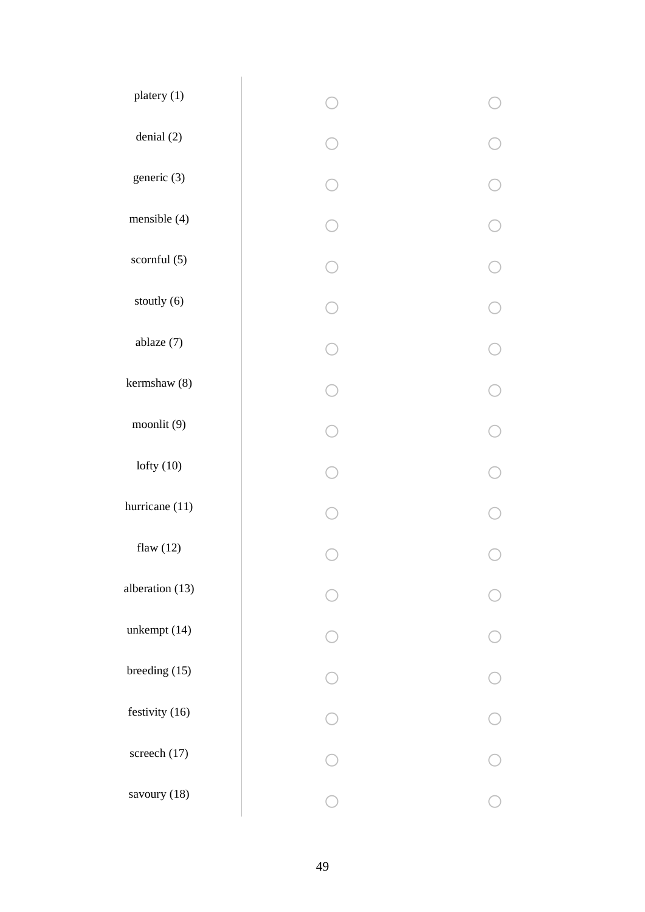| | | |
|---|---|---|
| platery (1) | ○ | ○ |
| denial (2) | ○ | ○ |
| generic (3) | ○ | ○ |
| mensible (4) | ○ | ○ |
| scornful (5) | ○ | ○ |
| stoutly (6) | ○ | ○ |
| ablaze (7) | ○ | ○ |
| kermshaw (8) | ○ | ○ |
| moonlit (9) | ○ | ○ |
| lofty (10) | ○ | ○ |
| hurricane (11) | ○ | ○ |
| flaw (12) | ○ | ○ |
| alberation (13) | ○ | ○ |
| unkempt (14) | ○ | ○ |
| breeding (15) | ○ | ○ |
| festivity (16) | ○ | ○ |
| screech (17) | ○ | ○ |
| savoury (18) | ○ | ○ |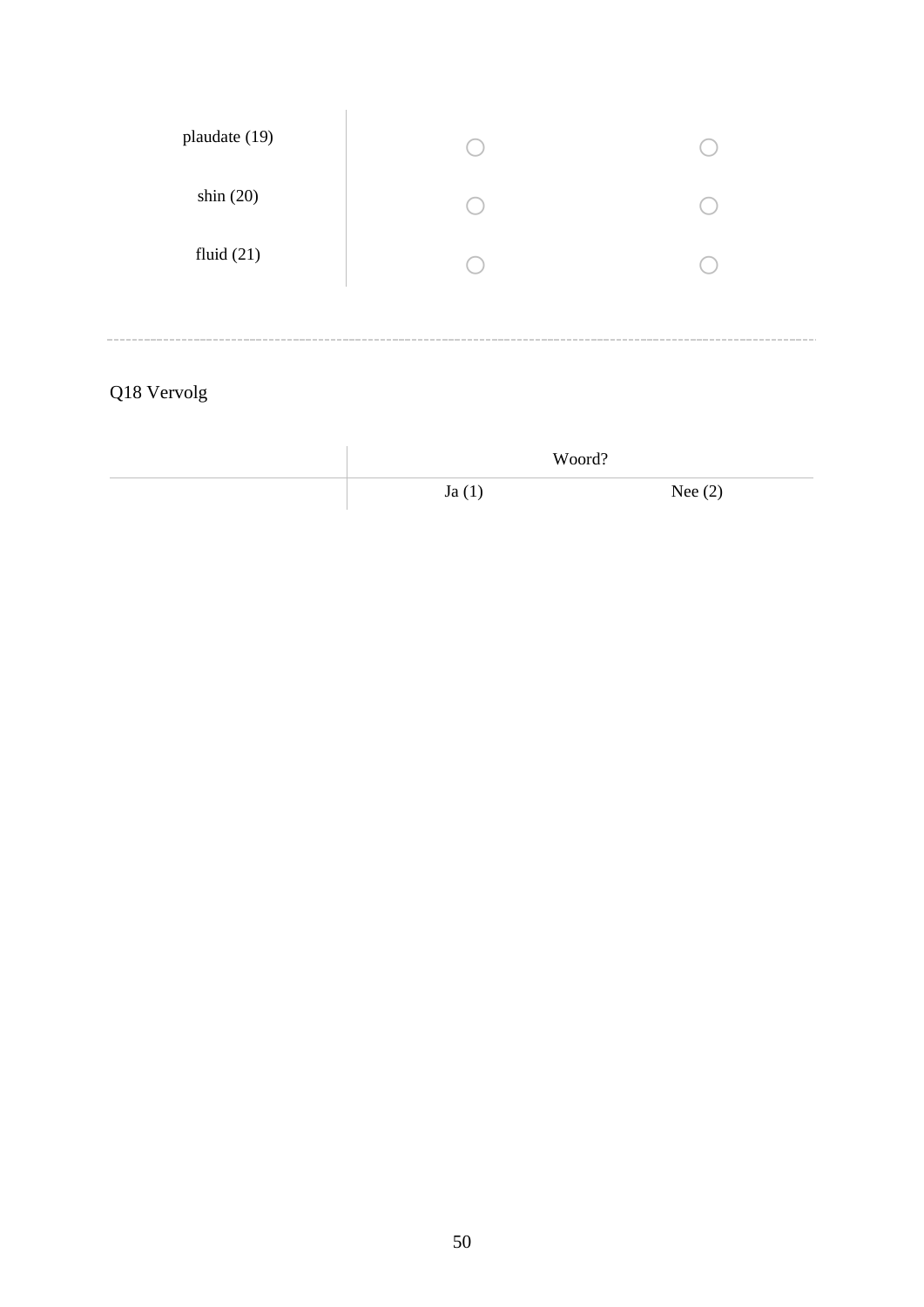| | | |
|---|---|---|
| plaudate (19) | ○ | ○ |
| shin (20) | ○ | ○ |
| fluid (21) | ○ | ○ |

---

Q18 Vervolg

| | Woord? | |
|---|---|---|
| | Ja (1) | Nee (2) |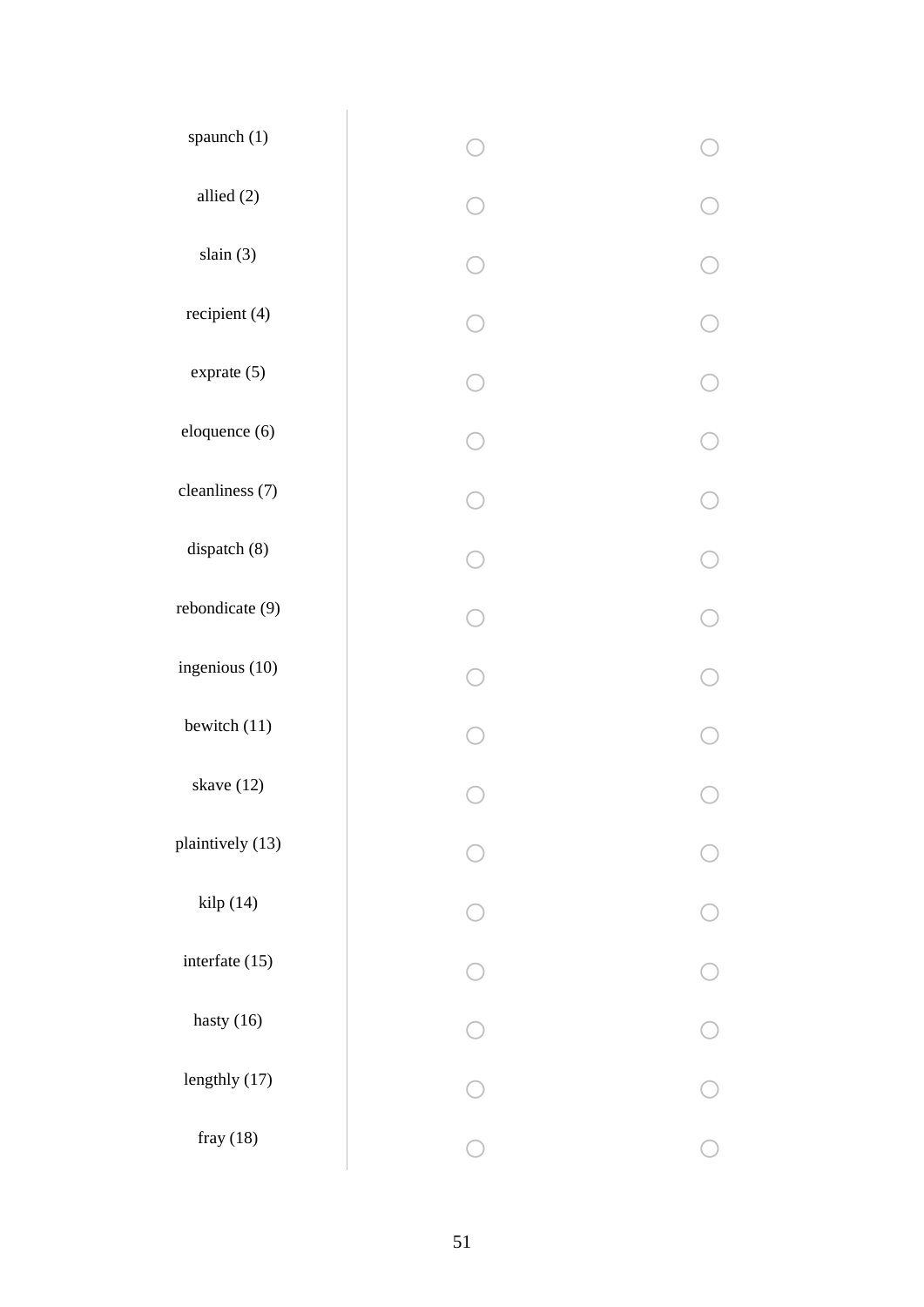| | | |
|---|---|---|
| spaunch (1) | ◯ | ◯ |
| allied (2) | ◯ | ◯ |
| slain (3) | ◯ | ◯ |
| recipient (4) | ◯ | ◯ |
| exprate (5) | ◯ | ◯ |
| eloquence (6) | ◯ | ◯ |
| cleanliness (7) | ◯ | ◯ |
| dispatch (8) | ◯ | ◯ |
| rebondicate (9) | ◯ | ◯ |
| ingenious (10) | ◯ | ◯ |
| bewitch (11) | ◯ | ◯ |
| skave (12) | ◯ | ◯ |
| plaintively (13) | ◯ | ◯ |
| kilp (14) | ◯ | ◯ |
| interfate (15) | ◯ | ◯ |
| hasty (16) | ◯ | ◯ |
| lengthly (17) | ◯ | ◯ |
| fray (18) | ◯ | ◯ |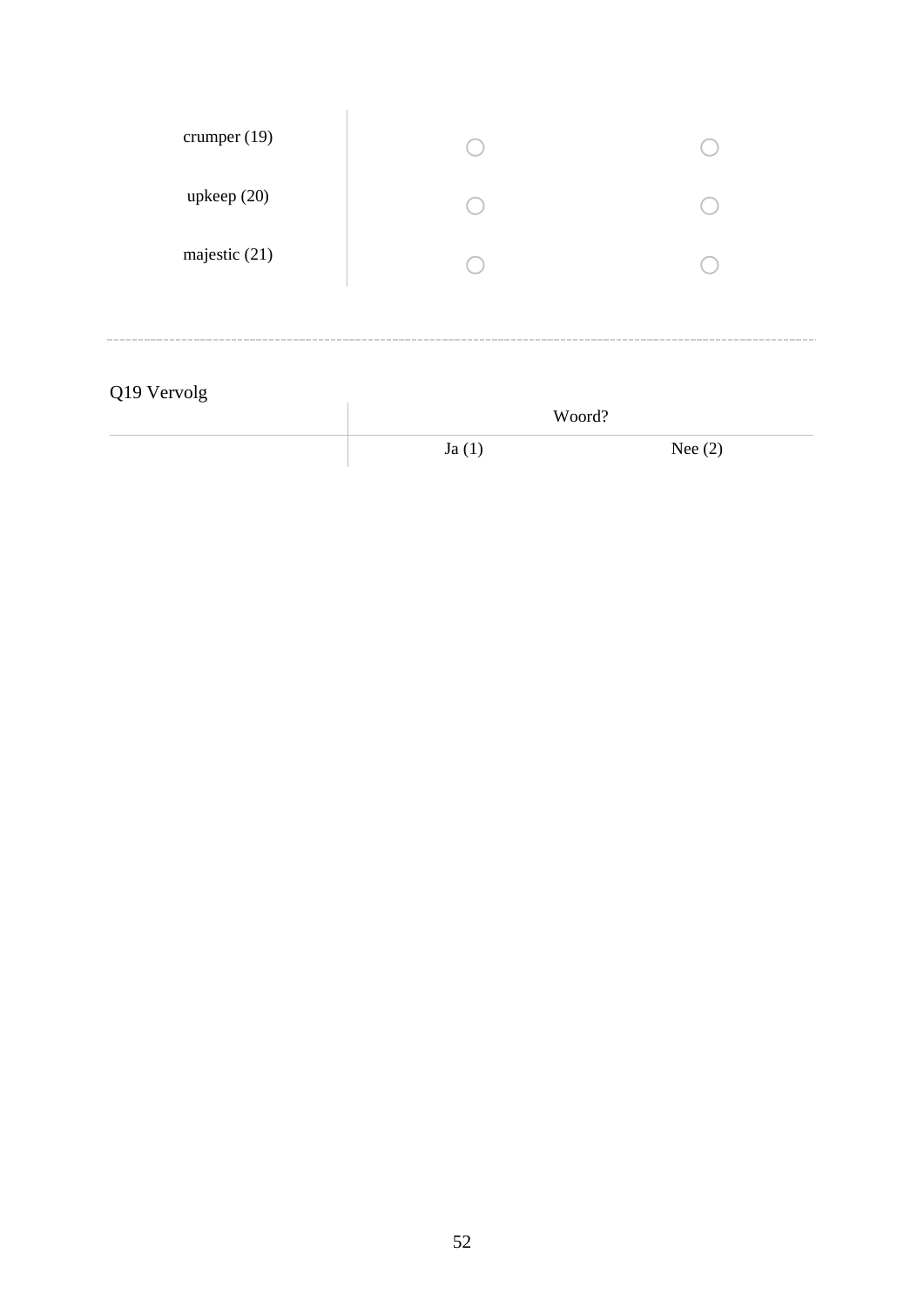| | | |
|---|---|---|
| crumper (19) | ○ | ○ |
| upkeep (20) | ○ | ○ |
| majestic (21) | ○ | ○ |

---

Q19 Vervolg

| | Woord? | |
|---|---|---|
| | Ja (1) | Nee (2) |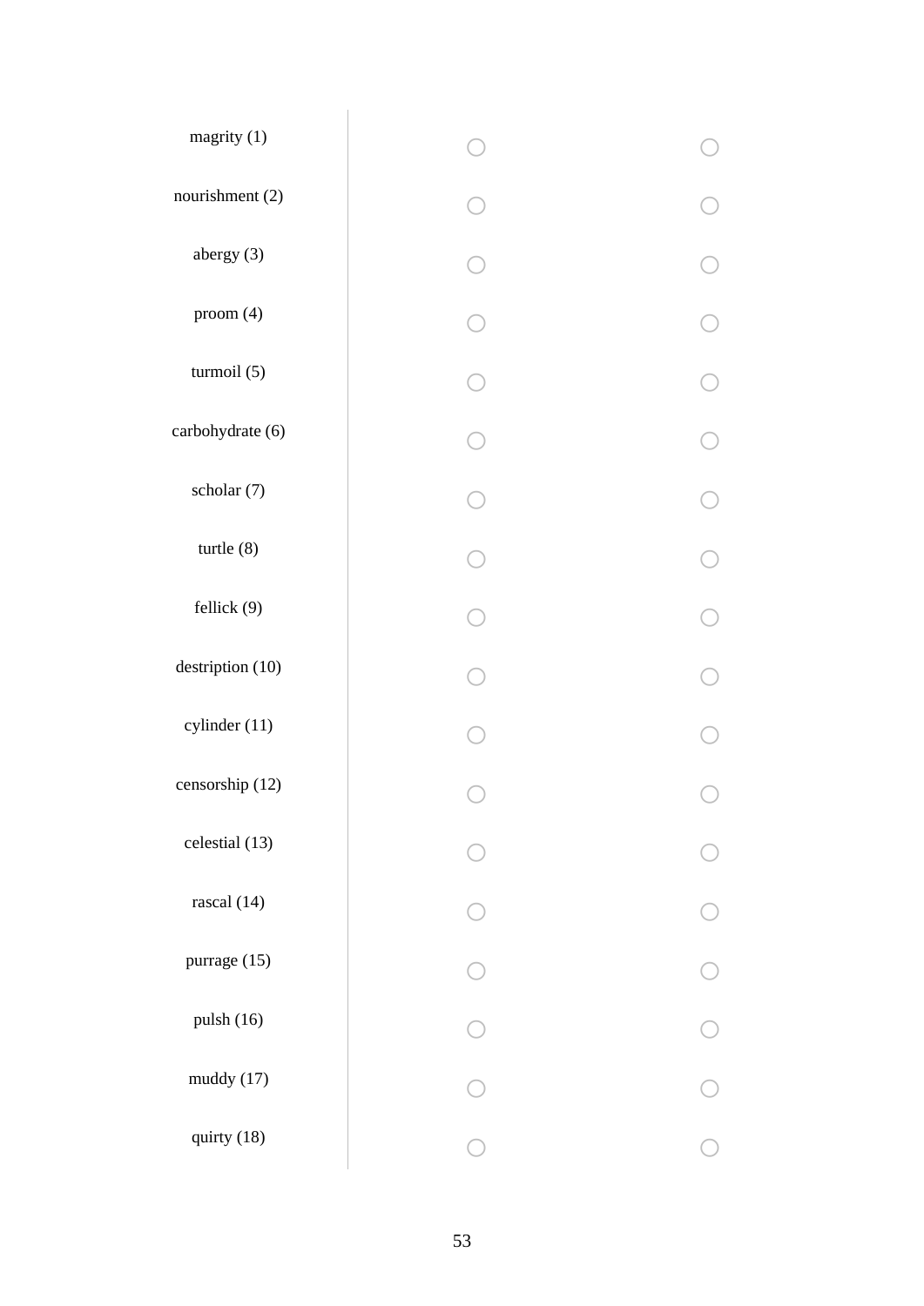| | | |
|---|---|---|
| magrity (1) | ○ | ○ |
| nourishment (2) | ○ | ○ |
| abergy (3) | ○ | ○ |
| proom (4) | ○ | ○ |
| turmoil (5) | ○ | ○ |
| carbohydrate (6) | ○ | ○ |
| scholar (7) | ○ | ○ |
| turtle (8) | ○ | ○ |
| fellick (9) | ○ | ○ |
| destription (10) | ○ | ○ |
| cylinder (11) | ○ | ○ |
| censorship (12) | ○ | ○ |
| celestial (13) | ○ | ○ |
| rascal (14) | ○ | ○ |
| purrage (15) | ○ | ○ |
| pulsh (16) | ○ | ○ |
| muddy (17) | ○ | ○ |
| quirty (18) | ○ | ○ |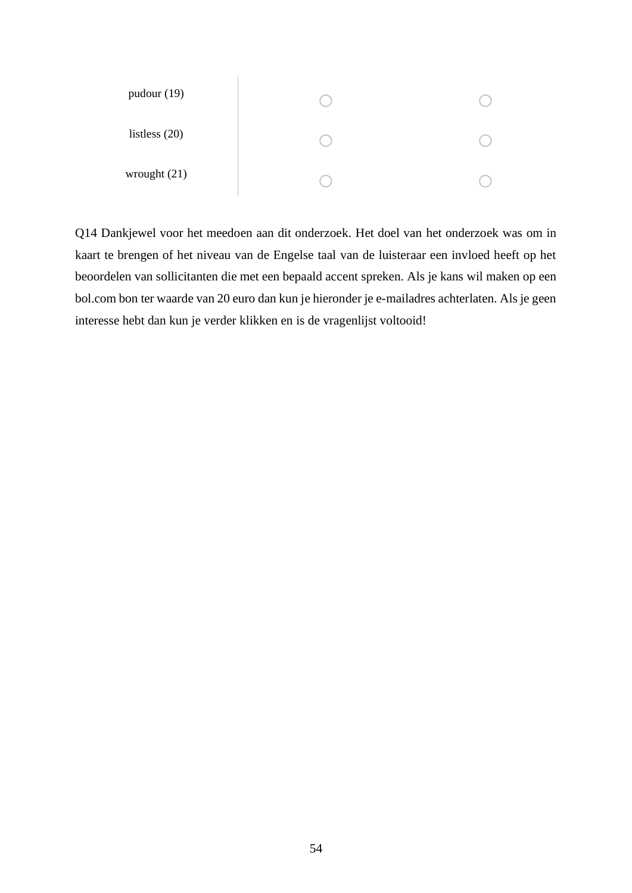| | | |
|---|---|---|
| pudour (19) | ○ | ○ |
| listless (20) | ○ | ○ |
| wrought (21) | ○ | ○ |

Q14 Dankjewel voor het meedoen aan dit onderzoek. Het doel van het onderzoek was om in kaart te brengen of het niveau van de Engelse taal van de luisteraar een invloed heeft op het beoordelen van sollicitanten die met een bepaald accent spreken. Als je kans wil maken op een bol.com bon ter waarde van 20 euro dan kun je hieronder je e-mailadres achterlaten. Als je geen interesse hebt dan kun je verder klikken en is de vragenlijst voltooid!